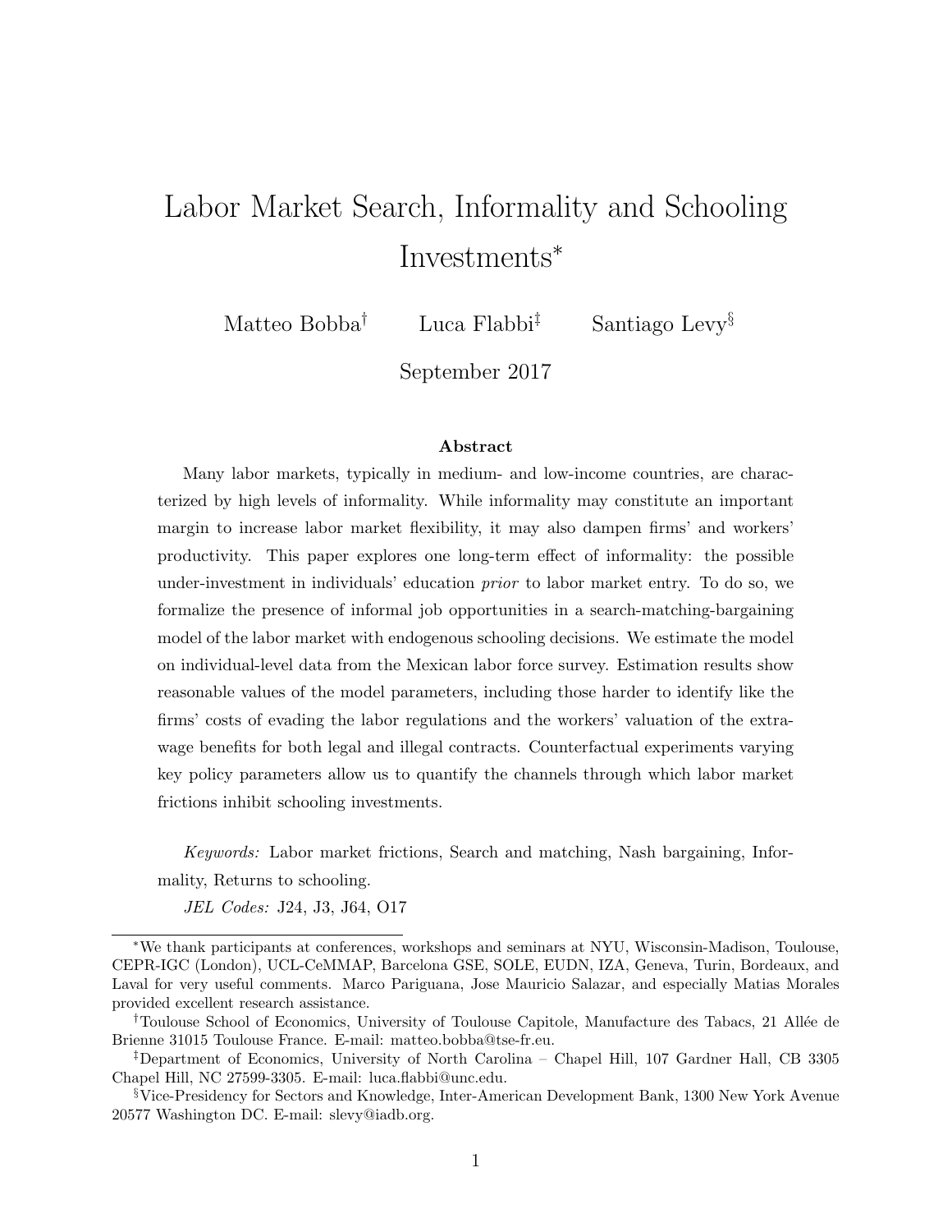# Labor Market Search, Informality and Schooling Investments[*]

Matteo Bobba[†] Luca Flabbi[‡] Santiago Levy[§]

September 2017

## Abstract

Many labor markets, typically in medium- and low-income countries, are characterized by high levels of informality. While informality may constitute an important margin to increase labor market flexibility, it may also dampen firms' and workers' productivity. This paper explores one long-term effect of informality: the possible under-investment in individuals' education *prior* to labor market entry. To do so, we formalize the presence of informal job opportunities in a search-matching-bargaining model of the labor market with endogenous schooling decisions. We estimate the model on individual-level data from the Mexican labor force survey. Estimation results show reasonable values of the model parameters, including those harder to identify like the firms' costs of evading the labor regulations and the workers' valuation of the extra-wage benefits for both legal and illegal contracts. Counterfactual experiments varying key policy parameters allow us to quantify the channels through which labor market frictions inhibit schooling investments.

*Keywords:* Labor market frictions, Search and matching, Nash bargaining, Informality, Returns to schooling.

*JEL Codes:* J24, J3, J64, O17

---

[*]We thank participants at conferences, workshops and seminars at NYU, Wisconsin-Madison, Toulouse, CEPR-IGC (London), UCL-CeMMAP, Barcelona GSE, SOLE, EUDN, IZA, Geneva, Turin, Bordeaux, and Laval for very useful comments. Marco Pariguana, Jose Mauricio Salazar, and especially Matias Morales provided excellent research assistance.

[†]Toulouse School of Economics, University of Toulouse Capitole, Manufacture des Tabacs, 21 Allée de Brienne 31015 Toulouse France. E-mail: matteo.bobba@tse-fr.eu.

[‡]Department of Economics, University of North Carolina – Chapel Hill, 107 Gardner Hall, CB 3305 Chapel Hill, NC 27599-3305. E-mail: luca.flabbi@unc.edu.

[§]Vice-Presidency for Sectors and Knowledge, Inter-American Development Bank, 1300 New York Avenue 20577 Washington DC. E-mail: slevy@iadb.org.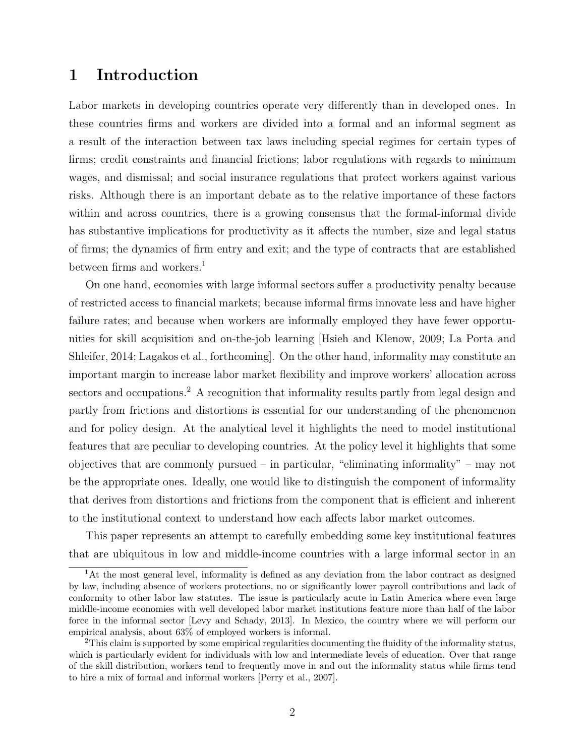# 1 Introduction

Labor markets in developing countries operate very differently than in developed ones. In these countries firms and workers are divided into a formal and an informal segment as a result of the interaction between tax laws including special regimes for certain types of firms; credit constraints and financial frictions; labor regulations with regards to minimum wages, and dismissal; and social insurance regulations that protect workers against various risks. Although there is an important debate as to the relative importance of these factors within and across countries, there is a growing consensus that the formal-informal divide has substantive implications for productivity as it affects the number, size and legal status of firms; the dynamics of firm entry and exit; and the type of contracts that are established between firms and workers.[1]

On one hand, economies with large informal sectors suffer a productivity penalty because of restricted access to financial markets; because informal firms innovate less and have higher failure rates; and because when workers are informally employed they have fewer opportunities for skill acquisition and on-the-job learning [Hsieh and Klenow, 2009; La Porta and Shleifer, 2014; Lagakos et al., forthcoming]. On the other hand, informality may constitute an important margin to increase labor market flexibility and improve workers' allocation across sectors and occupations.[2] A recognition that informality results partly from legal design and partly from frictions and distortions is essential for our understanding of the phenomenon and for policy design. At the analytical level it highlights the need to model institutional features that are peculiar to developing countries. At the policy level it highlights that some objectives that are commonly pursued – in particular, "eliminating informality" – may not be the appropriate ones. Ideally, one would like to distinguish the component of informality that derives from distortions and frictions from the component that is efficient and inherent to the institutional context to understand how each affects labor market outcomes.

This paper represents an attempt to carefully embedding some key institutional features that are ubiquitous in low and middle-income countries with a large informal sector in an

[1] At the most general level, informality is defined as any deviation from the labor contract as designed by law, including absence of workers protections, no or significantly lower payroll contributions and lack of conformity to other labor law statutes. The issue is particularly acute in Latin America where even large middle-income economies with well developed labor market institutions feature more than half of the labor force in the informal sector [Levy and Schady, 2013]. In Mexico, the country where we will perform our empirical analysis, about 63% of employed workers is informal.

[2] This claim is supported by some empirical regularities documenting the fluidity of the informality status, which is particularly evident for individuals with low and intermediate levels of education. Over that range of the skill distribution, workers tend to frequently move in and out the informality status while firms tend to hire a mix of formal and informal workers [Perry et al., 2007].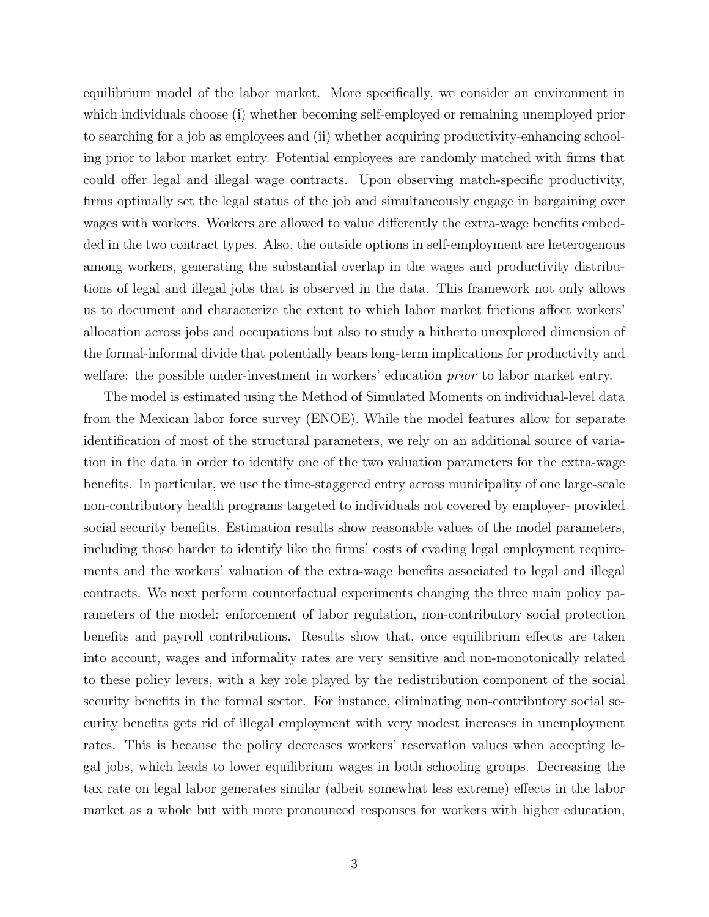equilibrium model of the labor market. More specifically, we consider an environment in which individuals choose (i) whether becoming self-employed or remaining unemployed prior to searching for a job as employees and (ii) whether acquiring productivity-enhancing schooling prior to labor market entry. Potential employees are randomly matched with firms that could offer legal and illegal wage contracts. Upon observing match-specific productivity, firms optimally set the legal status of the job and simultaneously engage in bargaining over wages with workers. Workers are allowed to value differently the extra-wage benefits embedded in the two contract types. Also, the outside options in self-employment are heterogenous among workers, generating the substantial overlap in the wages and productivity distributions of legal and illegal jobs that is observed in the data. This framework not only allows us to document and characterize the extent to which labor market frictions affect workers' allocation across jobs and occupations but also to study a hitherto unexplored dimension of the formal-informal divide that potentially bears long-term implications for productivity and welfare: the possible under-investment in workers' education *prior* to labor market entry.

The model is estimated using the Method of Simulated Moments on individual-level data from the Mexican labor force survey (ENOE). While the model features allow for separate identification of most of the structural parameters, we rely on an additional source of variation in the data in order to identify one of the two valuation parameters for the extra-wage benefits. In particular, we use the time-staggered entry across municipality of one large-scale non-contributory health programs targeted to individuals not covered by employer- provided social security benefits. Estimation results show reasonable values of the model parameters, including those harder to identify like the firms' costs of evading legal employment requirements and the workers' valuation of the extra-wage benefits associated to legal and illegal contracts. We next perform counterfactual experiments changing the three main policy parameters of the model: enforcement of labor regulation, non-contributory social protection benefits and payroll contributions. Results show that, once equilibrium effects are taken into account, wages and informality rates are very sensitive and non-monotonically related to these policy levers, with a key role played by the redistribution component of the social security benefits in the formal sector. For instance, eliminating non-contributory social security benefits gets rid of illegal employment with very modest increases in unemployment rates. This is because the policy decreases workers' reservation values when accepting legal jobs, which leads to lower equilibrium wages in both schooling groups. Decreasing the tax rate on legal labor generates similar (albeit somewhat less extreme) effects in the labor market as a whole but with more pronounced responses for workers with higher education,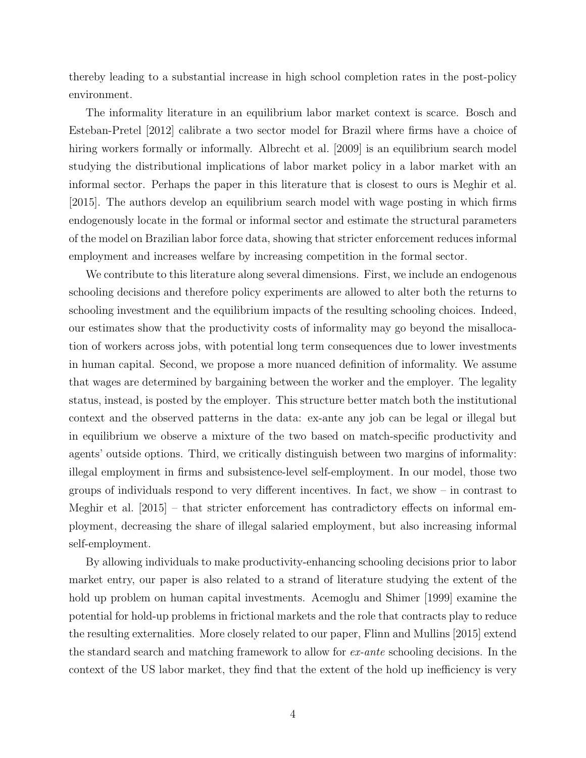thereby leading to a substantial increase in high school completion rates in the post-policy environment.

The informality literature in an equilibrium labor market context is scarce. Bosch and Esteban-Pretel [2012] calibrate a two sector model for Brazil where firms have a choice of hiring workers formally or informally. Albrecht et al. [2009] is an equilibrium search model studying the distributional implications of labor market policy in a labor market with an informal sector. Perhaps the paper in this literature that is closest to ours is Meghir et al. [2015]. The authors develop an equilibrium search model with wage posting in which firms endogenously locate in the formal or informal sector and estimate the structural parameters of the model on Brazilian labor force data, showing that stricter enforcement reduces informal employment and increases welfare by increasing competition in the formal sector.

We contribute to this literature along several dimensions. First, we include an endogenous schooling decisions and therefore policy experiments are allowed to alter both the returns to schooling investment and the equilibrium impacts of the resulting schooling choices. Indeed, our estimates show that the productivity costs of informality may go beyond the misallocation of workers across jobs, with potential long term consequences due to lower investments in human capital. Second, we propose a more nuanced definition of informality. We assume that wages are determined by bargaining between the worker and the employer. The legality status, instead, is posted by the employer. This structure better match both the institutional context and the observed patterns in the data: ex-ante any job can be legal or illegal but in equilibrium we observe a mixture of the two based on match-specific productivity and agents' outside options. Third, we critically distinguish between two margins of informality: illegal employment in firms and subsistence-level self-employment. In our model, those two groups of individuals respond to very different incentives. In fact, we show – in contrast to Meghir et al. [2015] – that stricter enforcement has contradictory effects on informal employment, decreasing the share of illegal salaried employment, but also increasing informal self-employment.

By allowing individuals to make productivity-enhancing schooling decisions prior to labor market entry, our paper is also related to a strand of literature studying the extent of the hold up problem on human capital investments. Acemoglu and Shimer [1999] examine the potential for hold-up problems in frictional markets and the role that contracts play to reduce the resulting externalities. More closely related to our paper, Flinn and Mullins [2015] extend the standard search and matching framework to allow for *ex-ante* schooling decisions. In the context of the US labor market, they find that the extent of the hold up inefficiency is very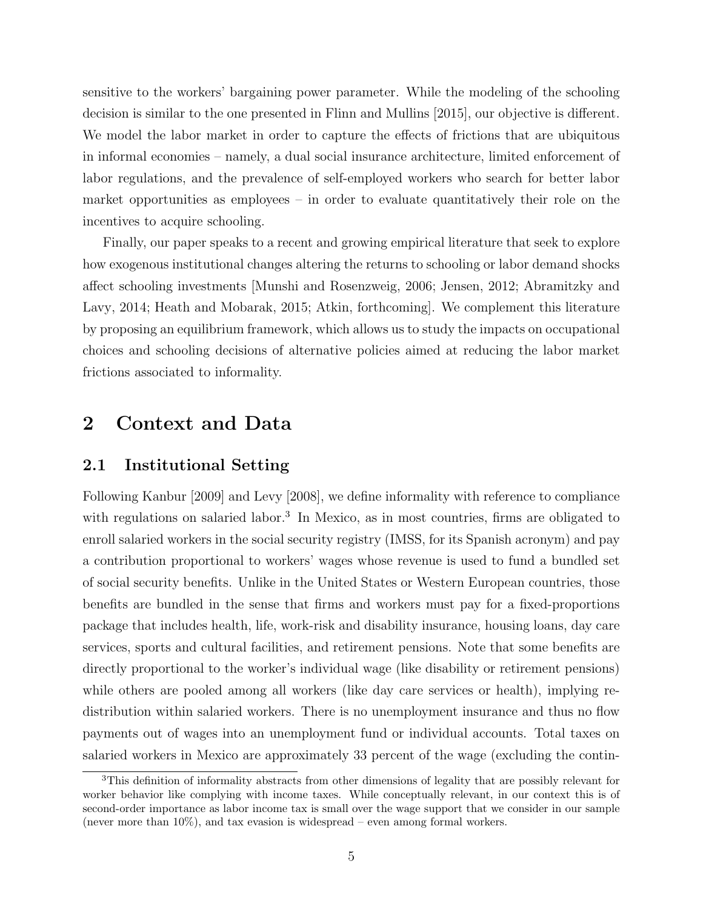sensitive to the workers' bargaining power parameter. While the modeling of the schooling decision is similar to the one presented in Flinn and Mullins [2015], our objective is different. We model the labor market in order to capture the effects of frictions that are ubiquitous in informal economies – namely, a dual social insurance architecture, limited enforcement of labor regulations, and the prevalence of self-employed workers who search for better labor market opportunities as employees – in order to evaluate quantitatively their role on the incentives to acquire schooling.

Finally, our paper speaks to a recent and growing empirical literature that seek to explore how exogenous institutional changes altering the returns to schooling or labor demand shocks affect schooling investments [Munshi and Rosenzweig, 2006; Jensen, 2012; Abramitzky and Lavy, 2014; Heath and Mobarak, 2015; Atkin, forthcoming]. We complement this literature by proposing an equilibrium framework, which allows us to study the impacts on occupational choices and schooling decisions of alternative policies aimed at reducing the labor market frictions associated to informality.

# 2 Context and Data

## 2.1 Institutional Setting

Following Kanbur [2009] and Levy [2008], we define informality with reference to compliance with regulations on salaried labor.[3] In Mexico, as in most countries, firms are obligated to enroll salaried workers in the social security registry (IMSS, for its Spanish acronym) and pay a contribution proportional to workers' wages whose revenue is used to fund a bundled set of social security benefits. Unlike in the United States or Western European countries, those benefits are bundled in the sense that firms and workers must pay for a fixed-proportions package that includes health, life, work-risk and disability insurance, housing loans, day care services, sports and cultural facilities, and retirement pensions. Note that some benefits are directly proportional to the worker's individual wage (like disability or retirement pensions) while others are pooled among all workers (like day care services or health), implying redistribution within salaried workers. There is no unemployment insurance and thus no flow payments out of wages into an unemployment fund or individual accounts. Total taxes on salaried workers in Mexico are approximately 33 percent of the wage (excluding the contin-

[3] This definition of informality abstracts from other dimensions of legality that are possibly relevant for worker behavior like complying with income taxes. While conceptually relevant, in our context this is of second-order importance as labor income tax is small over the wage support that we consider in our sample (never more than 10%), and tax evasion is widespread – even among formal workers.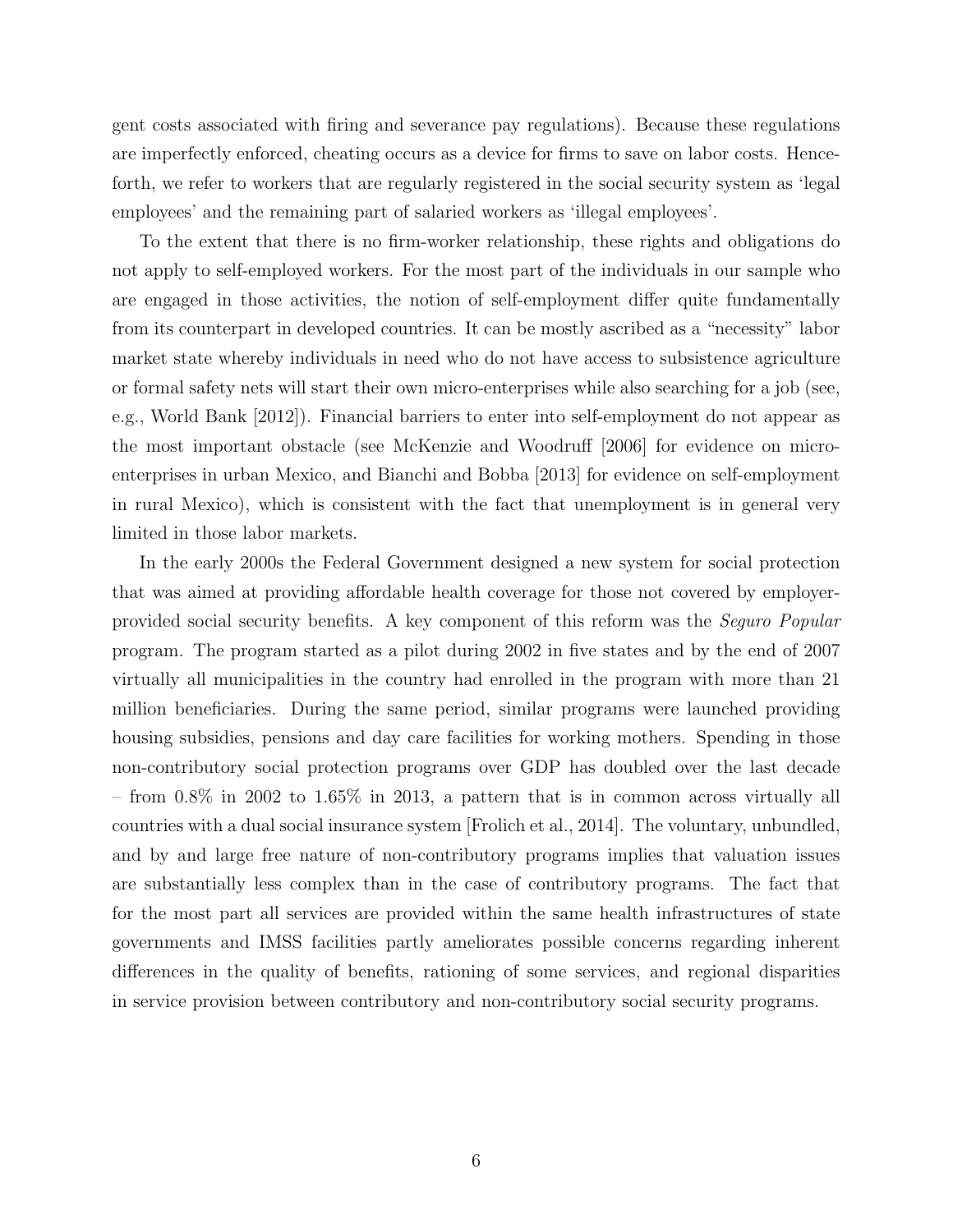gent costs associated with firing and severance pay regulations). Because these regulations are imperfectly enforced, cheating occurs as a device for firms to save on labor costs. Henceforth, we refer to workers that are regularly registered in the social security system as 'legal employees' and the remaining part of salaried workers as 'illegal employees'.

To the extent that there is no firm-worker relationship, these rights and obligations do not apply to self-employed workers. For the most part of the individuals in our sample who are engaged in those activities, the notion of self-employment differ quite fundamentally from its counterpart in developed countries. It can be mostly ascribed as a "necessity" labor market state whereby individuals in need who do not have access to subsistence agriculture or formal safety nets will start their own micro-enterprises while also searching for a job (see, e.g., World Bank [2012]). Financial barriers to enter into self-employment do not appear as the most important obstacle (see McKenzie and Woodruff [2006] for evidence on micro-enterprises in urban Mexico, and Bianchi and Bobba [2013] for evidence on self-employment in rural Mexico), which is consistent with the fact that unemployment is in general very limited in those labor markets.

In the early 2000s the Federal Government designed a new system for social protection that was aimed at providing affordable health coverage for those not covered by employer-provided social security benefits. A key component of this reform was the *Seguro Popular* program. The program started as a pilot during 2002 in five states and by the end of 2007 virtually all municipalities in the country had enrolled in the program with more than 21 million beneficiaries. During the same period, similar programs were launched providing housing subsidies, pensions and day care facilities for working mothers. Spending in those non-contributory social protection programs over GDP has doubled over the last decade – from 0.8% in 2002 to 1.65% in 2013, a pattern that is in common across virtually all countries with a dual social insurance system [Frolich et al., 2014]. The voluntary, unbundled, and by and large free nature of non-contributory programs implies that valuation issues are substantially less complex than in the case of contributory programs. The fact that for the most part all services are provided within the same health infrastructures of state governments and IMSS facilities partly ameliorates possible concerns regarding inherent differences in the quality of benefits, rationing of some services, and regional disparities in service provision between contributory and non-contributory social security programs.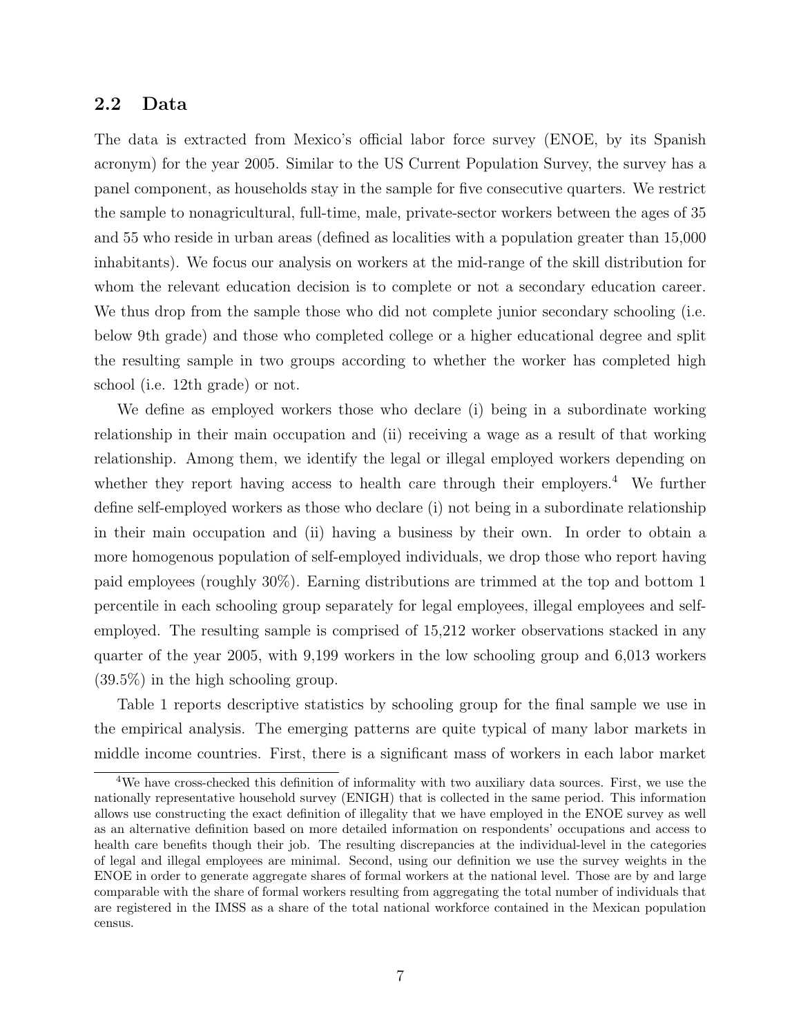## 2.2 Data

The data is extracted from Mexico's official labor force survey (ENOE, by its Spanish acronym) for the year 2005. Similar to the US Current Population Survey, the survey has a panel component, as households stay in the sample for five consecutive quarters. We restrict the sample to nonagricultural, full-time, male, private-sector workers between the ages of 35 and 55 who reside in urban areas (defined as localities with a population greater than 15,000 inhabitants). We focus our analysis on workers at the mid-range of the skill distribution for whom the relevant education decision is to complete or not a secondary education career. We thus drop from the sample those who did not complete junior secondary schooling (i.e. below 9th grade) and those who completed college or a higher educational degree and split the resulting sample in two groups according to whether the worker has completed high school (i.e. 12th grade) or not.

We define as employed workers those who declare (i) being in a subordinate working relationship in their main occupation and (ii) receiving a wage as a result of that working relationship. Among them, we identify the legal or illegal employed workers depending on whether they report having access to health care through their employers.[4] We further define self-employed workers as those who declare (i) not being in a subordinate relationship in their main occupation and (ii) having a business by their own. In order to obtain a more homogenous population of self-employed individuals, we drop those who report having paid employees (roughly 30%). Earning distributions are trimmed at the top and bottom 1 percentile in each schooling group separately for legal employees, illegal employees and self-employed. The resulting sample is comprised of 15,212 worker observations stacked in any quarter of the year 2005, with 9,199 workers in the low schooling group and 6,013 workers (39.5%) in the high schooling group.

Table 1 reports descriptive statistics by schooling group for the final sample we use in the empirical analysis. The emerging patterns are quite typical of many labor markets in middle income countries. First, there is a significant mass of workers in each labor market

[4] We have cross-checked this definition of informality with two auxiliary data sources. First, we use the nationally representative household survey (ENIGH) that is collected in the same period. This information allows use constructing the exact definition of illegality that we have employed in the ENOE survey as well as an alternative definition based on more detailed information on respondents' occupations and access to health care benefits though their job. The resulting discrepancies at the individual-level in the categories of legal and illegal employees are minimal. Second, using our definition we use the survey weights in the ENOE in order to generate aggregate shares of formal workers at the national level. Those are by and large comparable with the share of formal workers resulting from aggregating the total number of individuals that are registered in the IMSS as a share of the total national workforce contained in the Mexican population census.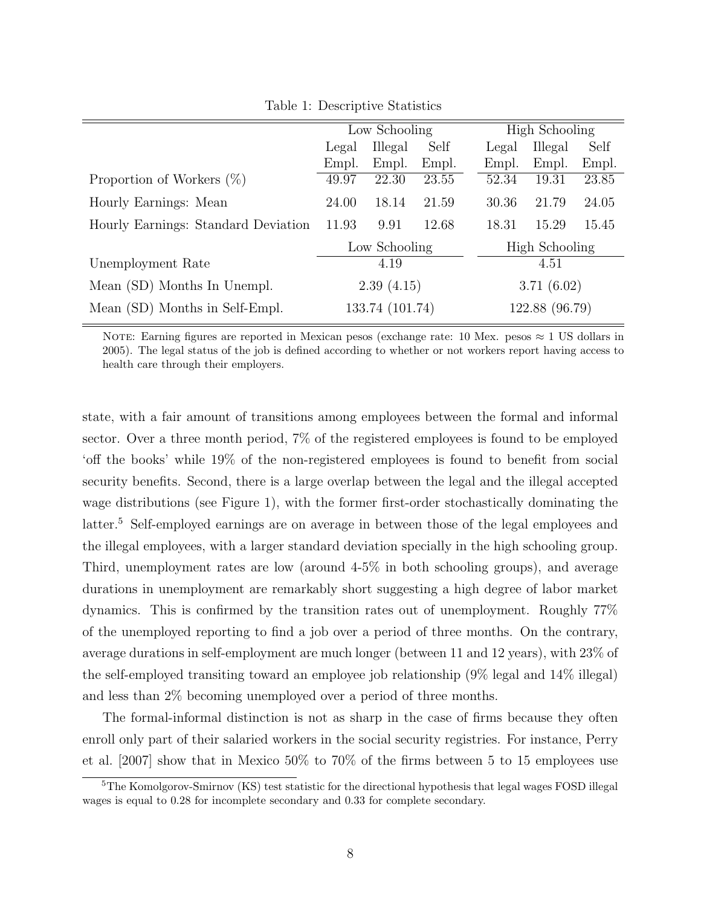Table 1: Descriptive Statistics

| | Low Schooling | | | High Schooling | | |
|---|---|---|---|---|---|---|
| | Legal Empl. | Illegal Empl. | Self Empl. | Legal Empl. | Illegal Empl. | Self Empl. |
| Proportion of Workers (%) | 49.97 | 22.30 | 23.55 | 52.34 | 19.31 | 23.85 |
| Hourly Earnings: Mean | 24.00 | 18.14 | 21.59 | 30.36 | 21.79 | 24.05 |
| Hourly Earnings: Standard Deviation | 11.93 | 9.91 | 12.68 | 18.31 | 15.29 | 15.45 |
| | Low Schooling | | | High Schooling | | |
| Unemployment Rate | 4.19 | | | 4.51 | | |
| Mean (SD) Months In Unempl. | 2.39 (4.15) | | | 3.71 (6.02) | | |
| Mean (SD) Months in Self-Empl. | 133.74 (101.74) | | | 122.88 (96.79) | | |

NOTE: Earning figures are reported in Mexican pesos (exchange rate: 10 Mex. pesos $\approx$ 1 US dollars in 2005). The legal status of the job is defined according to whether or not workers report having access to health care through their employers.

state, with a fair amount of transitions among employees between the formal and informal sector. Over a three month period, 7% of the registered employees is found to be employed 'off the books' while 19% of the non-registered employees is found to benefit from social security benefits. Second, there is a large overlap between the legal and the illegal accepted wage distributions (see Figure 1), with the former first-order stochastically dominating the latter.[5] Self-employed earnings are on average in between those of the legal employees and the illegal employees, with a larger standard deviation specially in the high schooling group. Third, unemployment rates are low (around 4-5% in both schooling groups), and average durations in unemployment are remarkably short suggesting a high degree of labor market dynamics. This is confirmed by the transition rates out of unemployment. Roughly 77% of the unemployed reporting to find a job over a period of three months. On the contrary, average durations in self-employment are much longer (between 11 and 12 years), with 23% of the self-employed transiting toward an employee job relationship (9% legal and 14% illegal) and less than 2% becoming unemployed over a period of three months.

The formal-informal distinction is not as sharp in the case of firms because they often enroll only part of their salaried workers in the social security registries. For instance, Perry et al. [2007] show that in Mexico 50% to 70% of the firms between 5 to 15 employees use

[5] The Komolgorov-Smirnov (KS) test statistic for the directional hypothesis that legal wages FOSD illegal wages is equal to 0.28 for incomplete secondary and 0.33 for complete secondary.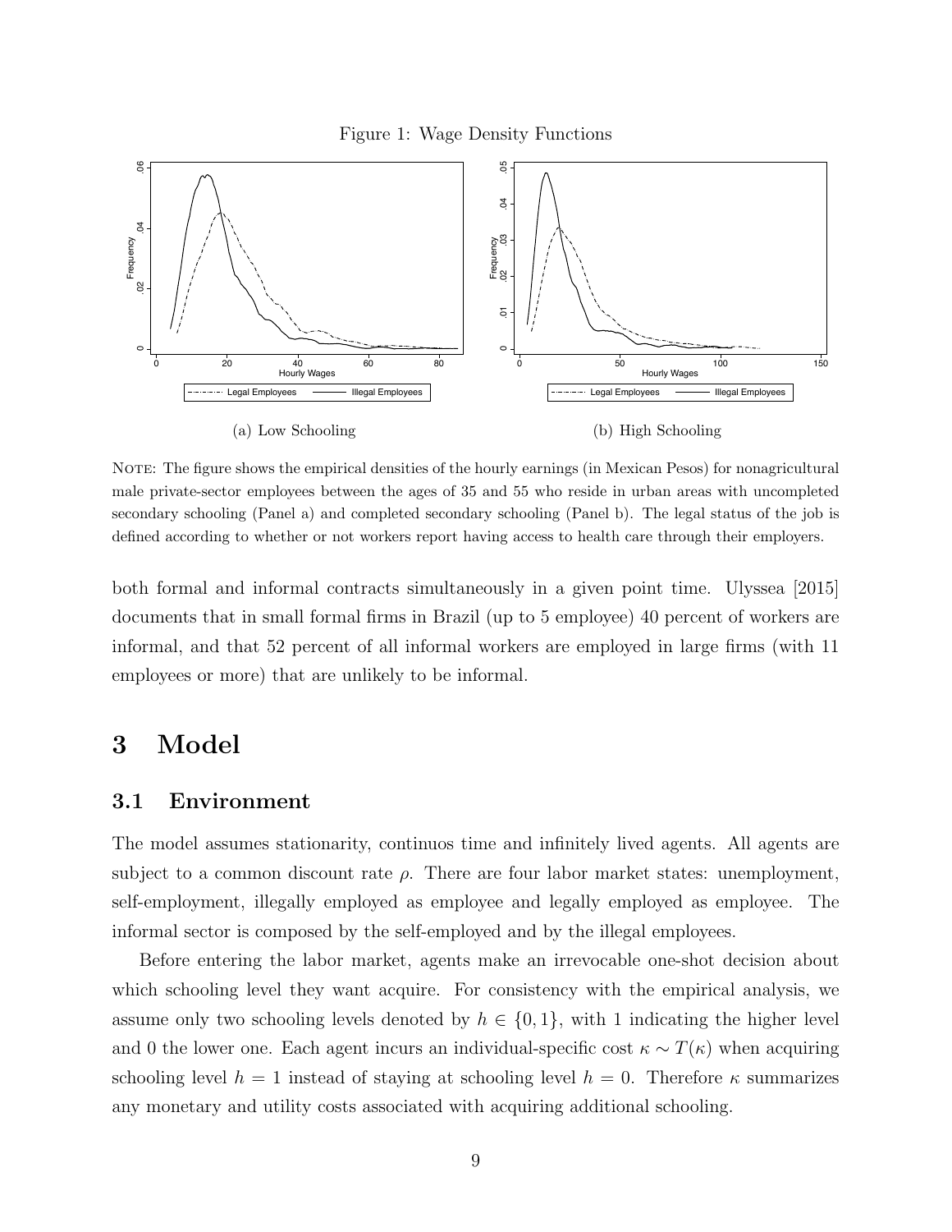Figure 1: Wage Density Functions

(a) Low Schooling

(b) High Schooling

NOTE: The figure shows the empirical densities of the hourly earnings (in Mexican Pesos) for nonagricultural male private-sector employees between the ages of 35 and 55 who reside in urban areas with uncompleted secondary schooling (Panel a) and completed secondary schooling (Panel b). The legal status of the job is defined according to whether or not workers report having access to health care through their employers.

both formal and informal contracts simultaneously in a given point time. Ulyssea [2015] documents that in small formal firms in Brazil (up to 5 employee) 40 percent of workers are informal, and that 52 percent of all informal workers are employed in large firms (with 11 employees or more) that are unlikely to be informal.

# 3 Model

## 3.1 Environment

The model assumes stationarity, continuos time and infinitely lived agents. All agents are subject to a common discount rate $\rho$. There are four labor market states: unemployment, self-employment, illegally employed as employee and legally employed as employee. The informal sector is composed by the self-employed and by the illegal employees.

Before entering the labor market, agents make an irrevocable one-shot decision about which schooling level they want acquire. For consistency with the empirical analysis, we assume only two schooling levels denoted by $h \in \{0, 1\}$, with 1 indicating the higher level and 0 the lower one. Each agent incurs an individual-specific cost $\kappa \sim T(\kappa)$ when acquiring schooling level $h = 1$ instead of staying at schooling level $h = 0$. Therefore $\kappa$ summarizes any monetary and utility costs associated with acquiring additional schooling.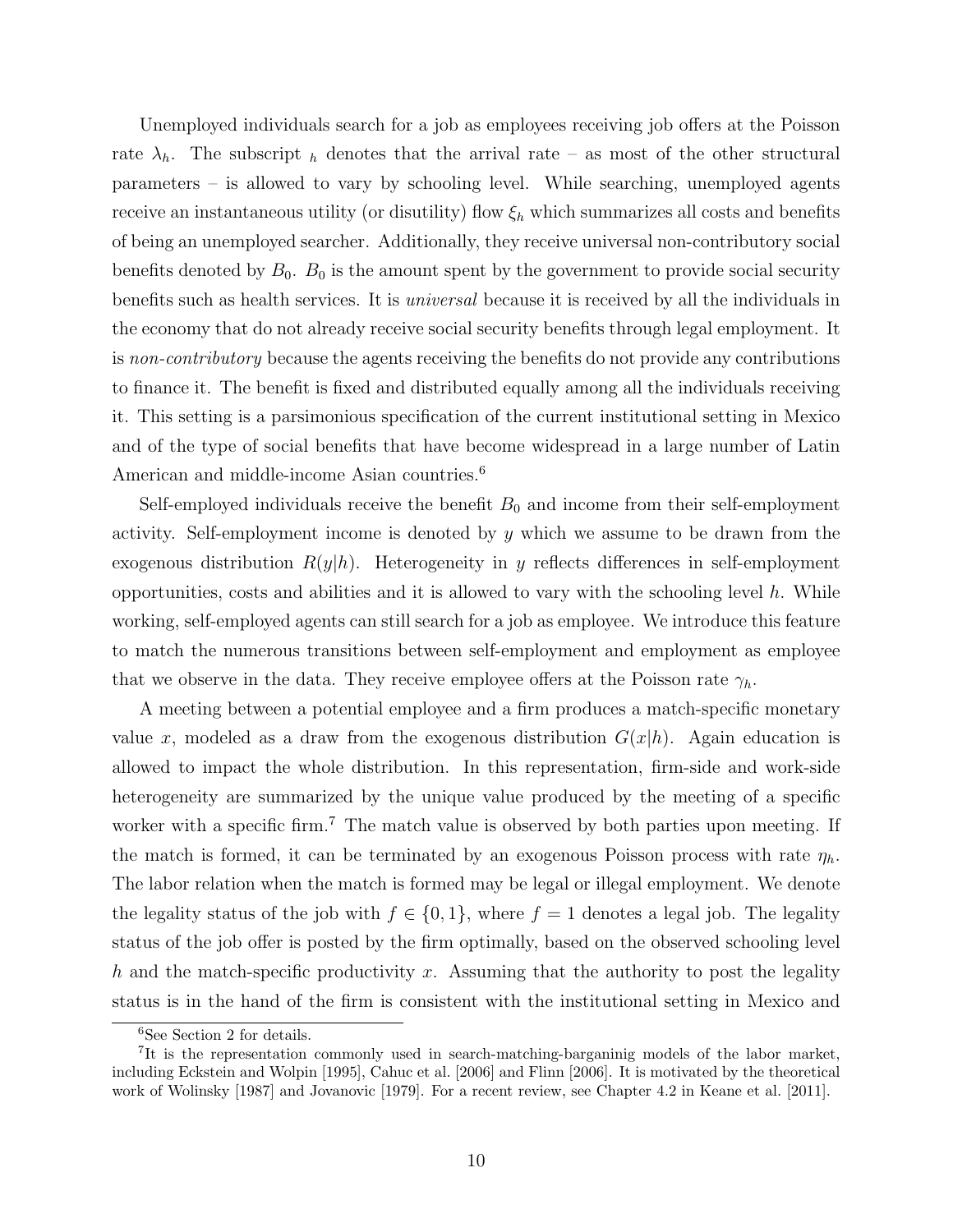Unemployed individuals search for a job as employees receiving job offers at the Poisson rate $\lambda_h$. The subscript $_h$ denotes that the arrival rate – as most of the other structural parameters – is allowed to vary by schooling level. While searching, unemployed agents receive an instantaneous utility (or disutility) flow $\xi_h$ which summarizes all costs and benefits of being an unemployed searcher. Additionally, they receive universal non-contributory social benefits denoted by $B_0$. $B_0$ is the amount spent by the government to provide social security benefits such as health services. It is *universal* because it is received by all the individuals in the economy that do not already receive social security benefits through legal employment. It is *non-contributory* because the agents receiving the benefits do not provide any contributions to finance it. The benefit is fixed and distributed equally among all the individuals receiving it. This setting is a parsimonious specification of the current institutional setting in Mexico and of the type of social benefits that have become widespread in a large number of Latin American and middle-income Asian countries.[6]

Self-employed individuals receive the benefit $B_0$ and income from their self-employment activity. Self-employment income is denoted by $y$ which we assume to be drawn from the exogenous distribution $R(y|h)$. Heterogeneity in $y$ reflects differences in self-employment opportunities, costs and abilities and it is allowed to vary with the schooling level $h$. While working, self-employed agents can still search for a job as employee. We introduce this feature to match the numerous transitions between self-employment and employment as employee that we observe in the data. They receive employee offers at the Poisson rate $\gamma_h$.

A meeting between a potential employee and a firm produces a match-specific monetary value $x$, modeled as a draw from the exogenous distribution $G(x|h)$. Again education is allowed to impact the whole distribution. In this representation, firm-side and work-side heterogeneity are summarized by the unique value produced by the meeting of a specific worker with a specific firm.[7] The match value is observed by both parties upon meeting. If the match is formed, it can be terminated by an exogenous Poisson process with rate $\eta_h$. The labor relation when the match is formed may be legal or illegal employment. We denote the legality status of the job with $f \in \{0, 1\}$, where $f = 1$ denotes a legal job. The legality status of the job offer is posted by the firm optimally, based on the observed schooling level $h$ and the match-specific productivity $x$. Assuming that the authority to post the legality status is in the hand of the firm is consistent with the institutional setting in Mexico and

---

[6] See Section 2 for details.

[7] It is the representation commonly used in search-matching-barganinig models of the labor market, including Eckstein and Wolpin [1995], Cahuc et al. [2006] and Flinn [2006]. It is motivated by the theoretical work of Wolinsky [1987] and Jovanovic [1979]. For a recent review, see Chapter 4.2 in Keane et al. [2011].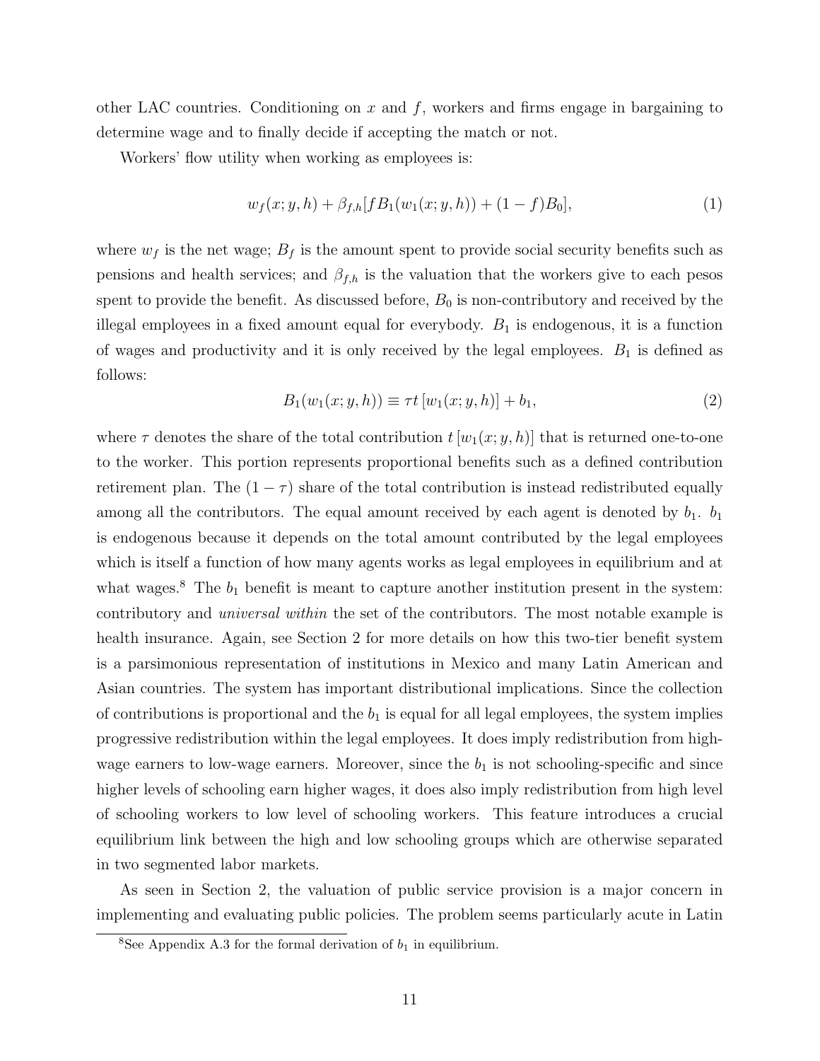other LAC countries. Conditioning on $x$ and $f$, workers and firms engage in bargaining to determine wage and to finally decide if accepting the match or not.

Workers' flow utility when working as employees is:

$$w_f(x; y, h) + \beta_{f,h}[fB_1(w_1(x; y, h)) + (1 - f)B_0], \tag{1}$$

where $w_f$ is the net wage; $B_f$ is the amount spent to provide social security benefits such as pensions and health services; and $\beta_{f,h}$ is the valuation that the workers give to each pesos spent to provide the benefit. As discussed before, $B_0$ is non-contributory and received by the illegal employees in a fixed amount equal for everybody. $B_1$ is endogenous, it is a function of wages and productivity and it is only received by the legal employees. $B_1$ is defined as follows:

$$B_1(w_1(x; y, h)) \equiv \tau t [w_1(x; y, h)] + b_1, \tag{2}$$

where $\tau$ denotes the share of the total contribution $t [w_1(x; y, h)]$ that is returned one-to-one to the worker. This portion represents proportional benefits such as a defined contribution retirement plan. The $(1 - \tau)$ share of the total contribution is instead redistributed equally among all the contributors. The equal amount received by each agent is denoted by $b_1$. $b_1$ is endogenous because it depends on the total amount contributed by the legal employees which is itself a function of how many agents works as legal employees in equilibrium and at what wages.[8] The $b_1$ benefit is meant to capture another institution present in the system: contributory and *universal within* the set of the contributors. The most notable example is health insurance. Again, see Section 2 for more details on how this two-tier benefit system is a parsimonious representation of institutions in Mexico and many Latin American and Asian countries. The system has important distributional implications. Since the collection of contributions is proportional and the $b_1$ is equal for all legal employees, the system implies progressive redistribution within the legal employees. It does imply redistribution from high-wage earners to low-wage earners. Moreover, since the $b_1$ is not schooling-specific and since higher levels of schooling earn higher wages, it does also imply redistribution from high level of schooling workers to low level of schooling workers. This feature introduces a crucial equilibrium link between the high and low schooling groups which are otherwise separated in two segmented labor markets.

As seen in Section 2, the valuation of public service provision is a major concern in implementing and evaluating public policies. The problem seems particularly acute in Latin

[8] See Appendix A.3 for the formal derivation of $b_1$ in equilibrium.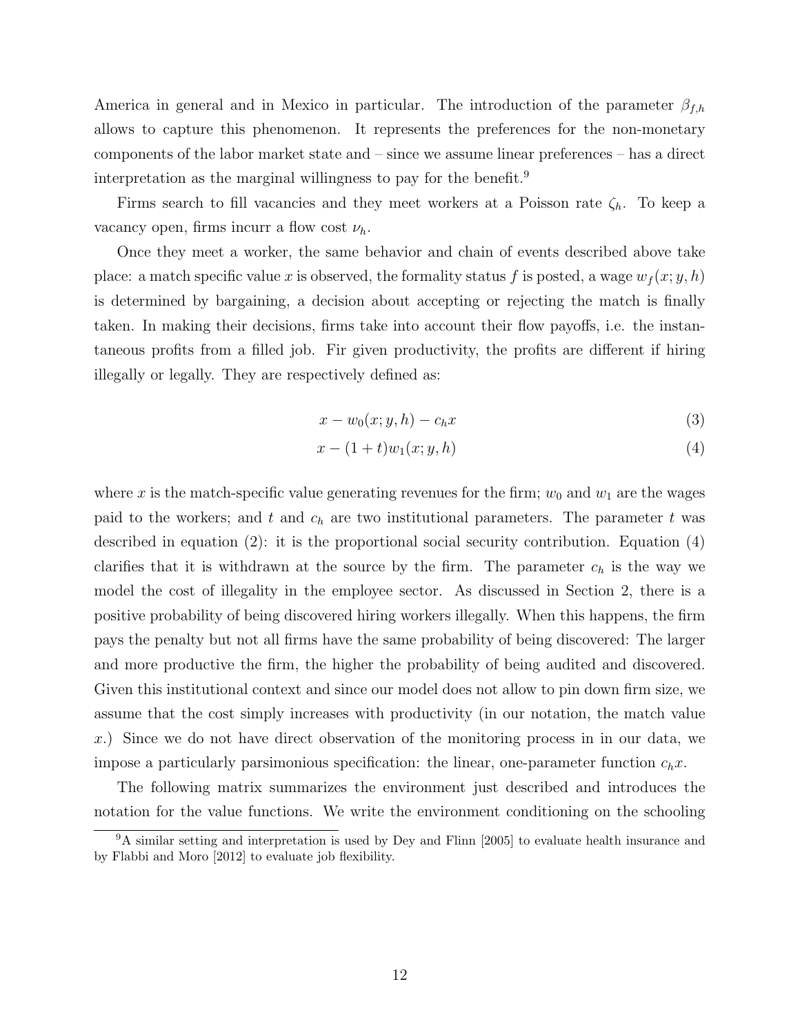America in general and in Mexico in particular. The introduction of the parameter $\beta_{f,h}$ allows to capture this phenomenon. It represents the preferences for the non-monetary components of the labor market state and – since we assume linear preferences – has a direct interpretation as the marginal willingness to pay for the benefit.[9]

Firms search to fill vacancies and they meet workers at a Poisson rate $\zeta_h$. To keep a vacancy open, firms incurr a flow cost $\nu_h$.

Once they meet a worker, the same behavior and chain of events described above take place: a match specific value $x$ is observed, the formality status $f$ is posted, a wage $w_f(x; y, h)$ is determined by bargaining, a decision about accepting or rejecting the match is finally taken. In making their decisions, firms take into account their flow payoffs, i.e. the instantaneous profits from a filled job. Fir given productivity, the profits are different if hiring illegally or legally. They are respectively defined as:

$$x - w_0(x; y, h) - c_h x \tag{3}$$

$$x - (1 + t)w_1(x; y, h) \tag{4}$$

where $x$ is the match-specific value generating revenues for the firm; $w_0$ and $w_1$ are the wages paid to the workers; and $t$ and $c_h$ are two institutional parameters. The parameter $t$ was described in equation (2): it is the proportional social security contribution. Equation (4) clarifies that it is withdrawn at the source by the firm. The parameter $c_h$ is the way we model the cost of illegality in the employee sector. As discussed in Section 2, there is a positive probability of being discovered hiring workers illegally. When this happens, the firm pays the penalty but not all firms have the same probability of being discovered: The larger and more productive the firm, the higher the probability of being audited and discovered. Given this institutional context and since our model does not allow to pin down firm size, we assume that the cost simply increases with productivity (in our notation, the match value $x$.) Since we do not have direct observation of the monitoring process in in our data, we impose a particularly parsimonious specification: the linear, one-parameter function $c_h x$.

The following matrix summarizes the environment just described and introduces the notation for the value functions. We write the environment conditioning on the schooling

[9] A similar setting and interpretation is used by Dey and Flinn [2005] to evaluate health insurance and by Flabbi and Moro [2012] to evaluate job flexibility.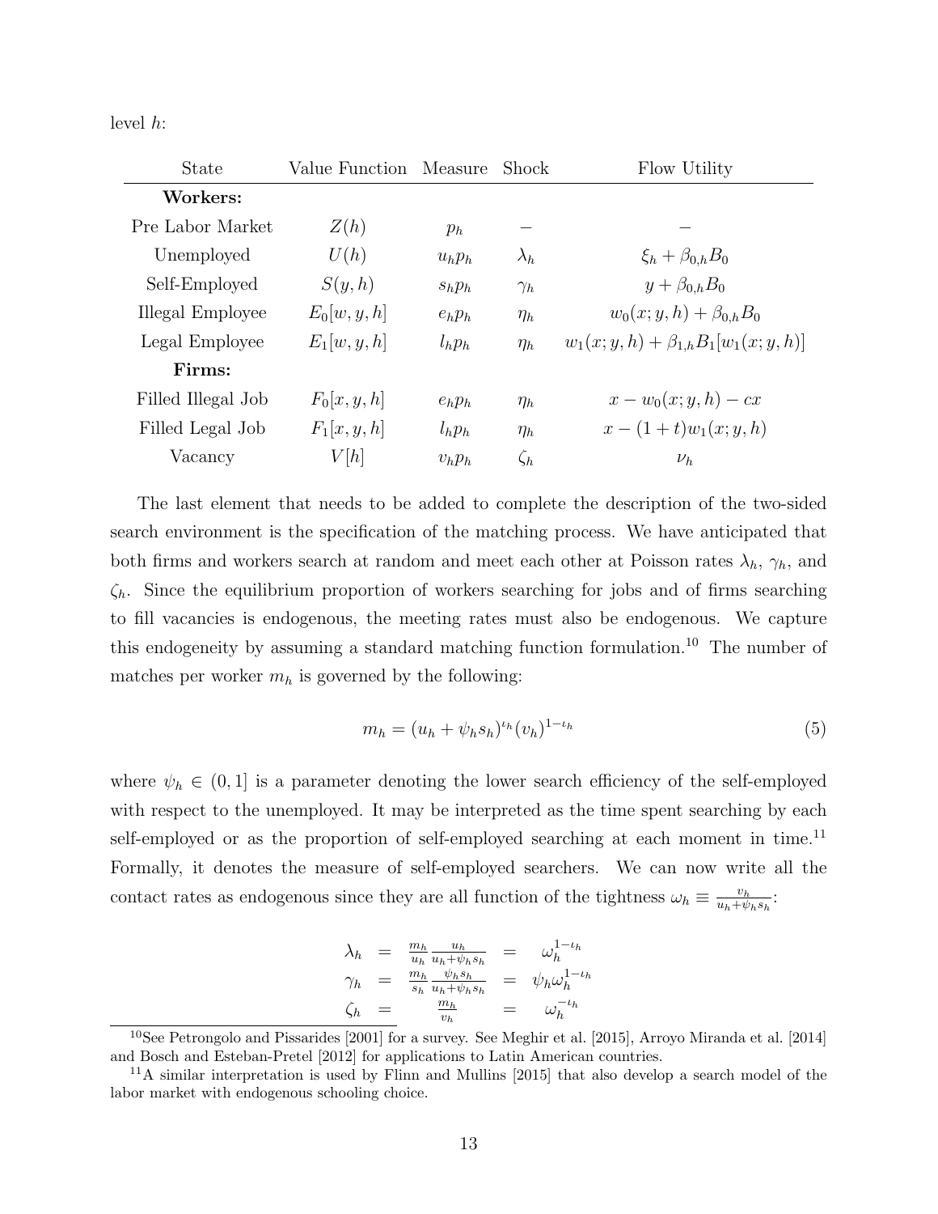level $h$:

| State | Value Function | Measure | Shock | Flow Utility |
|---|---|---|---|---|
| **Workers:** | | | | |
| Pre Labor Market | $Z(h)$ | $p_h$ | $-$ | $-$ |
| Unemployed | $U(h)$ | $u_h p_h$ | $\lambda_h$ | $\xi_h + \beta_{0,h} B_0$ |
| Self-Employed | $S(y, h)$ | $s_h p_h$ | $\gamma_h$ | $y + \beta_{0,h} B_0$ |
| Illegal Employee | $E_0[w, y, h]$ | $e_h p_h$ | $\eta_h$ | $w_0(x; y, h) + \beta_{0,h} B_0$ |
| Legal Employee | $E_1[w, y, h]$ | $l_h p_h$ | $\eta_h$ | $w_1(x; y, h) + \beta_{1,h} B_1[w_1(x; y, h)]$ |
| **Firms:** | | | | |
| Filled Illegal Job | $F_0[x, y, h]$ | $e_h p_h$ | $\eta_h$ | $x - w_0(x; y, h) - cx$ |
| Filled Legal Job | $F_1[x, y, h]$ | $l_h p_h$ | $\eta_h$ | $x - (1 + t) w_1(x; y, h)$ |
| Vacancy | $V[h]$ | $v_h p_h$ | $\zeta_h$ | $\nu_h$ |

The last element that needs to be added to complete the description of the two-sided search environment is the specification of the matching process. We have anticipated that both firms and workers search at random and meet each other at Poisson rates $\lambda_h$, $\gamma_h$, and $\zeta_h$. Since the equilibrium proportion of workers searching for jobs and of firms searching to fill vacancies is endogenous, the meeting rates must also be endogenous. We capture this endogeneity by assuming a standard matching function formulation.[10] The number of matches per worker $m_h$ is governed by the following:

$$m_h = (u_h + \psi_h s_h)^{\iota_h} (v_h)^{1-\iota_h} \tag{5}$$

where $\psi_h \in (0, 1]$ is a parameter denoting the lower search efficiency of the self-employed with respect to the unemployed. It may be interpreted as the time spent searching by each self-employed or as the proportion of self-employed searching at each moment in time.[11] Formally, it denotes the measure of self-employed searchers. We can now write all the contact rates as endogenous since they are all function of the tightness $\omega_h \equiv \frac{v_h}{u_h + \psi_h s_h}$:

$$\begin{aligned} \lambda_h &= \frac{m_h}{u_h} \frac{u_h}{u_h + \psi_h s_h} &=& \quad \omega_h^{1-\iota_h} \\ \gamma_h &= \frac{m_h}{s_h} \frac{\psi_h s_h}{u_h + \psi_h s_h} &=& \quad \psi_h \omega_h^{1-\iota_h} \\ \zeta_h &= \frac{m_h}{v_h} &=& \quad \omega_h^{-\iota_h} \end{aligned}$$

[10] See Petrongolo and Pissarides [2001] for a survey. See Meghir et al. [2015], Arroyo Miranda et al. [2014] and Bosch and Esteban-Pretel [2012] for applications to Latin American countries.

[11] A similar interpretation is used by Flinn and Mullins [2015] that also develop a search model of the labor market with endogenous schooling choice.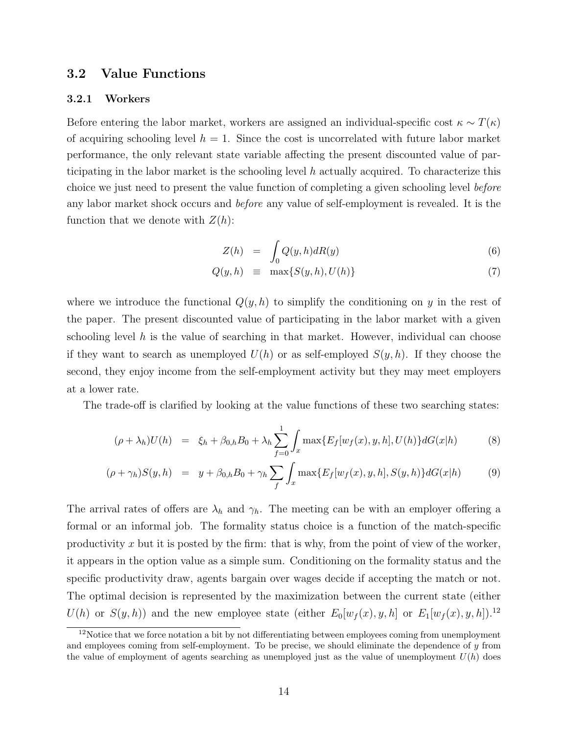## 3.2 Value Functions

### 3.2.1 Workers

Before entering the labor market, workers are assigned an individual-specific cost $\kappa \sim T(\kappa)$ of acquiring schooling level $h = 1$. Since the cost is uncorrelated with future labor market performance, the only relevant state variable affecting the present discounted value of participating in the labor market is the schooling level $h$ actually acquired. To characterize this choice we just need to present the value function of completing a given schooling level *before* any labor market shock occurs and *before* any value of self-employment is revealed. It is the function that we denote with $Z(h)$:

$$
\begin{aligned}
Z(h) &= \int_0 Q(y,h)dR(y) && (6)\\
Q(y,h) &\equiv \max\{S(y,h), U(h)\} && (7)
\end{aligned}
$$

where we introduce the functional $Q(y,h)$ to simplify the conditioning on $y$ in the rest of the paper. The present discounted value of participating in the labor market with a given schooling level $h$ is the value of searching in that market. However, individual can choose if they want to search as unemployed $U(h)$ or as self-employed $S(y,h)$. If they choose the second, they enjoy income from the self-employment activity but they may meet employers at a lower rate.

The trade-off is clarified by looking at the value functions of these two searching states:

$$
\begin{aligned}
(\rho + \lambda_h)U(h) &= \xi_h + \beta_{0,h}B_0 + \lambda_h \sum_{f=0}^{1} \int_x \max\{E_f[w_f(x), y, h], U(h)\}dG(x|h) && (8)\\
(\rho + \gamma_h)S(y,h) &= y + \beta_{0,h}B_0 + \gamma_h \sum_{f} \int_x \max\{E_f[w_f(x), y, h], S(y,h)\}dG(x|h) && (9)
\end{aligned}
$$

The arrival rates of offers are $\lambda_h$ and $\gamma_h$. The meeting can be with an employer offering a formal or an informal job. The formality status choice is a function of the match-specific productivity $x$ but it is posted by the firm: that is why, from the point of view of the worker, it appears in the option value as a simple sum. Conditioning on the formality status and the specific productivity draw, agents bargain over wages decide if accepting the match or not. The optimal decision is represented by the maximization between the current state (either $U(h)$ or $S(y,h)$) and the new employee state (either $E_0[w_f(x), y, h]$ or $E_1[w_f(x), y, h]$).[12]

[12] Notice that we force notation a bit by not differentiating between employees coming from unemployment and employees coming from self-employment. To be precise, we should eliminate the dependence of $y$ from the value of employment of agents searching as unemployed just as the value of unemployment $U(h)$ does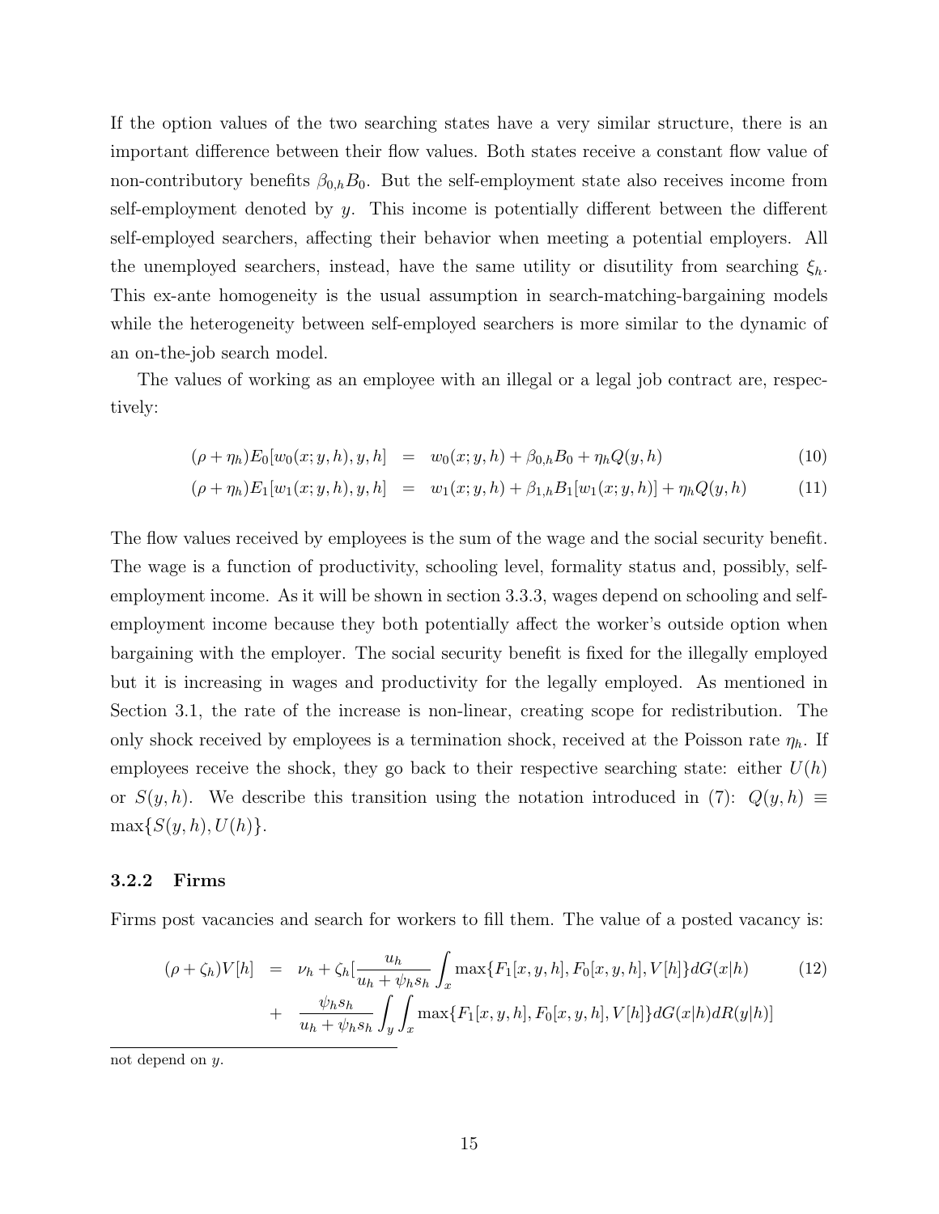If the option values of the two searching states have a very similar structure, there is an important difference between their flow values. Both states receive a constant flow value of non-contributory benefits $\beta_{0,h}B_0$. But the self-employment state also receives income from self-employment denoted by $y$. This income is potentially different between the different self-employed searchers, affecting their behavior when meeting a potential employers. All the unemployed searchers, instead, have the same utility or disutility from searching $\xi_h$. This ex-ante homogeneity is the usual assumption in search-matching-bargaining models while the heterogeneity between self-employed searchers is more similar to the dynamic of an on-the-job search model.

The values of working as an employee with an illegal or a legal job contract are, respectively:

$$
\begin{aligned}
(\rho + \eta_h)E_0[w_0(x;y,h),y,h] &= w_0(x;y,h) + \beta_{0,h}B_0 + \eta_h Q(y,h) && (10)\\
(\rho + \eta_h)E_1[w_1(x;y,h),y,h] &= w_1(x;y,h) + \beta_{1,h}B_1[w_1(x;y,h)] + \eta_h Q(y,h) && (11)
\end{aligned}
$$

The flow values received by employees is the sum of the wage and the social security benefit. The wage is a function of productivity, schooling level, formality status and, possibly, self-employment income. As it will be shown in section 3.3.3, wages depend on schooling and self-employment income because they both potentially affect the worker's outside option when bargaining with the employer. The social security benefit is fixed for the illegally employed but it is increasing in wages and productivity for the legally employed. As mentioned in Section 3.1, the rate of the increase is non-linear, creating scope for redistribution. The only shock received by employees is a termination shock, received at the Poisson rate $\eta_h$. If employees receive the shock, they go back to their respective searching state: either $U(h)$ or $S(y,h)$. We describe this transition using the notation introduced in (7): $Q(y,h) \equiv \max\{S(y,h), U(h)\}$.

### 3.2.2 Firms

Firms post vacancies and search for workers to fill them. The value of a posted vacancy is:

$$
\begin{aligned}
(\rho + \zeta_h)V[h] &= \nu_h + \zeta_h\Big[\frac{u_h}{u_h + \psi_h s_h}\int_x \max\{F_1[x,y,h], F_0[x,y,h], V[h]\}dG(x|h) && (12)\\
&+ \frac{\psi_h s_h}{u_h + \psi_h s_h}\int_y\int_x \max\{F_1[x,y,h], F_0[x,y,h], V[h]\}dG(x|h)dR(y|h)\Big]
\end{aligned}
$$

not depend on $y$.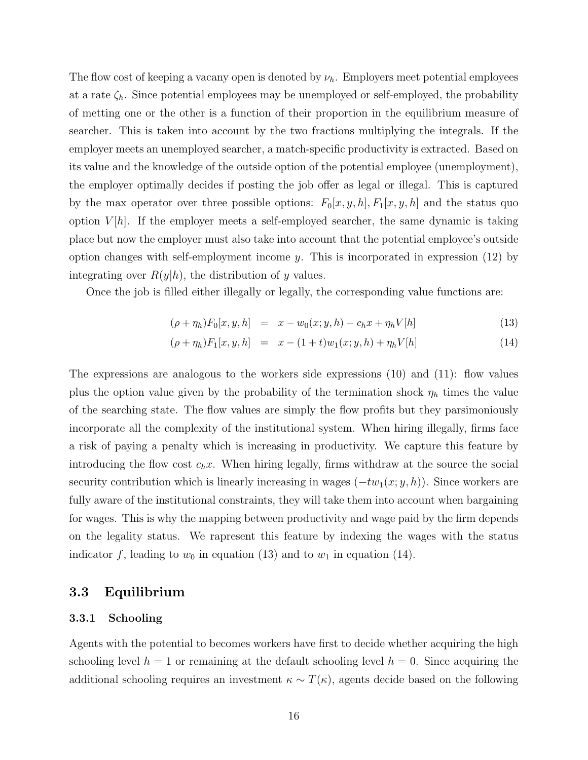The flow cost of keeping a vacany open is denoted by $\nu_h$. Employers meet potential employees at a rate $\zeta_h$. Since potential employees may be unemployed or self-employed, the probability of metting one or the other is a function of their proportion in the equilibrium measure of searcher. This is taken into account by the two fractions multiplying the integrals. If the employer meets an unemployed searcher, a match-specific productivity is extracted. Based on its value and the knowledge of the outside option of the potential employee (unemployment), the employer optimally decides if posting the job offer as legal or illegal. This is captured by the max operator over three possible options: $F_0[x, y, h], F_1[x, y, h]$ and the status quo option $V[h]$. If the employer meets a self-employed searcher, the same dynamic is taking place but now the employer must also take into account that the potential employee's outside option changes with self-employment income $y$. This is incorporated in expression (12) by integrating over $R(y|h)$, the distribution of $y$ values.

Once the job is filled either illegally or legally, the corresponding value functions are:

$$(\rho + \eta_h)F_0[x, y, h] = x - w_0(x; y, h) - c_h x + \eta_h V[h] \tag{13}$$

$$(\rho + \eta_h)F_1[x, y, h] = x - (1 + t)w_1(x; y, h) + \eta_h V[h] \tag{14}$$

The expressions are analogous to the workers side expressions (10) and (11): flow values plus the option value given by the probability of the termination shock $\eta_h$ times the value of the searching state. The flow values are simply the flow profits but they parsimoniously incorporate all the complexity of the institutional system. When hiring illegally, firms face a risk of paying a penalty which is increasing in productivity. We capture this feature by introducing the flow cost $c_h x$. When hiring legally, firms withdraw at the source the social security contribution which is linearly increasing in wages ($-tw_1(x; y, h)$). Since workers are fully aware of the institutional constraints, they will take them into account when bargaining for wages. This is why the mapping between productivity and wage paid by the firm depends on the legality status. We rapresent this feature by indexing the wages with the status indicator $f$, leading to $w_0$ in equation (13) and to $w_1$ in equation (14).

## 3.3 Equilibrium

### 3.3.1 Schooling

Agents with the potential to becomes workers have first to decide whether acquiring the high schooling level $h = 1$ or remaining at the default schooling level $h = 0$. Since acquiring the additional schooling requires an investment $\kappa \sim T(\kappa)$, agents decide based on the following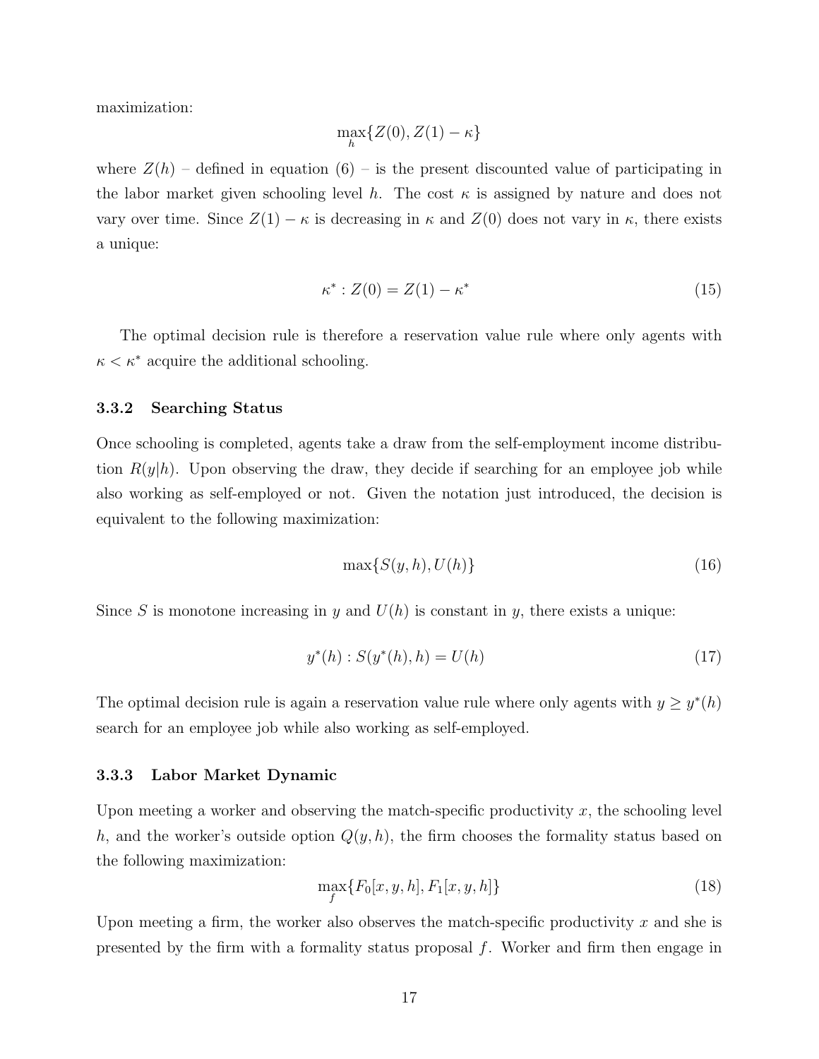maximization:

$$\max_h \{Z(0), Z(1) - \kappa\}$$

where $Z(h)$ – defined in equation (6) – is the present discounted value of participating in the labor market given schooling level $h$. The cost $\kappa$ is assigned by nature and does not vary over time. Since $Z(1) - \kappa$ is decreasing in $\kappa$ and $Z(0)$ does not vary in $\kappa$, there exists a unique:

$$\kappa^* : Z(0) = Z(1) - \kappa^* \tag{15}$$

The optimal decision rule is therefore a reservation value rule where only agents with $\kappa < \kappa^*$ acquire the additional schooling.

### 3.3.2 Searching Status

Once schooling is completed, agents take a draw from the self-employment income distribution $R(y|h)$. Upon observing the draw, they decide if searching for an employee job while also working as self-employed or not. Given the notation just introduced, the decision is equivalent to the following maximization:

$$\max\{S(y, h), U(h)\} \tag{16}$$

Since $S$ is monotone increasing in $y$ and $U(h)$ is constant in $y$, there exists a unique:

$$y^*(h) : S(y^*(h), h) = U(h) \tag{17}$$

The optimal decision rule is again a reservation value rule where only agents with $y \geq y^*(h)$ search for an employee job while also working as self-employed.

### 3.3.3 Labor Market Dynamic

Upon meeting a worker and observing the match-specific productivity $x$, the schooling level $h$, and the worker's outside option $Q(y, h)$, the firm chooses the formality status based on the following maximization:

$$\max_f \{F_0[x, y, h], F_1[x, y, h]\} \tag{18}$$

Upon meeting a firm, the worker also observes the match-specific productivity $x$ and she is presented by the firm with a formality status proposal $f$. Worker and firm then engage in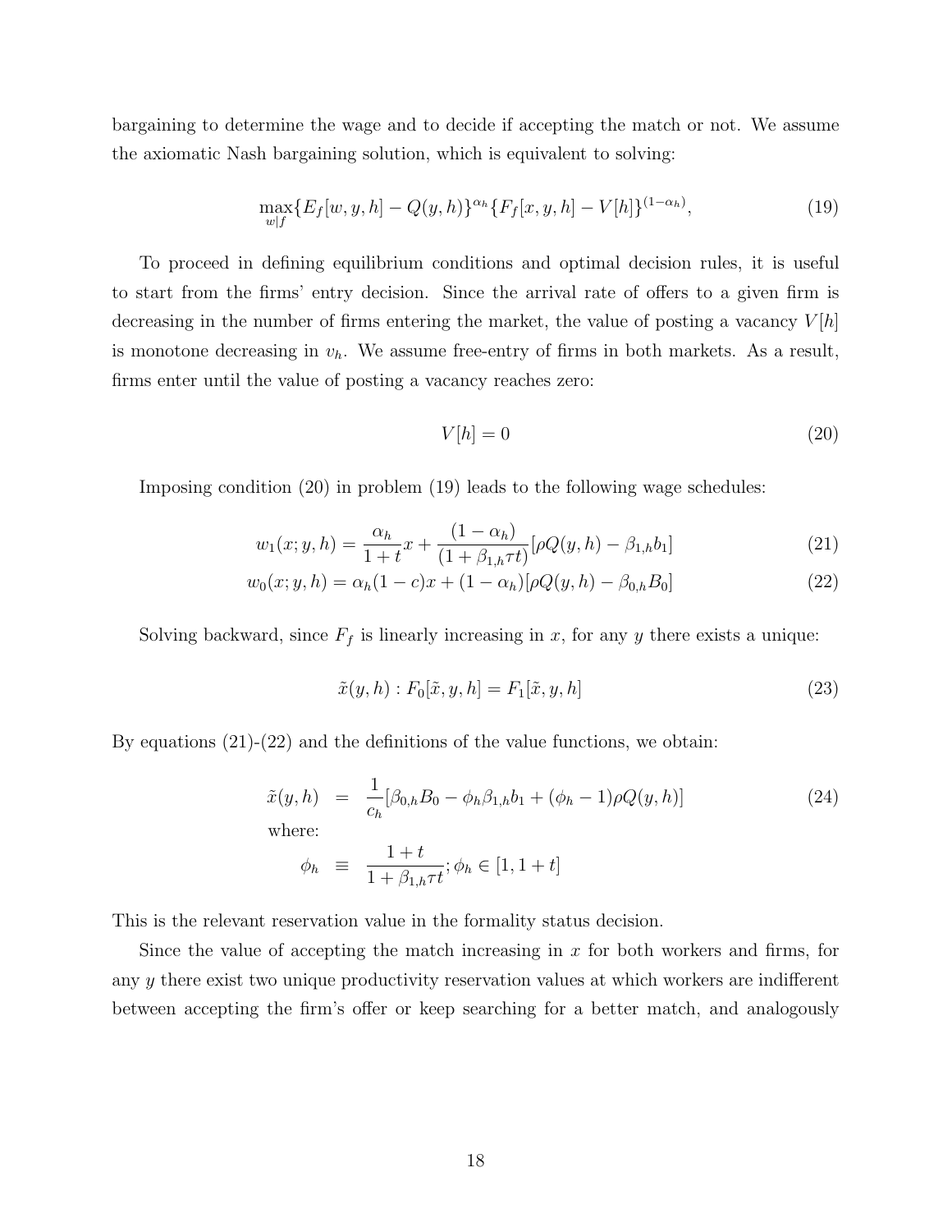bargaining to determine the wage and to decide if accepting the match or not. We assume the axiomatic Nash bargaining solution, which is equivalent to solving:

$$\max_{w|f} \{E_f[w, y, h] - Q(y, h)\}^{\alpha_h} \{F_f[x, y, h] - V[h]\}^{(1-\alpha_h)}, \tag{19}$$

To proceed in defining equilibrium conditions and optimal decision rules, it is useful to start from the firms' entry decision. Since the arrival rate of offers to a given firm is decreasing in the number of firms entering the market, the value of posting a vacancy $V[h]$ is monotone decreasing in $v_h$. We assume free-entry of firms in both markets. As a result, firms enter until the value of posting a vacancy reaches zero:

$$V[h] = 0 \tag{20}$$

Imposing condition (20) in problem (19) leads to the following wage schedules:

$$w_1(x; y, h) = \frac{\alpha_h}{1+t}x + \frac{(1-\alpha_h)}{(1+\beta_{1,h}\tau t)}[\rho Q(y, h) - \beta_{1,h} b_1] \tag{21}$$

$$w_0(x; y, h) = \alpha_h(1-c)x + (1-\alpha_h)[\rho Q(y, h) - \beta_{0,h} B_0] \tag{22}$$

Solving backward, since $F_f$ is linearly increasing in $x$, for any $y$ there exists a unique:

$$\tilde{x}(y, h) : F_0[\tilde{x}, y, h] = F_1[\tilde{x}, y, h] \tag{23}$$

By equations (21)-(22) and the definitions of the value functions, we obtain:

$$\tilde{x}(y, h) = \frac{1}{c_h}[\beta_{0,h} B_0 - \phi_h \beta_{1,h} b_1 + (\phi_h - 1)\rho Q(y, h)] \tag{24}$$

where:

$$\phi_h \equiv \frac{1+t}{1+\beta_{1,h}\tau t}; \phi_h \in [1, 1+t]$$

This is the relevant reservation value in the formality status decision.

Since the value of accepting the match increasing in $x$ for both workers and firms, for any $y$ there exist two unique productivity reservation values at which workers are indifferent between accepting the firm's offer or keep searching for a better match, and analogously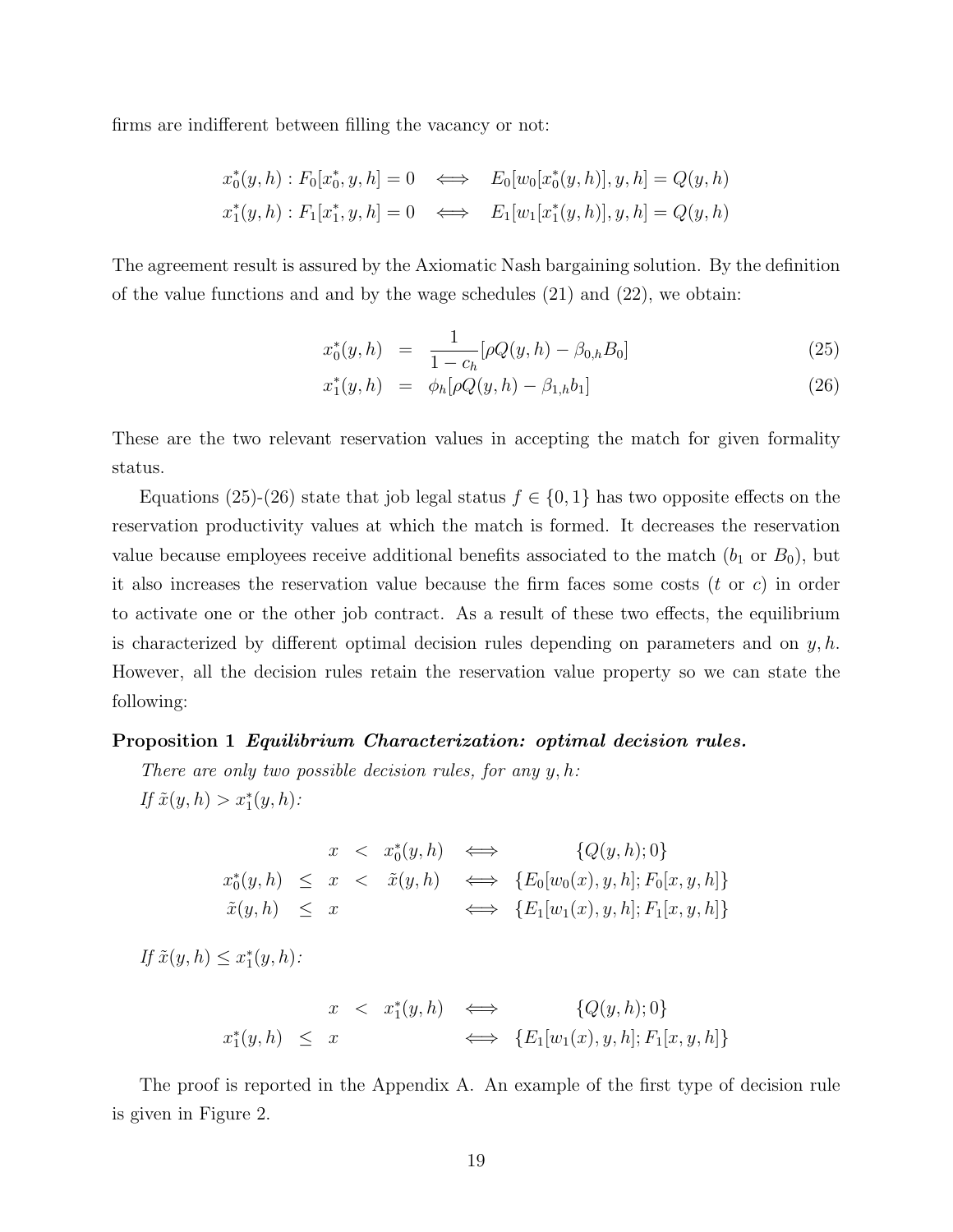firms are indifferent between filling the vacancy or not:

$$
\begin{aligned}
x_0^*(y,h) : F_0[x_0^*, y, h] = 0 \quad &\Longleftrightarrow \quad E_0[w_0[x_0^*(y,h)], y, h] = Q(y,h) \\
x_1^*(y,h) : F_1[x_1^*, y, h] = 0 \quad &\Longleftrightarrow \quad E_1[w_1[x_1^*(y,h)], y, h] = Q(y,h)
\end{aligned}
$$

The agreement result is assured by the Axiomatic Nash bargaining solution. By the definition of the value functions and and by the wage schedules (21) and (22), we obtain:

$$
x_0^*(y,h) = \frac{1}{1-c_h}[\rho Q(y,h) - \beta_{0,h} B_0] \tag{25}
$$

$$
x_1^*(y,h) = \phi_h[\rho Q(y,h) - \beta_{1,h} b_1] \tag{26}
$$

These are the two relevant reservation values in accepting the match for given formality status.

Equations (25)-(26) state that job legal status $f \in \{0,1\}$ has two opposite effects on the reservation productivity values at which the match is formed. It decreases the reservation value because employees receive additional benefits associated to the match ($b_1$ or $B_0$), but it also increases the reservation value because the firm faces some costs ($t$ or $c$) in order to activate one or the other job contract. As a result of these two effects, the equilibrium is characterized by different optimal decision rules depending on parameters and on $y, h$. However, all the decision rules retain the reservation value property so we can state the following:

**Proposition 1** ***Equilibrium Characterization: optimal decision rules.***

*There are only two possible decision rules, for any $y, h$:*

*If $\tilde{x}(y,h) > x_1^*(y,h)$:*

$$
\begin{aligned}
x < x_0^*(y,h) \quad &\Longleftrightarrow \quad \{Q(y,h); 0\} \\
x_0^*(y,h) \leq x < \tilde{x}(y,h) \quad &\Longleftrightarrow \quad \{E_0[w_0(x), y, h]; F_0[x, y, h]\} \\
\tilde{x}(y,h) \leq x \quad &\Longleftrightarrow \quad \{E_1[w_1(x), y, h]; F_1[x, y, h]\}
\end{aligned}
$$

*If $\tilde{x}(y,h) \leq x_1^*(y,h)$:*

$$
\begin{aligned}
x < x_1^*(y,h) \quad &\Longleftrightarrow \quad \{Q(y,h); 0\} \\
x_1^*(y,h) \leq x \quad &\Longleftrightarrow \quad \{E_1[w_1(x), y, h]; F_1[x, y, h]\}
\end{aligned}
$$

The proof is reported in the Appendix A. An example of the first type of decision rule is given in Figure 2.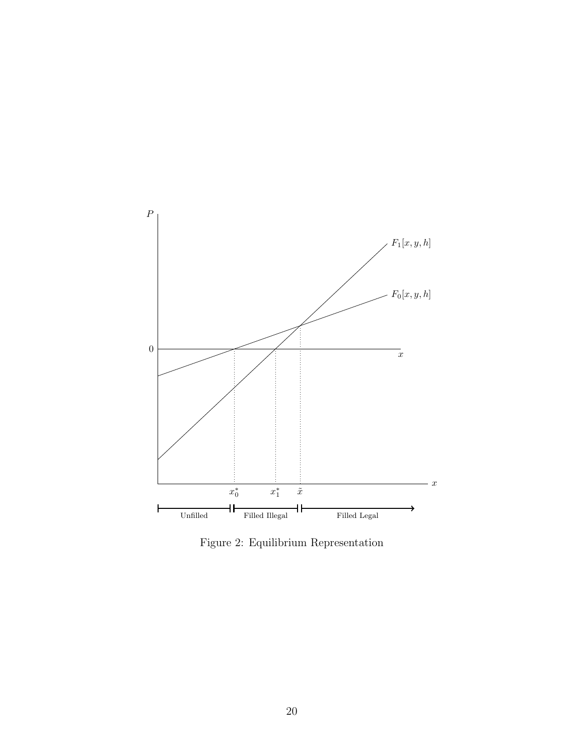Figure 2: Equilibrium Representation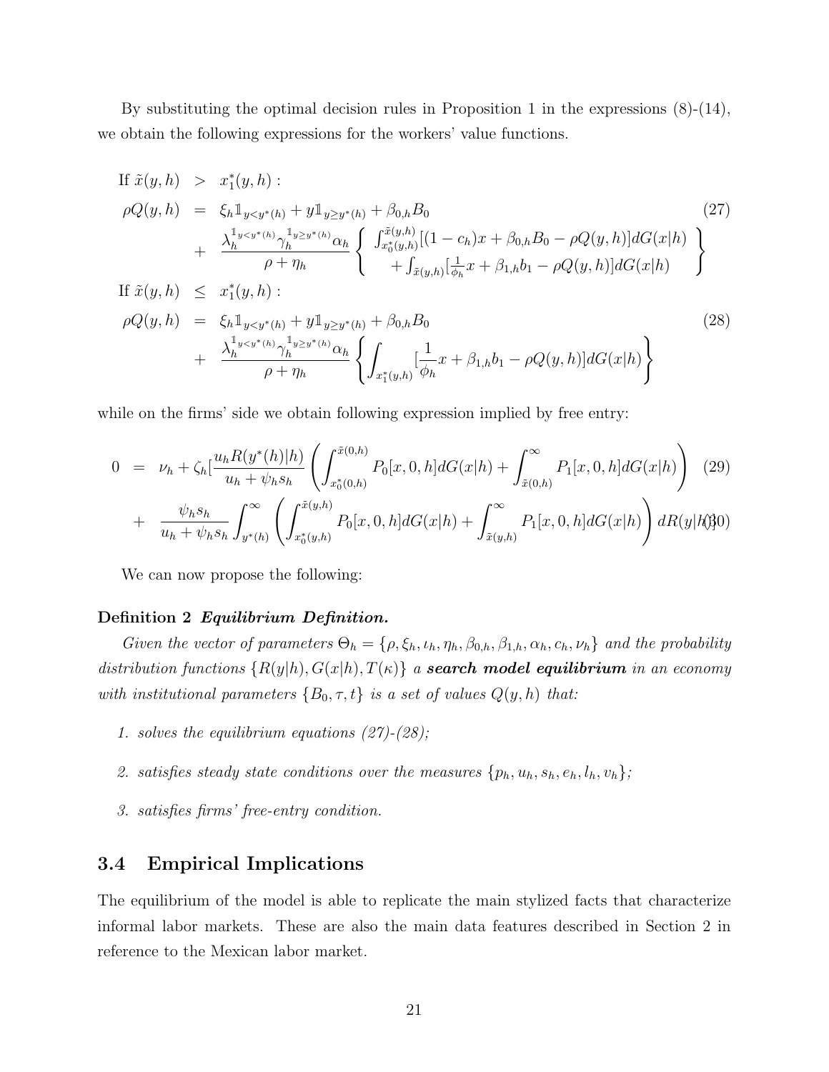By substituting the optimal decision rules in Proposition 1 in the expressions (8)-(14), we obtain the following expressions for the workers' value functions.

$$
\begin{aligned}
\text{If } \tilde{x}(y,h) &> x_1^*(y,h): \\
\rho Q(y,h) &= \xi_h \mathbb{1}_{y<y^*(h)} + y\mathbb{1}_{y\geq y^*(h)} + \beta_{0,h}B_0 \qquad (27)\\
&+ \frac{\lambda_h^{\mathbb{1}_{y<y^*(h)}} \gamma_h^{\mathbb{1}_{y\geq y^*(h)}} \alpha_h}{\rho+\eta_h} \left\{ \begin{array}{c} \int_{x_0^*(y,h)}^{\tilde{x}(y,h)} [(1-c_h)x + \beta_{0,h}B_0 - \rho Q(y,h)]dG(x|h) \\ + \int_{\tilde{x}(y,h)} [\frac{1}{\phi_h}x + \beta_{1,h}b_1 - \rho Q(y,h)]dG(x|h) \end{array} \right\} \\
\text{If } \tilde{x}(y,h) &\leq x_1^*(y,h): \\
\rho Q(y,h) &= \xi_h \mathbb{1}_{y<y^*(h)} + y\mathbb{1}_{y\geq y^*(h)} + \beta_{0,h}B_0 \qquad (28)\\
&+ \frac{\lambda_h^{\mathbb{1}_{y<y^*(h)}} \gamma_h^{\mathbb{1}_{y\geq y^*(h)}} \alpha_h}{\rho+\eta_h} \left\{ \int_{x_1^*(y,h)} [\frac{1}{\phi_h}x + \beta_{1,h}b_1 - \rho Q(y,h)]dG(x|h) \right\}
\end{aligned}
$$

while on the firms' side we obtain following expression implied by free entry:

$$
\begin{aligned}
0 &= \nu_h + \zeta_h [\frac{u_h R(y^*(h)|h)}{u_h + \psi_h s_h} \left( \int_{x_0^*(0,h)}^{\tilde{x}(0,h)} P_0[x,0,h]dG(x|h) + \int_{\tilde{x}(0,h)}^{\infty} P_1[x,0,h]dG(x|h) \right) \qquad (29)\\
&+ \frac{\psi_h s_h}{u_h + \psi_h s_h} \int_{y^*(h)}^{\infty} \left( \int_{x_0^*(y,h)}^{\tilde{x}(y,h)} P_0[x,0,h]dG(x|h) + \int_{\tilde{x}(y,h)}^{\infty} P_1[x,0,h]dG(x|h) \right) dR(y|h)] \qquad (30)
\end{aligned}
$$

We can now propose the following:

**Definition 2** ***Equilibrium Definition.***

*Given the vector of parameters $\Theta_h = \{\rho, \xi_h, \iota_h, \eta_h, \beta_{0,h}, \beta_{1,h}, \alpha_h, c_h, \nu_h\}$ and the probability distribution functions $\{R(y|h), G(x|h), T(\kappa)\}$ a* ***search model equilibrium*** *in an economy with institutional parameters $\{B_0, \tau, t\}$ is a set of values $Q(y,h)$ that:*

1. *solves the equilibrium equations (27)-(28);*
2. *satisfies steady state conditions over the measures $\{p_h, u_h, s_h, e_h, l_h, v_h\}$;*
3. *satisfies firms' free-entry condition.*

## 3.4 Empirical Implications

The equilibrium of the model is able to replicate the main stylized facts that characterize informal labor markets. These are also the main data features described in Section 2 in reference to the Mexican labor market.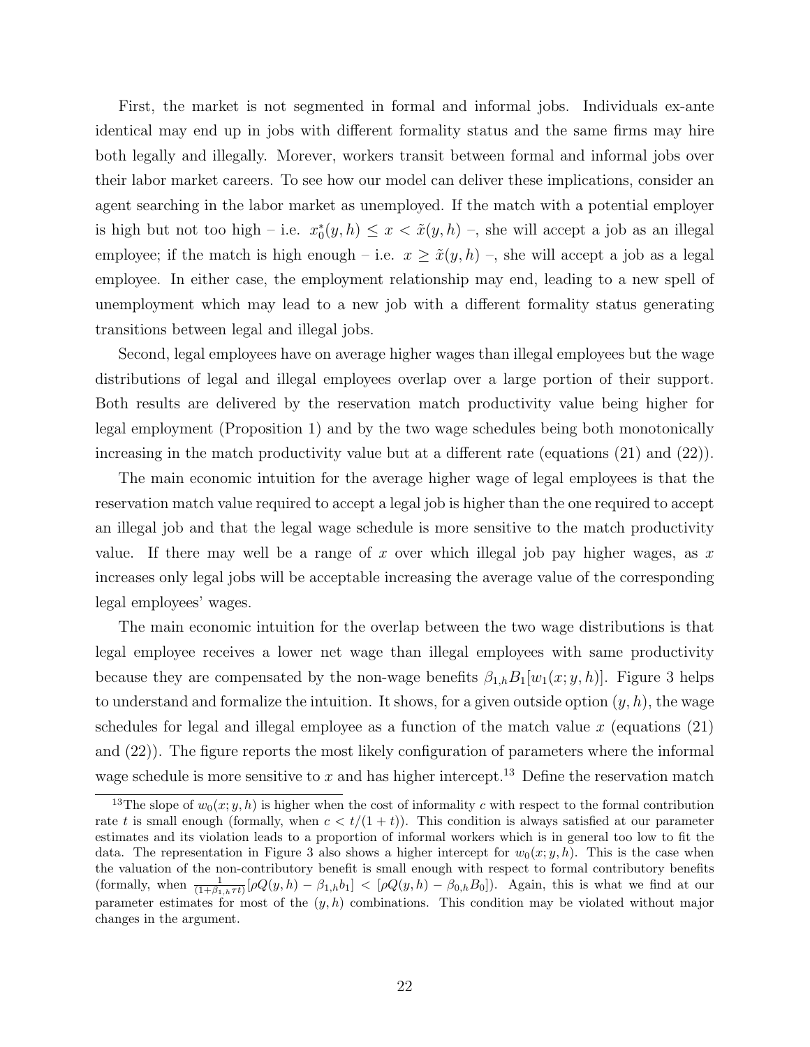First, the market is not segmented in formal and informal jobs. Individuals ex-ante identical may end up in jobs with different formality status and the same firms may hire both legally and illegally. Morever, workers transit between formal and informal jobs over their labor market careers. To see how our model can deliver these implications, consider an agent searching in the labor market as unemployed. If the match with a potential employer is high but not too high – i.e. $x_0^*(y,h) \leq x < \tilde{x}(y,h)$ –, she will accept a job as an illegal employee; if the match is high enough – i.e. $x \geq \tilde{x}(y,h)$ –, she will accept a job as a legal employee. In either case, the employment relationship may end, leading to a new spell of unemployment which may lead to a new job with a different formality status generating transitions between legal and illegal jobs.

Second, legal employees have on average higher wages than illegal employees but the wage distributions of legal and illegal employees overlap over a large portion of their support. Both results are delivered by the reservation match productivity value being higher for legal employment (Proposition 1) and by the two wage schedules being both monotonically increasing in the match productivity value but at a different rate (equations (21) and (22)).

The main economic intuition for the average higher wage of legal employees is that the reservation match value required to accept a legal job is higher than the one required to accept an illegal job and that the legal wage schedule is more sensitive to the match productivity value. If there may well be a range of $x$ over which illegal job pay higher wages, as $x$ increases only legal jobs will be acceptable increasing the average value of the corresponding legal employees' wages.

The main economic intuition for the overlap between the two wage distributions is that legal employee receives a lower net wage than illegal employees with same productivity because they are compensated by the non-wage benefits $\beta_{1,h}B_1[w_1(x;y,h)]$. Figure 3 helps to understand and formalize the intuition. It shows, for a given outside option $(y,h)$, the wage schedules for legal and illegal employee as a function of the match value $x$ (equations (21) and (22)). The figure reports the most likely configuration of parameters where the informal wage schedule is more sensitive to $x$ and has higher intercept.[13] Define the reservation match

[13] The slope of $w_0(x;y,h)$ is higher when the cost of informality $c$ with respect to the formal contribution rate $t$ is small enough (formally, when $c < t/(1+t)$). This condition is always satisfied at our parameter estimates and its violation leads to a proportion of informal workers which is in general too low to fit the data. The representation in Figure 3 also shows a higher intercept for $w_0(x;y,h)$. This is the case when the valuation of the non-contributory benefit is small enough with respect to formal contributory benefits (formally, when $\frac{1}{(1+\beta_{1,h}\tau t)}[\rho Q(y,h) - \beta_{1,h}b_1] < [\rho Q(y,h) - \beta_{0,h}B_0]$). Again, this is what we find at our parameter estimates for most of the $(y,h)$ combinations. This condition may be violated without major changes in the argument.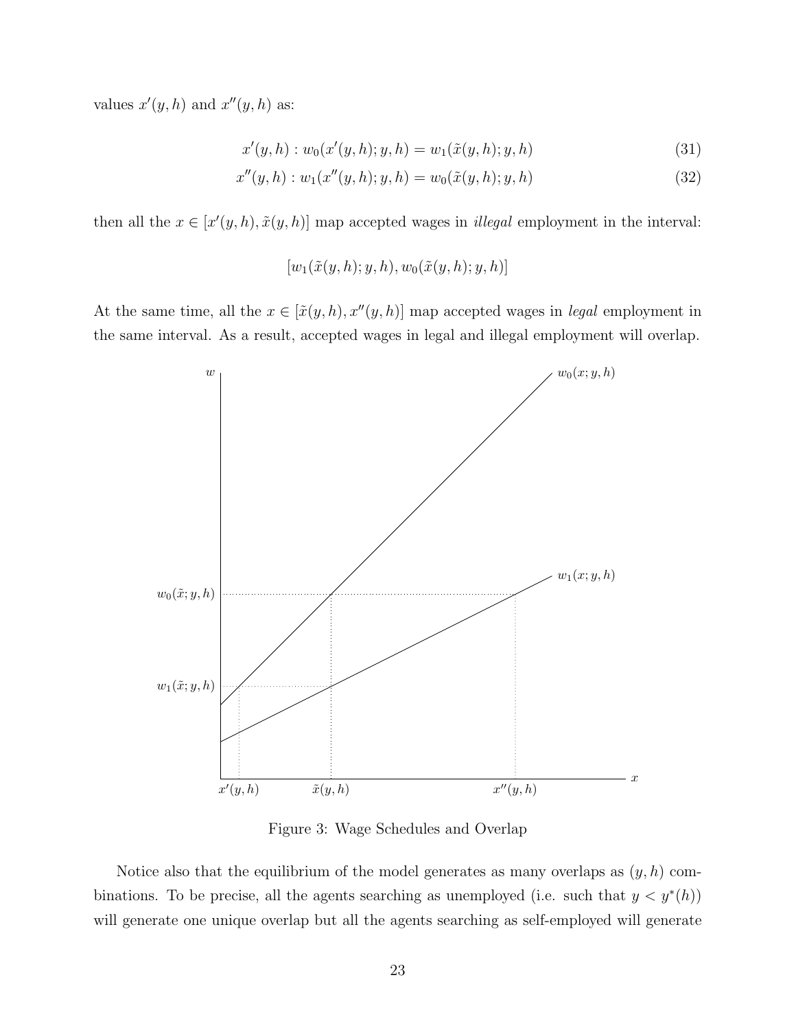values $x'(y,h)$ and $x''(y,h)$ as:

$$x'(y,h) : w_0(x'(y,h); y,h) = w_1(\tilde{x}(y,h); y,h) \tag{31}$$

$$x''(y,h) : w_1(x''(y,h); y,h) = w_0(\tilde{x}(y,h); y,h) \tag{32}$$

then all the $x \in [x'(y,h), \tilde{x}(y,h)]$ map accepted wages in *illegal* employment in the interval:

$$[w_1(\tilde{x}(y,h); y,h), w_0(\tilde{x}(y,h); y,h)]$$

At the same time, all the $x \in [\tilde{x}(y,h), x''(y,h)]$ map accepted wages in *legal* employment in the same interval. As a result, accepted wages in legal and illegal employment will overlap.

Figure 3: Wage Schedules and Overlap

Notice also that the equilibrium of the model generates as many overlaps as $(y,h)$ combinations. To be precise, all the agents searching as unemployed (i.e. such that $y < y^*(h)$) will generate one unique overlap but all the agents searching as self-employed will generate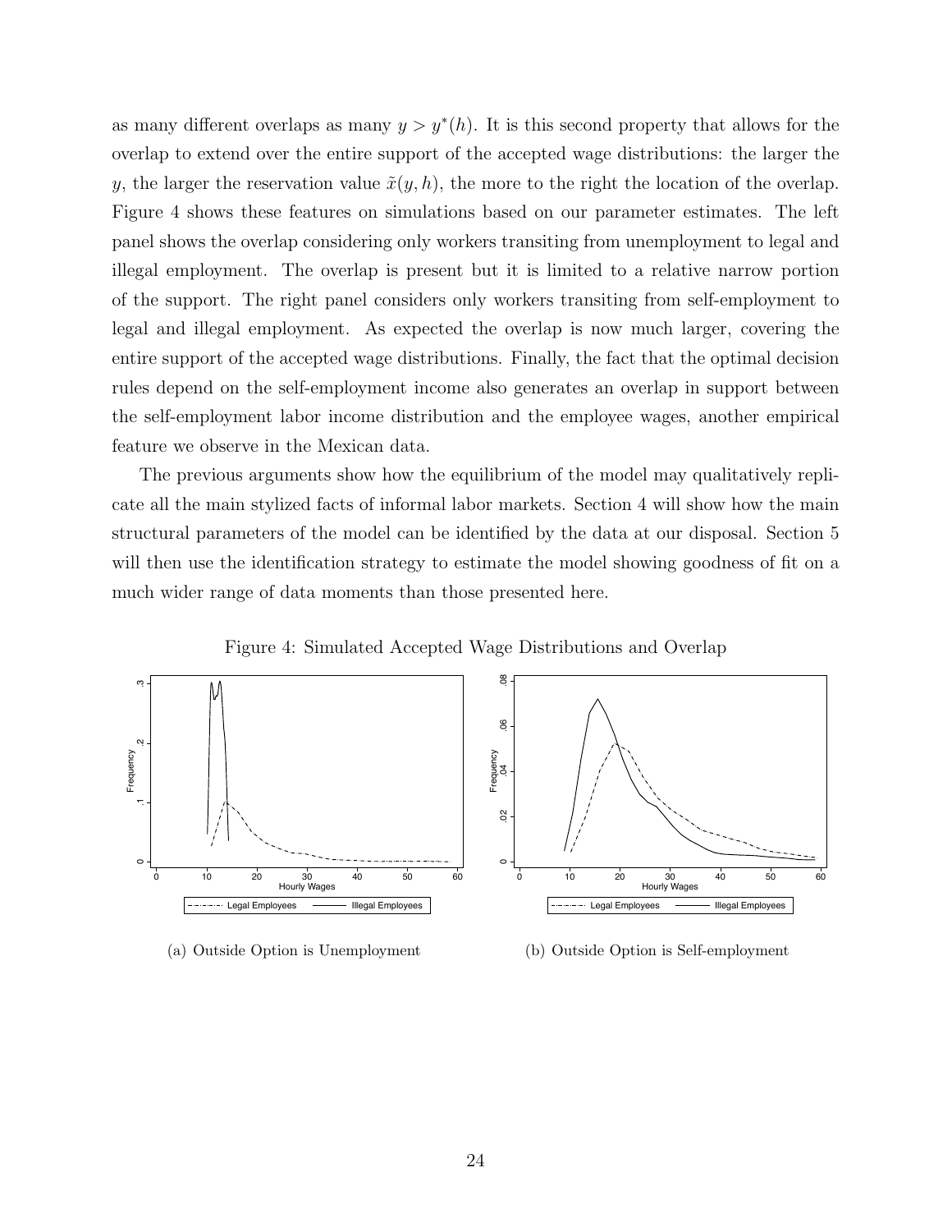as many different overlaps as many $y > y^*(h)$. It is this second property that allows for the overlap to extend over the entire support of the accepted wage distributions: the larger the $y$, the larger the reservation value $\tilde{x}(y, h)$, the more to the right the location of the overlap. Figure 4 shows these features on simulations based on our parameter estimates. The left panel shows the overlap considering only workers transiting from unemployment to legal and illegal employment. The overlap is present but it is limited to a relative narrow portion of the support. The right panel considers only workers transiting from self-employment to legal and illegal employment. As expected the overlap is now much larger, covering the entire support of the accepted wage distributions. Finally, the fact that the optimal decision rules depend on the self-employment income also generates an overlap in support between the self-employment labor income distribution and the employee wages, another empirical feature we observe in the Mexican data.

The previous arguments show how the equilibrium of the model may qualitatively replicate all the main stylized facts of informal labor markets. Section 4 will show how the main structural parameters of the model can be identified by the data at our disposal. Section 5 will then use the identification strategy to estimate the model showing goodness of fit on a much wider range of data moments than those presented here.

Figure 4: Simulated Accepted Wage Distributions and Overlap

(a) Outside Option is Unemployment

(b) Outside Option is Self-employment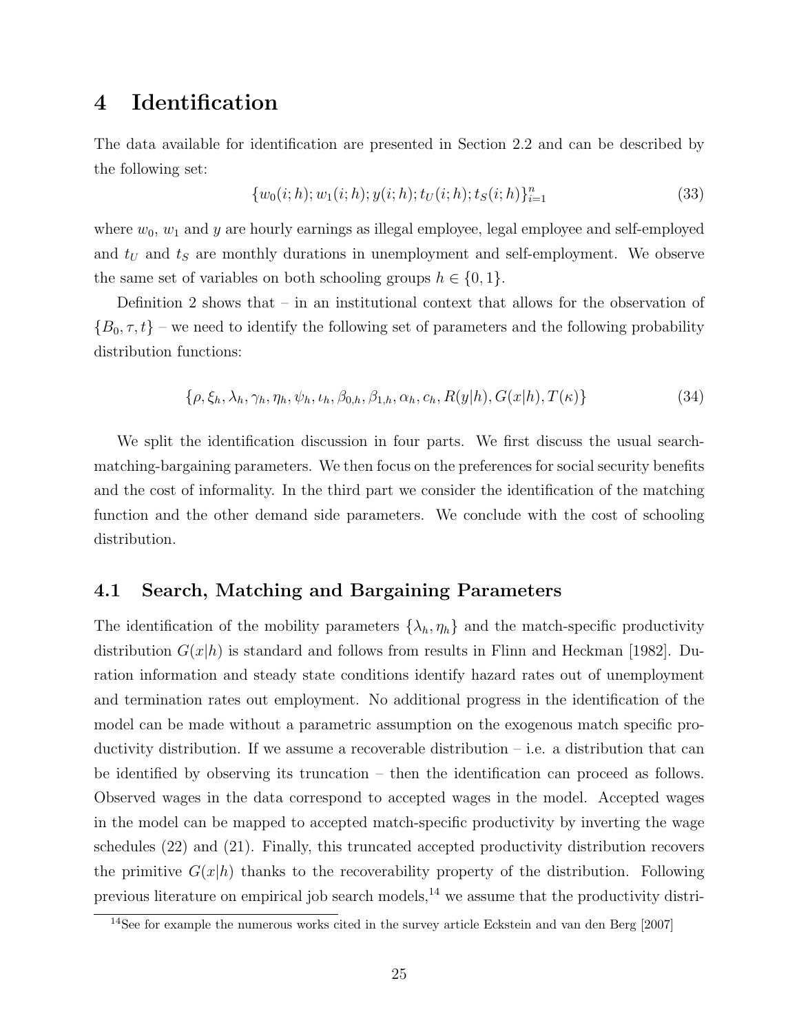# 4 Identification

The data available for identification are presented in Section 2.2 and can be described by the following set:

$$\{w_0(i;h); w_1(i;h); y(i;h); t_U(i;h); t_S(i;h)\}_{i=1}^{n} \tag{33}$$

where $w_0$, $w_1$ and $y$ are hourly earnings as illegal employee, legal employee and self-employed and $t_U$ and $t_S$ are monthly durations in unemployment and self-employment. We observe the same set of variables on both schooling groups $h \in \{0, 1\}$.

Definition 2 shows that – in an institutional context that allows for the observation of $\{B_0, \tau, t\}$ – we need to identify the following set of parameters and the following probability distribution functions:

$$\{\rho, \xi_h, \lambda_h, \gamma_h, \eta_h, \psi_h, \iota_h, \beta_{0,h}, \beta_{1,h}, \alpha_h, c_h, R(y|h), G(x|h), T(\kappa)\} \tag{34}$$

We split the identification discussion in four parts. We first discuss the usual search-matching-bargaining parameters. We then focus on the preferences for social security benefits and the cost of informality. In the third part we consider the identification of the matching function and the other demand side parameters. We conclude with the cost of schooling distribution.

## 4.1 Search, Matching and Bargaining Parameters

The identification of the mobility parameters $\{\lambda_h, \eta_h\}$ and the match-specific productivity distribution $G(x|h)$ is standard and follows from results in Flinn and Heckman [1982]. Duration information and steady state conditions identify hazard rates out of unemployment and termination rates out employment. No additional progress in the identification of the model can be made without a parametric assumption on the exogenous match specific productivity distribution. If we assume a recoverable distribution – i.e. a distribution that can be identified by observing its truncation – then the identification can proceed as follows. Observed wages in the data correspond to accepted wages in the model. Accepted wages in the model can be mapped to accepted match-specific productivity by inverting the wage schedules (22) and (21). Finally, this truncated accepted productivity distribution recovers the primitive $G(x|h)$ thanks to the recoverability property of the distribution. Following previous literature on empirical job search models,[14] we assume that the productivity distri-

[14] See for example the numerous works cited in the survey article Eckstein and van den Berg [2007]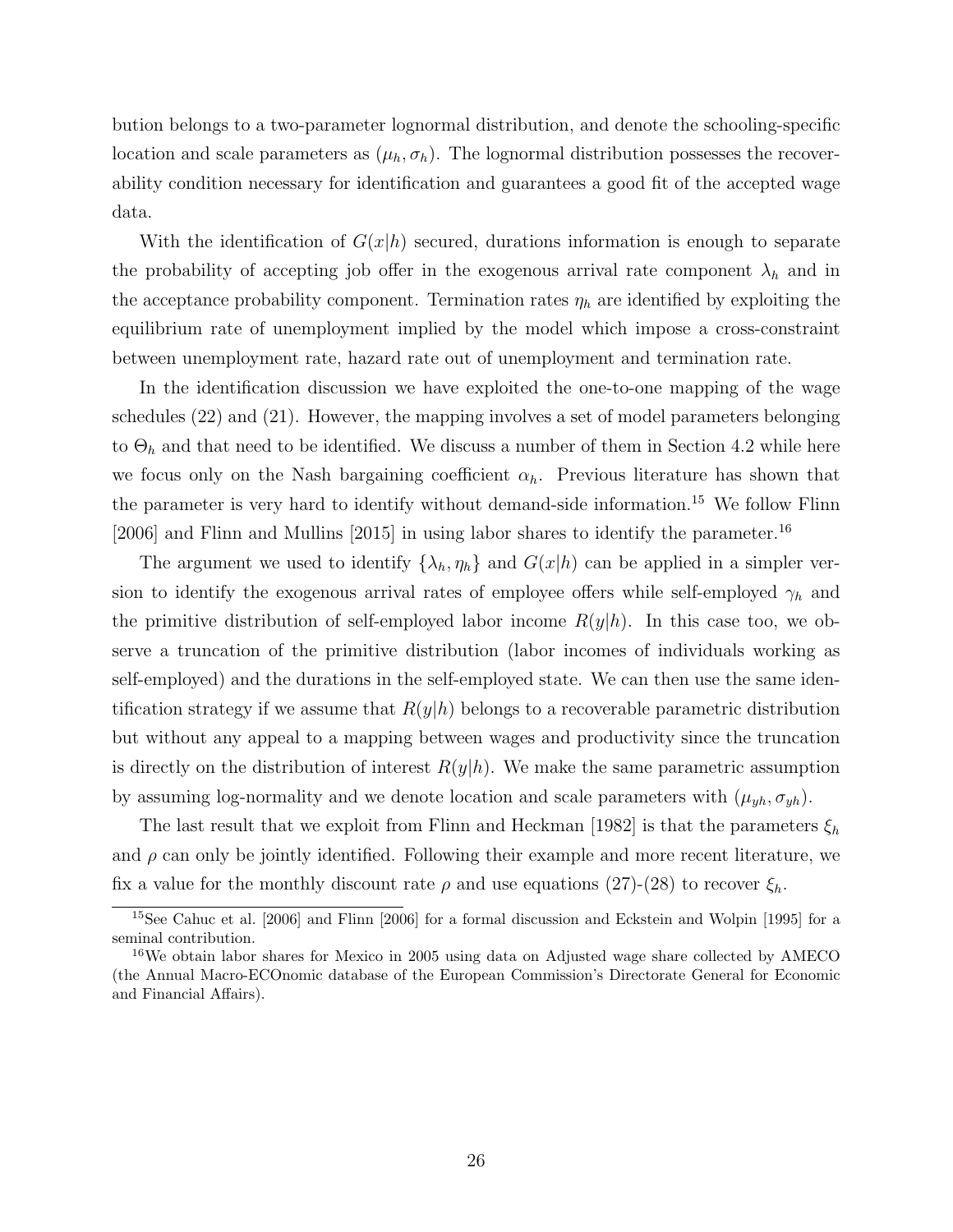bution belongs to a two-parameter lognormal distribution, and denote the schooling-specific location and scale parameters as $(\mu_h, \sigma_h)$. The lognormal distribution possesses the recoverability condition necessary for identification and guarantees a good fit of the accepted wage data.

With the identification of $G(x|h)$ secured, durations information is enough to separate the probability of accepting job offer in the exogenous arrival rate component $\lambda_h$ and in the acceptance probability component. Termination rates $\eta_h$ are identified by exploiting the equilibrium rate of unemployment implied by the model which impose a cross-constraint between unemployment rate, hazard rate out of unemployment and termination rate.

In the identification discussion we have exploited the one-to-one mapping of the wage schedules (22) and (21). However, the mapping involves a set of model parameters belonging to $\Theta_h$ and that need to be identified. We discuss a number of them in Section 4.2 while here we focus only on the Nash bargaining coefficient $\alpha_h$. Previous literature has shown that the parameter is very hard to identify without demand-side information.[15] We follow Flinn [2006] and Flinn and Mullins [2015] in using labor shares to identify the parameter.[16]

The argument we used to identify $\{\lambda_h, \eta_h\}$ and $G(x|h)$ can be applied in a simpler version to identify the exogenous arrival rates of employee offers while self-employed $\gamma_h$ and the primitive distribution of self-employed labor income $R(y|h)$. In this case too, we observe a truncation of the primitive distribution (labor incomes of individuals working as self-employed) and the durations in the self-employed state. We can then use the same identification strategy if we assume that $R(y|h)$ belongs to a recoverable parametric distribution but without any appeal to a mapping between wages and productivity since the truncation is directly on the distribution of interest $R(y|h)$. We make the same parametric assumption by assuming log-normality and we denote location and scale parameters with $(\mu_{yh}, \sigma_{yh})$.

The last result that we exploit from Flinn and Heckman [1982] is that the parameters $\xi_h$ and $\rho$ can only be jointly identified. Following their example and more recent literature, we fix a value for the monthly discount rate $\rho$ and use equations (27)-(28) to recover $\xi_h$.

---

[15] See Cahuc et al. [2006] and Flinn [2006] for a formal discussion and Eckstein and Wolpin [1995] for a seminal contribution.

[16] We obtain labor shares for Mexico in 2005 using data on Adjusted wage share collected by AMECO (the Annual Macro-ECOnomic database of the European Commission's Directorate General for Economic and Financial Affairs).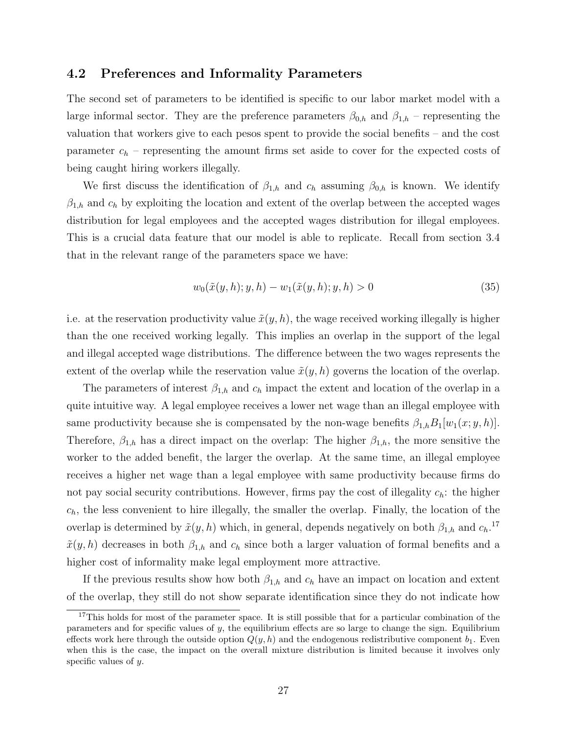## 4.2 Preferences and Informality Parameters

The second set of parameters to be identified is specific to our labor market model with a large informal sector. They are the preference parameters $\beta_{0,h}$ and $\beta_{1,h}$ – representing the valuation that workers give to each pesos spent to provide the social benefits – and the cost parameter $c_h$ – representing the amount firms set aside to cover for the expected costs of being caught hiring workers illegally.

We first discuss the identification of $\beta_{1,h}$ and $c_h$ assuming $\beta_{0,h}$ is known. We identify $\beta_{1,h}$ and $c_h$ by exploiting the location and extent of the overlap between the accepted wages distribution for legal employees and the accepted wages distribution for illegal employees. This is a crucial data feature that our model is able to replicate. Recall from section 3.4 that in the relevant range of the parameters space we have:

$$w_0(\tilde{x}(y,h);y,h) - w_1(\tilde{x}(y,h);y,h) > 0 \tag{35}$$

i.e. at the reservation productivity value $\tilde{x}(y,h)$, the wage received working illegally is higher than the one received working legally. This implies an overlap in the support of the legal and illegal accepted wage distributions. The difference between the two wages represents the extent of the overlap while the reservation value $\tilde{x}(y,h)$ governs the location of the overlap.

The parameters of interest $\beta_{1,h}$ and $c_h$ impact the extent and location of the overlap in a quite intuitive way. A legal employee receives a lower net wage than an illegal employee with same productivity because she is compensated by the non-wage benefits $\beta_{1,h}B_1[w_1(x;y,h)]$. Therefore, $\beta_{1,h}$ has a direct impact on the overlap: The higher $\beta_{1,h}$, the more sensitive the worker to the added benefit, the larger the overlap. At the same time, an illegal employee receives a higher net wage than a legal employee with same productivity because firms do not pay social security contributions. However, firms pay the cost of illegality $c_h$: the higher $c_h$, the less convenient to hire illegally, the smaller the overlap. Finally, the location of the overlap is determined by $\tilde{x}(y,h)$ which, in general, depends negatively on both $\beta_{1,h}$ and $c_h$.[17] $\tilde{x}(y,h)$ decreases in both $\beta_{1,h}$ and $c_h$ since both a larger valuation of formal benefits and a higher cost of informality make legal employment more attractive.

If the previous results show how both $\beta_{1,h}$ and $c_h$ have an impact on location and extent of the overlap, they still do not show separate identification since they do not indicate how

[17] This holds for most of the parameter space. It is still possible that for a particular combination of the parameters and for specific values of $y$, the equilibrium effects are so large to change the sign. Equilibrium effects work here through the outside option $Q(y,h)$ and the endogenous redistributive component $b_1$. Even when this is the case, the impact on the overall mixture distribution is limited because it involves only specific values of $y$.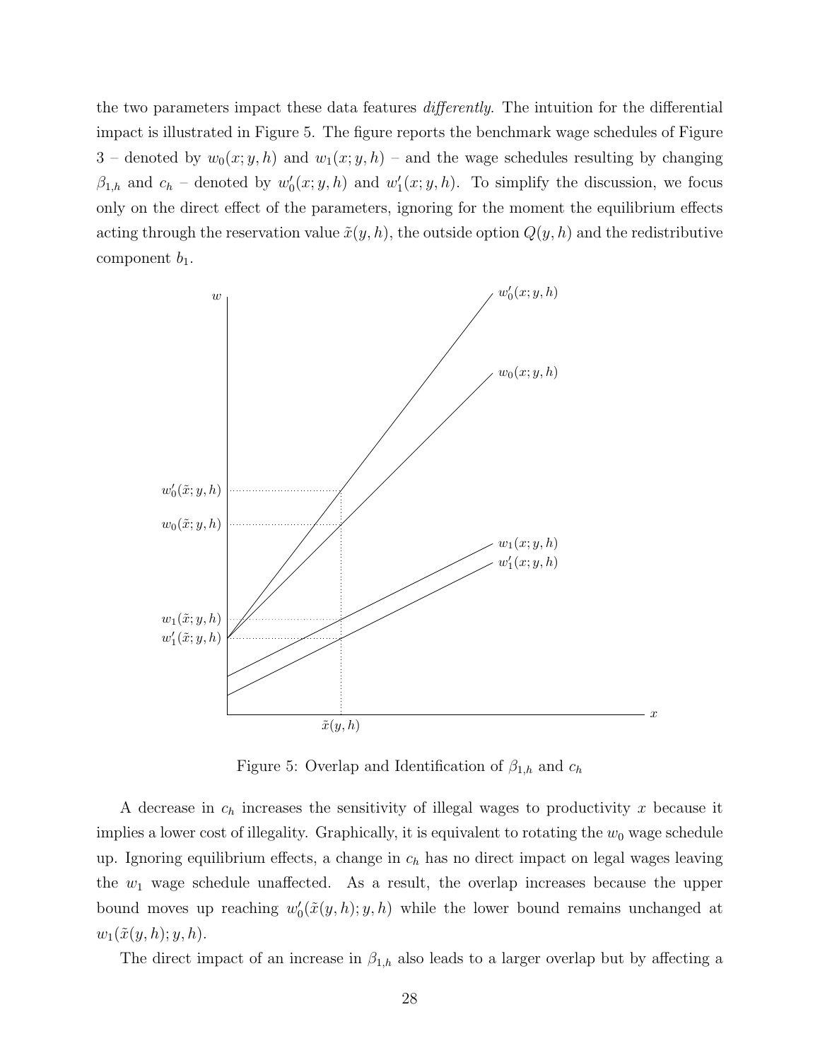the two parameters impact these data features *differently*. The intuition for the differential impact is illustrated in Figure 5. The figure reports the benchmark wage schedules of Figure 3 – denoted by $w_0(x; y, h)$ and $w_1(x; y, h)$ – and the wage schedules resulting by changing $\beta_{1,h}$ and $c_h$ – denoted by $w'_0(x; y, h)$ and $w'_1(x; y, h)$. To simplify the discussion, we focus only on the direct effect of the parameters, ignoring for the moment the equilibrium effects acting through the reservation value $\tilde{x}(y, h)$, the outside option $Q(y, h)$ and the redistributive component $b_1$.

Figure 5: Overlap and Identification of $\beta_{1,h}$ and $c_h$

A decrease in $c_h$ increases the sensitivity of illegal wages to productivity $x$ because it implies a lower cost of illegality. Graphically, it is equivalent to rotating the $w_0$ wage schedule up. Ignoring equilibrium effects, a change in $c_h$ has no direct impact on legal wages leaving the $w_1$ wage schedule unaffected. As a result, the overlap increases because the upper bound moves up reaching $w'_0(\tilde{x}(y, h); y, h)$ while the lower bound remains unchanged at $w_1(\tilde{x}(y, h); y, h)$.

The direct impact of an increase in $\beta_{1,h}$ also leads to a larger overlap but by affecting a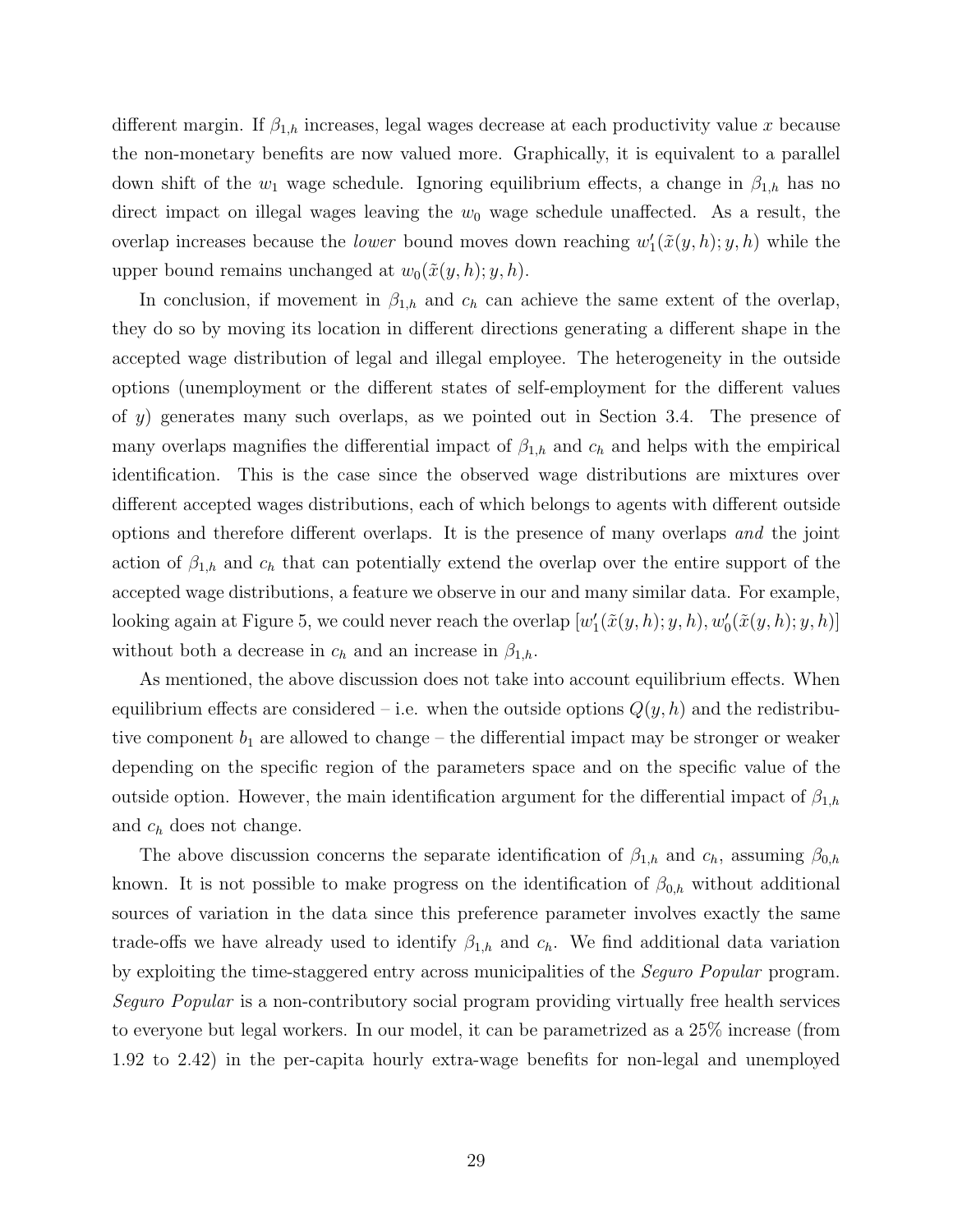different margin. If $\beta_{1,h}$ increases, legal wages decrease at each productivity value $x$ because the non-monetary benefits are now valued more. Graphically, it is equivalent to a parallel down shift of the $w_1$ wage schedule. Ignoring equilibrium effects, a change in $\beta_{1,h}$ has no direct impact on illegal wages leaving the $w_0$ wage schedule unaffected. As a result, the overlap increases because the *lower* bound moves down reaching $w_1'(\tilde{x}(y,h); y,h)$ while the upper bound remains unchanged at $w_0(\tilde{x}(y,h); y,h)$.

In conclusion, if movement in $\beta_{1,h}$ and $c_h$ can achieve the same extent of the overlap, they do so by moving its location in different directions generating a different shape in the accepted wage distribution of legal and illegal employee. The heterogeneity in the outside options (unemployment or the different states of self-employment for the different values of $y$) generates many such overlaps, as we pointed out in Section 3.4. The presence of many overlaps magnifies the differential impact of $\beta_{1,h}$ and $c_h$ and helps with the empirical identification. This is the case since the observed wage distributions are mixtures over different accepted wages distributions, each of which belongs to agents with different outside options and therefore different overlaps. It is the presence of many overlaps *and* the joint action of $\beta_{1,h}$ and $c_h$ that can potentially extend the overlap over the entire support of the accepted wage distributions, a feature we observe in our and many similar data. For example, looking again at Figure 5, we could never reach the overlap $[w_1'(\tilde{x}(y,h); y,h), w_0'(\tilde{x}(y,h); y,h)]$ without both a decrease in $c_h$ and an increase in $\beta_{1,h}$.

As mentioned, the above discussion does not take into account equilibrium effects. When equilibrium effects are considered – i.e. when the outside options $Q(y,h)$ and the redistributive component $b_1$ are allowed to change – the differential impact may be stronger or weaker depending on the specific region of the parameters space and on the specific value of the outside option. However, the main identification argument for the differential impact of $\beta_{1,h}$ and $c_h$ does not change.

The above discussion concerns the separate identification of $\beta_{1,h}$ and $c_h$, assuming $\beta_{0,h}$ known. It is not possible to make progress on the identification of $\beta_{0,h}$ without additional sources of variation in the data since this preference parameter involves exactly the same trade-offs we have already used to identify $\beta_{1,h}$ and $c_h$. We find additional data variation by exploiting the time-staggered entry across municipalities of the *Seguro Popular* program. *Seguro Popular* is a non-contributory social program providing virtually free health services to everyone but legal workers. In our model, it can be parametrized as a 25% increase (from 1.92 to 2.42) in the per-capita hourly extra-wage benefits for non-legal and unemployed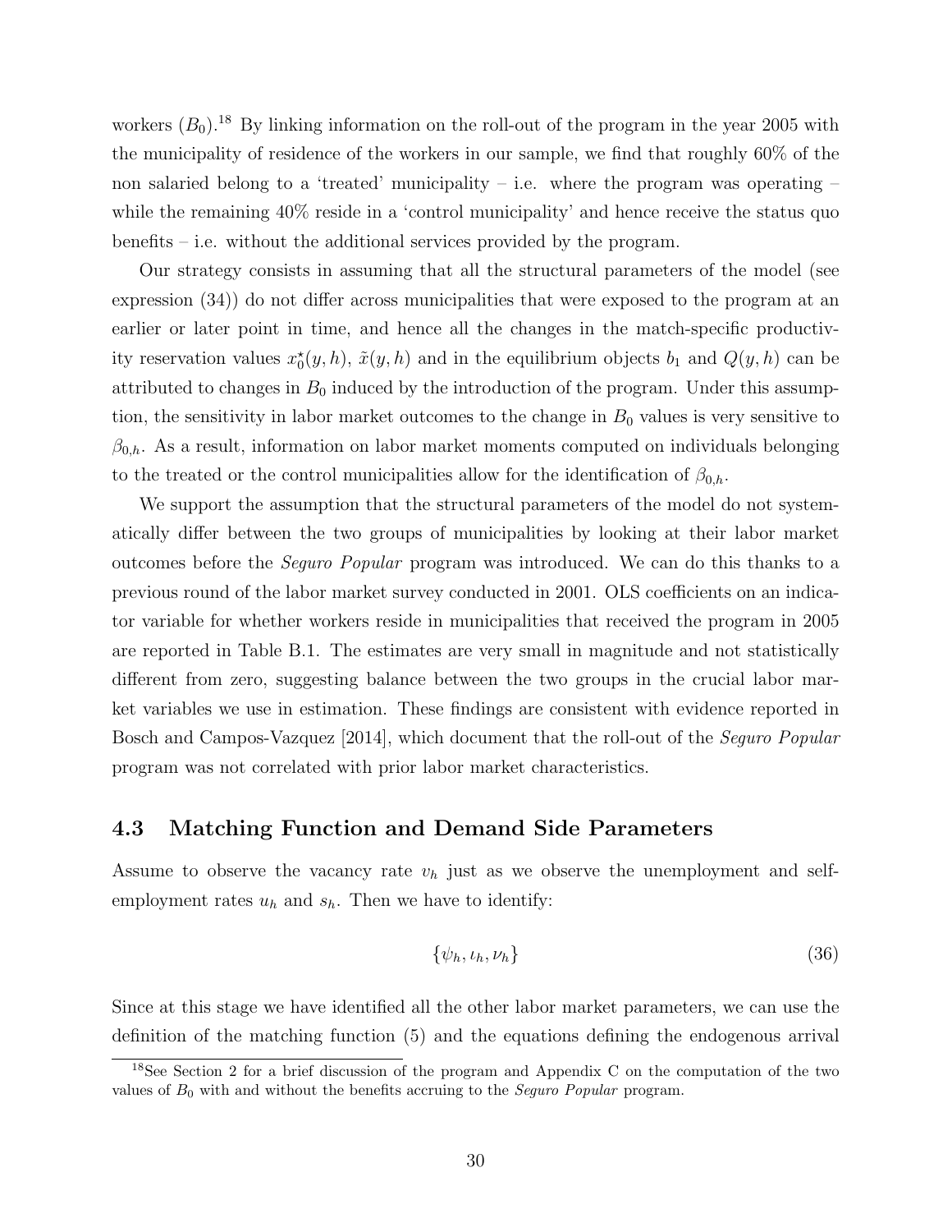workers ($B_0$).[18] By linking information on the roll-out of the program in the year 2005 with the municipality of residence of the workers in our sample, we find that roughly 60% of the non salaried belong to a 'treated' municipality – i.e. where the program was operating – while the remaining 40% reside in a 'control municipality' and hence receive the status quo benefits – i.e. without the additional services provided by the program.

Our strategy consists in assuming that all the structural parameters of the model (see expression (34)) do not differ across municipalities that were exposed to the program at an earlier or later point in time, and hence all the changes in the match-specific productivity reservation values $x_0^\star(y,h)$, $\tilde{x}(y,h)$ and in the equilibrium objects $b_1$ and $Q(y,h)$ can be attributed to changes in $B_0$ induced by the introduction of the program. Under this assumption, the sensitivity in labor market outcomes to the change in $B_0$ values is very sensitive to $\beta_{0,h}$. As a result, information on labor market moments computed on individuals belonging to the treated or the control municipalities allow for the identification of $\beta_{0,h}$.

We support the assumption that the structural parameters of the model do not systematically differ between the two groups of municipalities by looking at their labor market outcomes before the *Seguro Popular* program was introduced. We can do this thanks to a previous round of the labor market survey conducted in 2001. OLS coefficients on an indicator variable for whether workers reside in municipalities that received the program in 2005 are reported in Table B.1. The estimates are very small in magnitude and not statistically different from zero, suggesting balance between the two groups in the crucial labor market variables we use in estimation. These findings are consistent with evidence reported in Bosch and Campos-Vazquez [2014], which document that the roll-out of the *Seguro Popular* program was not correlated with prior labor market characteristics.

## 4.3 Matching Function and Demand Side Parameters

Assume to observe the vacancy rate $v_h$ just as we observe the unemployment and self-employment rates $u_h$ and $s_h$. Then we have to identify:

$$\{\psi_h, \iota_h, \nu_h\} \tag{36}$$

Since at this stage we have identified all the other labor market parameters, we can use the definition of the matching function (5) and the equations defining the endogenous arrival

[18] See Section 2 for a brief discussion of the program and Appendix C on the computation of the two values of $B_0$ with and without the benefits accruing to the *Seguro Popular* program.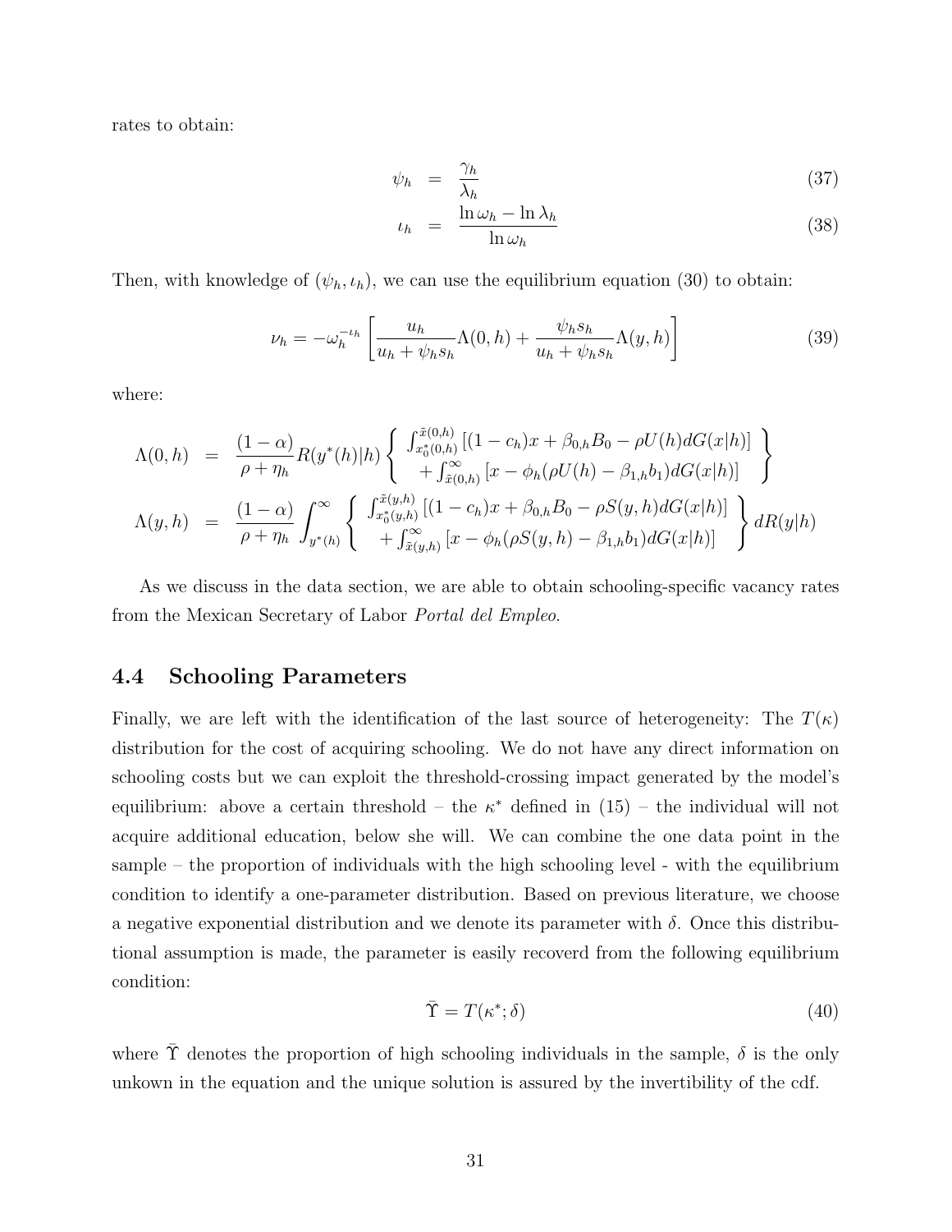rates to obtain:

$$\psi_h = \frac{\gamma_h}{\lambda_h} \tag{37}$$

$$\iota_h = \frac{\ln \omega_h - \ln \lambda_h}{\ln \omega_h} \tag{38}$$

Then, with knowledge of $(\psi_h, \iota_h)$, we can use the equilibrium equation (30) to obtain:

$$\nu_h = -\omega_h^{-\iota_h} \left[ \frac{u_h}{u_h + \psi_h s_h} \Lambda(0,h) + \frac{\psi_h s_h}{u_h + \psi_h s_h} \Lambda(y,h) \right] \tag{39}$$

where:

$$\Lambda(0,h) = \frac{(1-\alpha)}{\rho + \eta_h} R(y^*(h)|h) \left\{ \begin{array}{c} \int_{x_0^*(0,h)}^{\tilde{x}(0,h)} [(1-c_h)x + \beta_{0,h}B_0 - \rho U(h) dG(x|h)] \\ + \int_{\tilde{x}(0,h)}^{\infty} [x - \phi_h(\rho U(h) - \beta_{1,h}b_1) dG(x|h)] \end{array} \right\}$$

$$\Lambda(y,h) = \frac{(1-\alpha)}{\rho + \eta_h} \int_{y^*(h)}^{\infty} \left\{ \begin{array}{c} \int_{x_0^*(y,h)}^{\tilde{x}(y,h)} [(1-c_h)x + \beta_{0,h}B_0 - \rho S(y,h) dG(x|h)] \\ + \int_{\tilde{x}(y,h)}^{\infty} [x - \phi_h(\rho S(y,h) - \beta_{1,h}b_1) dG(x|h)] \end{array} \right\} dR(y|h)$$

As we discuss in the data section, we are able to obtain schooling-specific vacancy rates from the Mexican Secretary of Labor *Portal del Empleo*.

## 4.4 Schooling Parameters

Finally, we are left with the identification of the last source of heterogeneity: The $T(\kappa)$ distribution for the cost of acquiring schooling. We do not have any direct information on schooling costs but we can exploit the threshold-crossing impact generated by the model's equilibrium: above a certain threshold – the $\kappa^*$ defined in (15) – the individual will not acquire additional education, below she will. We can combine the one data point in the sample – the proportion of individuals with the high schooling level - with the equilibrium condition to identify a one-parameter distribution. Based on previous literature, we choose a negative exponential distribution and we denote its parameter with $\delta$. Once this distributional assumption is made, the parameter is easily recoverd from the following equilibrium condition:

$$\bar{\Upsilon} = T(\kappa^*; \delta) \tag{40}$$

where $\bar{\Upsilon}$ denotes the proportion of high schooling individuals in the sample, $\delta$ is the only unkown in the equation and the unique solution is assured by the invertibility of the cdf.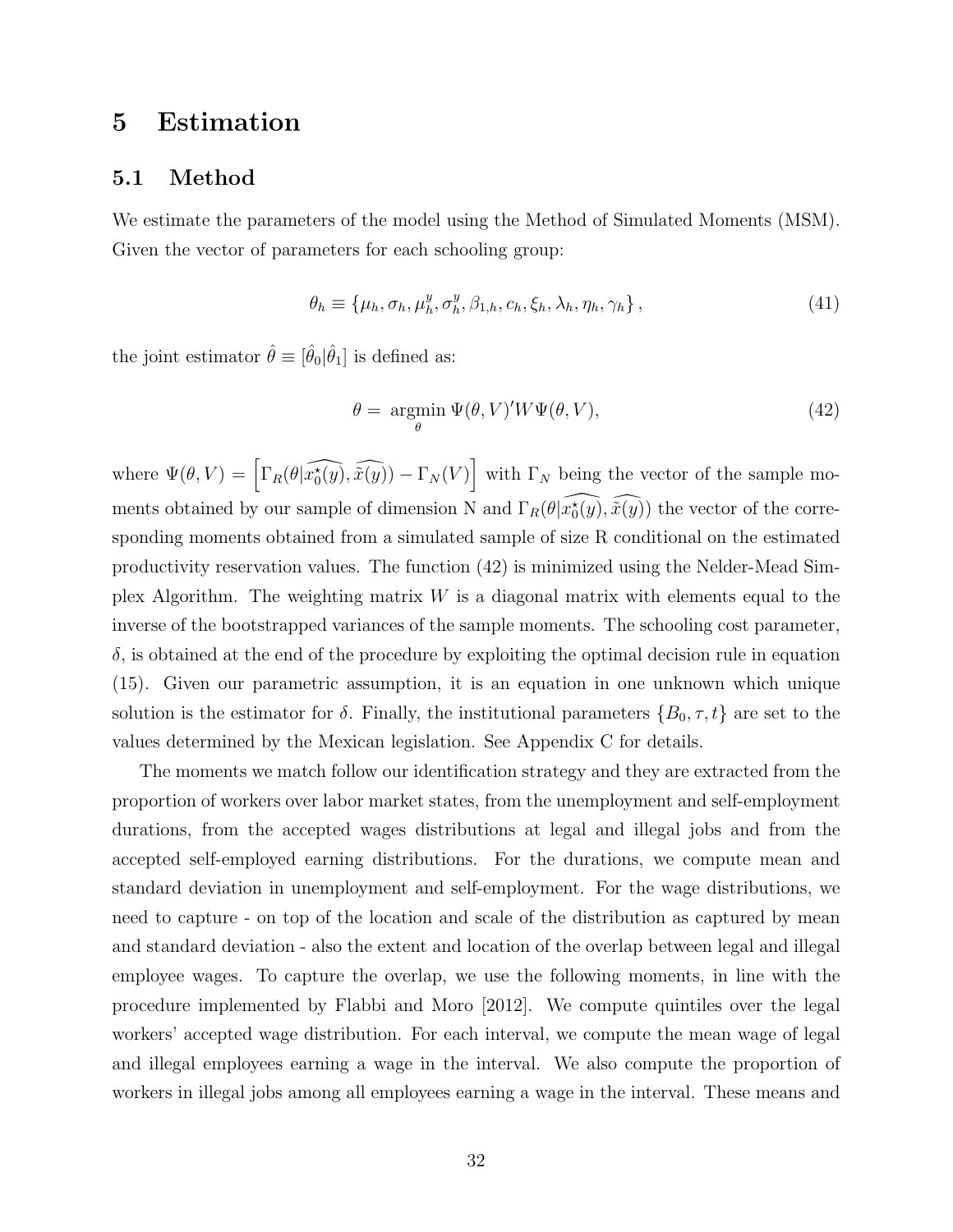# 5 Estimation

## 5.1 Method

We estimate the parameters of the model using the Method of Simulated Moments (MSM). Given the vector of parameters for each schooling group:

$$\theta_h \equiv \{\mu_h, \sigma_h, \mu_h^y, \sigma_h^y, \beta_{1,h}, c_h, \xi_h, \lambda_h, \eta_h, \gamma_h\}, \tag{41}$$

the joint estimator $\hat{\theta} \equiv [\hat{\theta}_0 | \hat{\theta}_1]$ is defined as:

$$\theta = \underset{\theta}{\operatorname{argmin}} \, \Psi(\theta, V)' W \Psi(\theta, V), \tag{42}$$

where $\Psi(\theta, V) = \left[\Gamma_R(\theta | \widehat{x_0^\star(y)}, \widehat{\tilde{x}(y)}) - \Gamma_N(V)\right]$ with $\Gamma_N$ being the vector of the sample moments obtained by our sample of dimension N and $\Gamma_R(\theta | \widehat{x_0^\star(y)}, \widehat{\tilde{x}(y)})$ the vector of the corresponding moments obtained from a simulated sample of size R conditional on the estimated productivity reservation values. The function (42) is minimized using the Nelder-Mead Simplex Algorithm. The weighting matrix $W$ is a diagonal matrix with elements equal to the inverse of the bootstrapped variances of the sample moments. The schooling cost parameter, $\delta$, is obtained at the end of the procedure by exploiting the optimal decision rule in equation (15). Given our parametric assumption, it is an equation in one unknown which unique solution is the estimator for $\delta$. Finally, the institutional parameters $\{B_0, \tau, t\}$ are set to the values determined by the Mexican legislation. See Appendix C for details.

The moments we match follow our identification strategy and they are extracted from the proportion of workers over labor market states, from the unemployment and self-employment durations, from the accepted wages distributions at legal and illegal jobs and from the accepted self-employed earning distributions. For the durations, we compute mean and standard deviation in unemployment and self-employment. For the wage distributions, we need to capture - on top of the location and scale of the distribution as captured by mean and standard deviation - also the extent and location of the overlap between legal and illegal employee wages. To capture the overlap, we use the following moments, in line with the procedure implemented by Flabbi and Moro [2012]. We compute quintiles over the legal workers' accepted wage distribution. For each interval, we compute the mean wage of legal and illegal employees earning a wage in the interval. We also compute the proportion of workers in illegal jobs among all employees earning a wage in the interval. These means and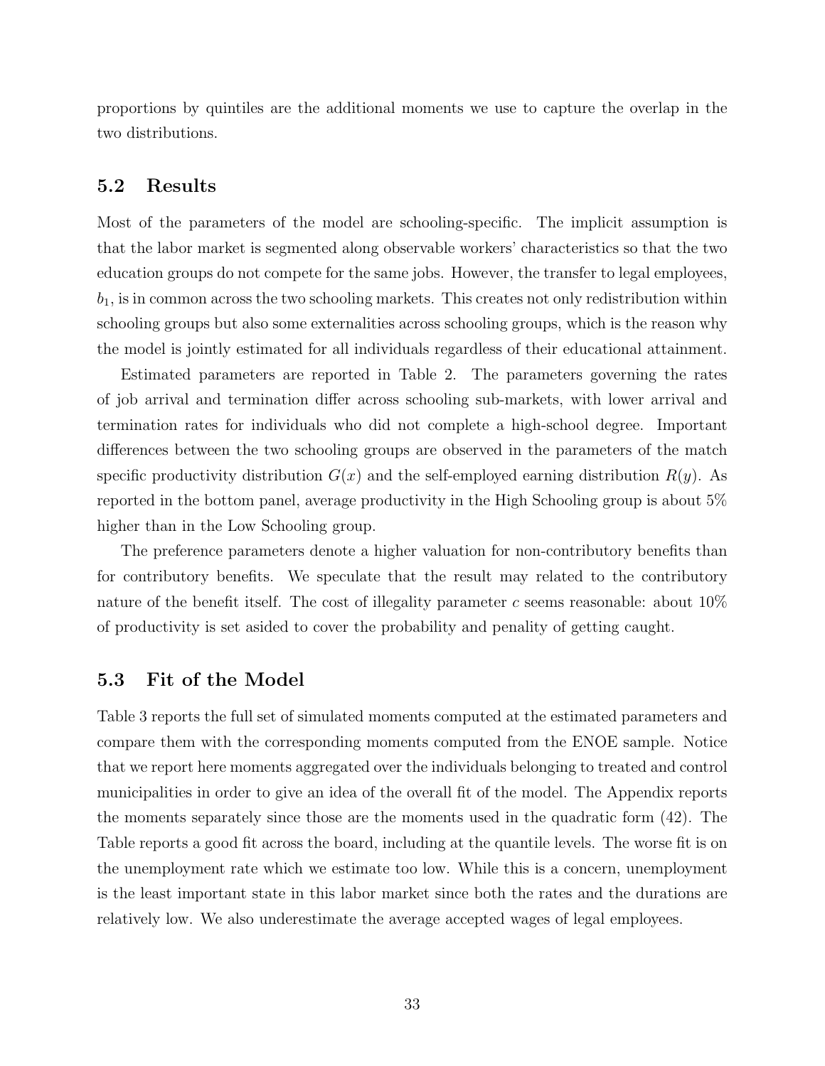proportions by quintiles are the additional moments we use to capture the overlap in the two distributions.

### 5.2 Results

Most of the parameters of the model are schooling-specific. The implicit assumption is that the labor market is segmented along observable workers' characteristics so that the two education groups do not compete for the same jobs. However, the transfer to legal employees, $b_1$, is in common across the two schooling markets. This creates not only redistribution within schooling groups but also some externalities across schooling groups, which is the reason why the model is jointly estimated for all individuals regardless of their educational attainment.

Estimated parameters are reported in Table 2. The parameters governing the rates of job arrival and termination differ across schooling sub-markets, with lower arrival and termination rates for individuals who did not complete a high-school degree. Important differences between the two schooling groups are observed in the parameters of the match specific productivity distribution $G(x)$ and the self-employed earning distribution $R(y)$. As reported in the bottom panel, average productivity in the High Schooling group is about 5% higher than in the Low Schooling group.

The preference parameters denote a higher valuation for non-contributory benefits than for contributory benefits. We speculate that the result may related to the contributory nature of the benefit itself. The cost of illegality parameter $c$ seems reasonable: about 10% of productivity is set asided to cover the probability and penality of getting caught.

### 5.3 Fit of the Model

Table 3 reports the full set of simulated moments computed at the estimated parameters and compare them with the corresponding moments computed from the ENOE sample. Notice that we report here moments aggregated over the individuals belonging to treated and control municipalities in order to give an idea of the overall fit of the model. The Appendix reports the moments separately since those are the moments used in the quadratic form (42). The Table reports a good fit across the board, including at the quantile levels. The worse fit is on the unemployment rate which we estimate too low. While this is a concern, unemployment is the least important state in this labor market since both the rates and the durations are relatively low. We also underestimate the average accepted wages of legal employees.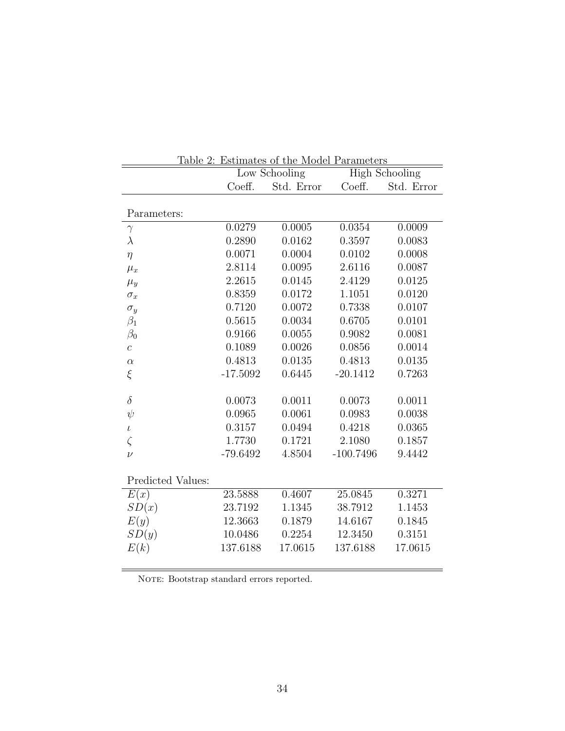Table 2: Estimates of the Model Parameters

| | Low Schooling | | High Schooling | |
|---|---|---|---|---|
| | Coeff. | Std. Error | Coeff. | Std. Error |
| Parameters: | | | | |
| $\gamma$ | 0.0279 | 0.0005 | 0.0354 | 0.0009 |
| $\lambda$ | 0.2890 | 0.0162 | 0.3597 | 0.0083 |
| $\eta$ | 0.0071 | 0.0004 | 0.0102 | 0.0008 |
| $\mu_x$ | 2.8114 | 0.0095 | 2.6116 | 0.0087 |
| $\mu_y$ | 2.2615 | 0.0145 | 2.4129 | 0.0125 |
| $\sigma_x$ | 0.8359 | 0.0172 | 1.1051 | 0.0120 |
| $\sigma_y$ | 0.7120 | 0.0072 | 0.7338 | 0.0107 |
| $\beta_1$ | 0.5615 | 0.0034 | 0.6705 | 0.0101 |
| $\beta_0$ | 0.9166 | 0.0055 | 0.9082 | 0.0081 |
| $c$ | 0.1089 | 0.0026 | 0.0856 | 0.0014 |
| $\alpha$ | 0.4813 | 0.0135 | 0.4813 | 0.0135 |
| $\xi$ | -17.5092 | 0.6445 | -20.1412 | 0.7263 |
| $\delta$ | 0.0073 | 0.0011 | 0.0073 | 0.0011 |
| $\psi$ | 0.0965 | 0.0061 | 0.0983 | 0.0038 |
| $\iota$ | 0.3157 | 0.0494 | 0.4218 | 0.0365 |
| $\zeta$ | 1.7730 | 0.1721 | 2.1080 | 0.1857 |
| $\nu$ | -79.6492 | 4.8504 | -100.7496 | 9.4442 |
| Predicted Values: | | | | |
| $E(x)$ | 23.5888 | 0.4607 | 25.0845 | 0.3271 |
| $SD(x)$ | 23.7192 | 1.1345 | 38.7912 | 1.1453 |
| $E(y)$ | 12.3663 | 0.1879 | 14.6167 | 0.1845 |
| $SD(y)$ | 10.0486 | 0.2254 | 12.3450 | 0.3151 |
| $E(k)$ | 137.6188 | 17.0615 | 137.6188 | 17.0615 |

NOTE: Bootstrap standard errors reported.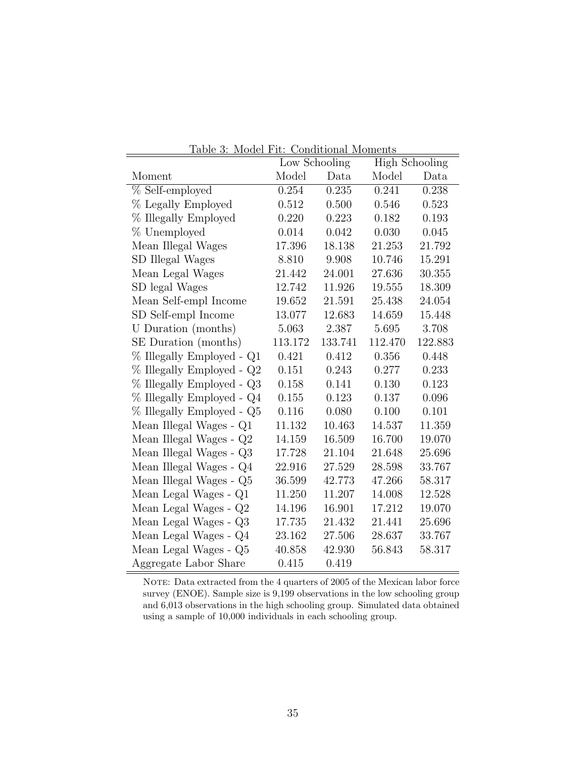Table 3: Model Fit: Conditional Moments

| | Low Schooling | | High Schooling | |
|---|---|---|---|---|
| Moment | Model | Data | Model | Data |
| % Self-employed | 0.254 | 0.235 | 0.241 | 0.238 |
| % Legally Employed | 0.512 | 0.500 | 0.546 | 0.523 |
| % Illegally Employed | 0.220 | 0.223 | 0.182 | 0.193 |
| % Unemployed | 0.014 | 0.042 | 0.030 | 0.045 |
| Mean Illegal Wages | 17.396 | 18.138 | 21.253 | 21.792 |
| SD Illegal Wages | 8.810 | 9.908 | 10.746 | 15.291 |
| Mean Legal Wages | 21.442 | 24.001 | 27.636 | 30.355 |
| SD legal Wages | 12.742 | 11.926 | 19.555 | 18.309 |
| Mean Self-empl Income | 19.652 | 21.591 | 25.438 | 24.054 |
| SD Self-empl Income | 13.077 | 12.683 | 14.659 | 15.448 |
| U Duration (months) | 5.063 | 2.387 | 5.695 | 3.708 |
| SE Duration (months) | 113.172 | 133.741 | 112.470 | 122.883 |
| % Illegally Employed - Q1 | 0.421 | 0.412 | 0.356 | 0.448 |
| % Illegally Employed - Q2 | 0.151 | 0.243 | 0.277 | 0.233 |
| % Illegally Employed - Q3 | 0.158 | 0.141 | 0.130 | 0.123 |
| % Illegally Employed - Q4 | 0.155 | 0.123 | 0.137 | 0.096 |
| % Illegally Employed - Q5 | 0.116 | 0.080 | 0.100 | 0.101 |
| Mean Illegal Wages - Q1 | 11.132 | 10.463 | 14.537 | 11.359 |
| Mean Illegal Wages - Q2 | 14.159 | 16.509 | 16.700 | 19.070 |
| Mean Illegal Wages - Q3 | 17.728 | 21.104 | 21.648 | 25.696 |
| Mean Illegal Wages - Q4 | 22.916 | 27.529 | 28.598 | 33.767 |
| Mean Illegal Wages - Q5 | 36.599 | 42.773 | 47.266 | 58.317 |
| Mean Legal Wages - Q1 | 11.250 | 11.207 | 14.008 | 12.528 |
| Mean Legal Wages - Q2 | 14.196 | 16.901 | 17.212 | 19.070 |
| Mean Legal Wages - Q3 | 17.735 | 21.432 | 21.441 | 25.696 |
| Mean Legal Wages - Q4 | 23.162 | 27.506 | 28.637 | 33.767 |
| Mean Legal Wages - Q5 | 40.858 | 42.930 | 56.843 | 58.317 |
| Aggregate Labor Share | 0.415 | 0.419 | | |

NOTE: Data extracted from the 4 quarters of 2005 of the Mexican labor force survey (ENOE). Sample size is 9,199 observations in the low schooling group and 6,013 observations in the high schooling group. Simulated data obtained using a sample of 10,000 individuals in each schooling group.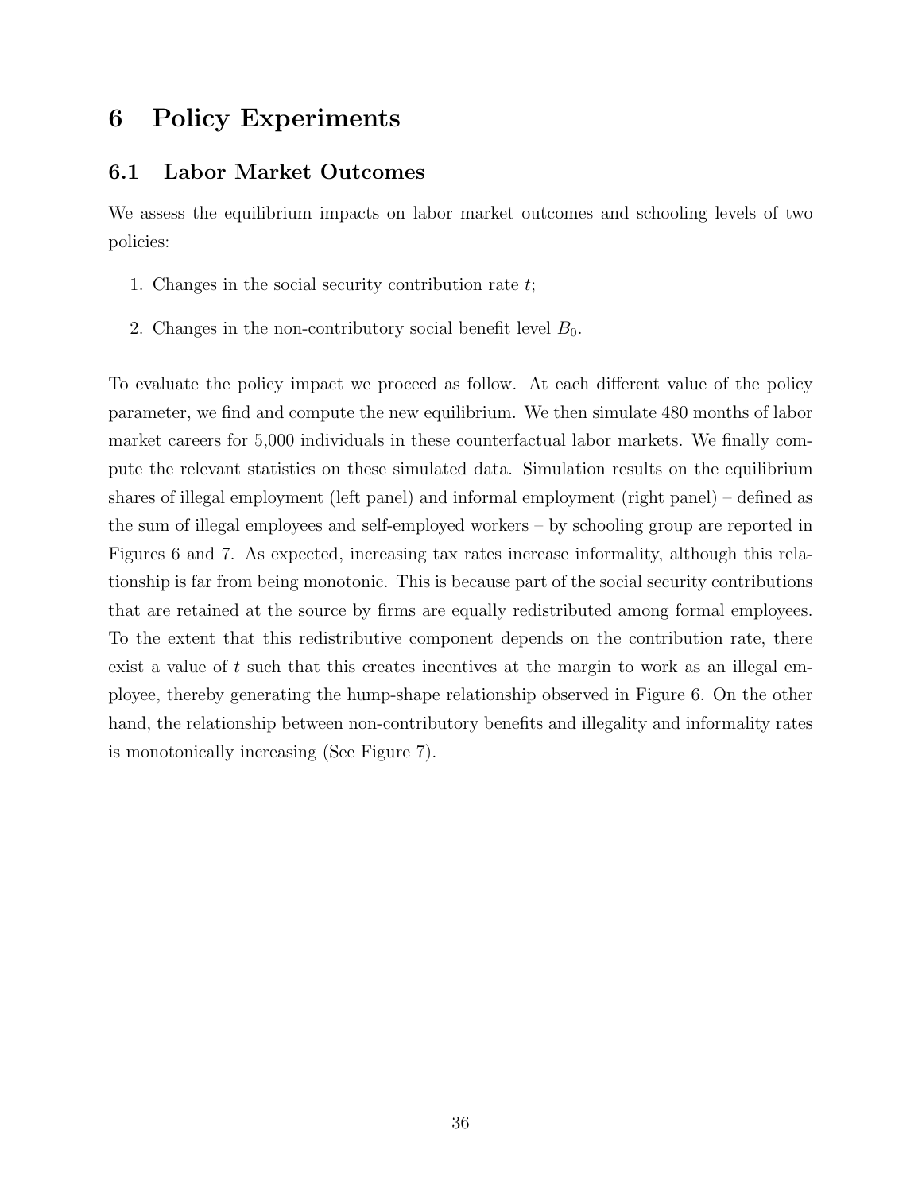# 6 Policy Experiments

## 6.1 Labor Market Outcomes

We assess the equilibrium impacts on labor market outcomes and schooling levels of two policies:

1. Changes in the social security contribution rate $t$;
2. Changes in the non-contributory social benefit level $B_0$.

To evaluate the policy impact we proceed as follow. At each different value of the policy parameter, we find and compute the new equilibrium. We then simulate 480 months of labor market careers for 5,000 individuals in these counterfactual labor markets. We finally compute the relevant statistics on these simulated data. Simulation results on the equilibrium shares of illegal employment (left panel) and informal employment (right panel) – defined as the sum of illegal employees and self-employed workers – by schooling group are reported in Figures 6 and 7. As expected, increasing tax rates increase informality, although this relationship is far from being monotonic. This is because part of the social security contributions that are retained at the source by firms are equally redistributed among formal employees. To the extent that this redistributive component depends on the contribution rate, there exist a value of $t$ such that this creates incentives at the margin to work as an illegal employee, thereby generating the hump-shape relationship observed in Figure 6. On the other hand, the relationship between non-contributory benefits and illegality and informality rates is monotonically increasing (See Figure 7).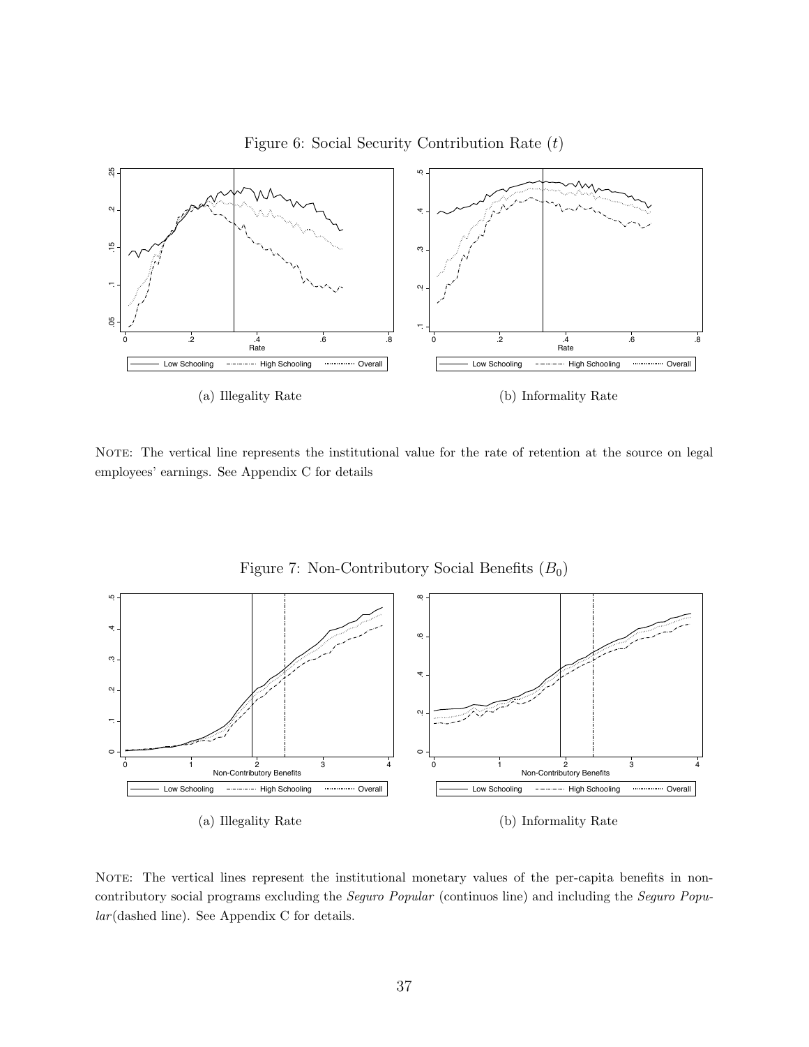Figure 6: Social Security Contribution Rate ($t$)

(a) Illegality Rate

(b) Informality Rate

NOTE: The vertical line represents the institutional value for the rate of retention at the source on legal employees' earnings. See Appendix C for details

Figure 7: Non-Contributory Social Benefits ($B_0$)

(a) Illegality Rate

(b) Informality Rate

NOTE: The vertical lines represent the institutional monetary values of the per-capita benefits in non-contributory social programs excluding the *Seguro Popular* (continuos line) and including the *Seguro Popular* (dashed line). See Appendix C for details.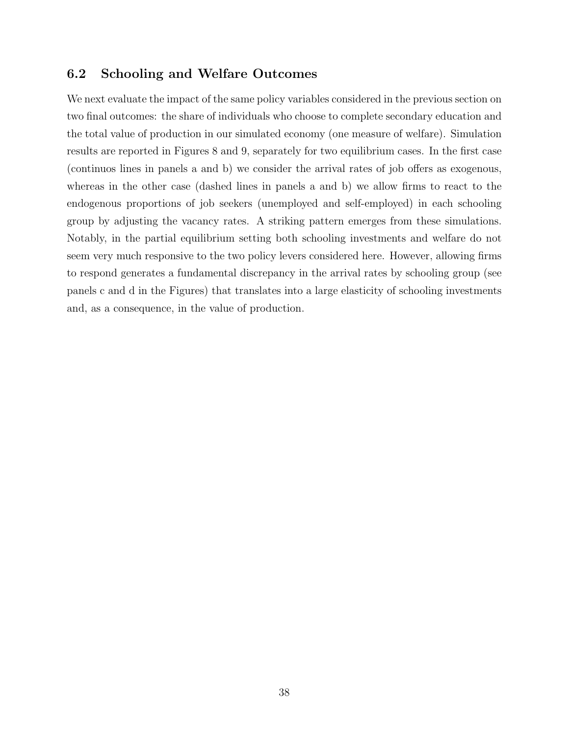### 6.2 Schooling and Welfare Outcomes

We next evaluate the impact of the same policy variables considered in the previous section on two final outcomes: the share of individuals who choose to complete secondary education and the total value of production in our simulated economy (one measure of welfare). Simulation results are reported in Figures 8 and 9, separately for two equilibrium cases. In the first case (continuos lines in panels a and b) we consider the arrival rates of job offers as exogenous, whereas in the other case (dashed lines in panels a and b) we allow firms to react to the endogenous proportions of job seekers (unemployed and self-employed) in each schooling group by adjusting the vacancy rates. A striking pattern emerges from these simulations. Notably, in the partial equilibrium setting both schooling investments and welfare do not seem very much responsive to the two policy levers considered here. However, allowing firms to respond generates a fundamental discrepancy in the arrival rates by schooling group (see panels c and d in the Figures) that translates into a large elasticity of schooling investments and, as a consequence, in the value of production.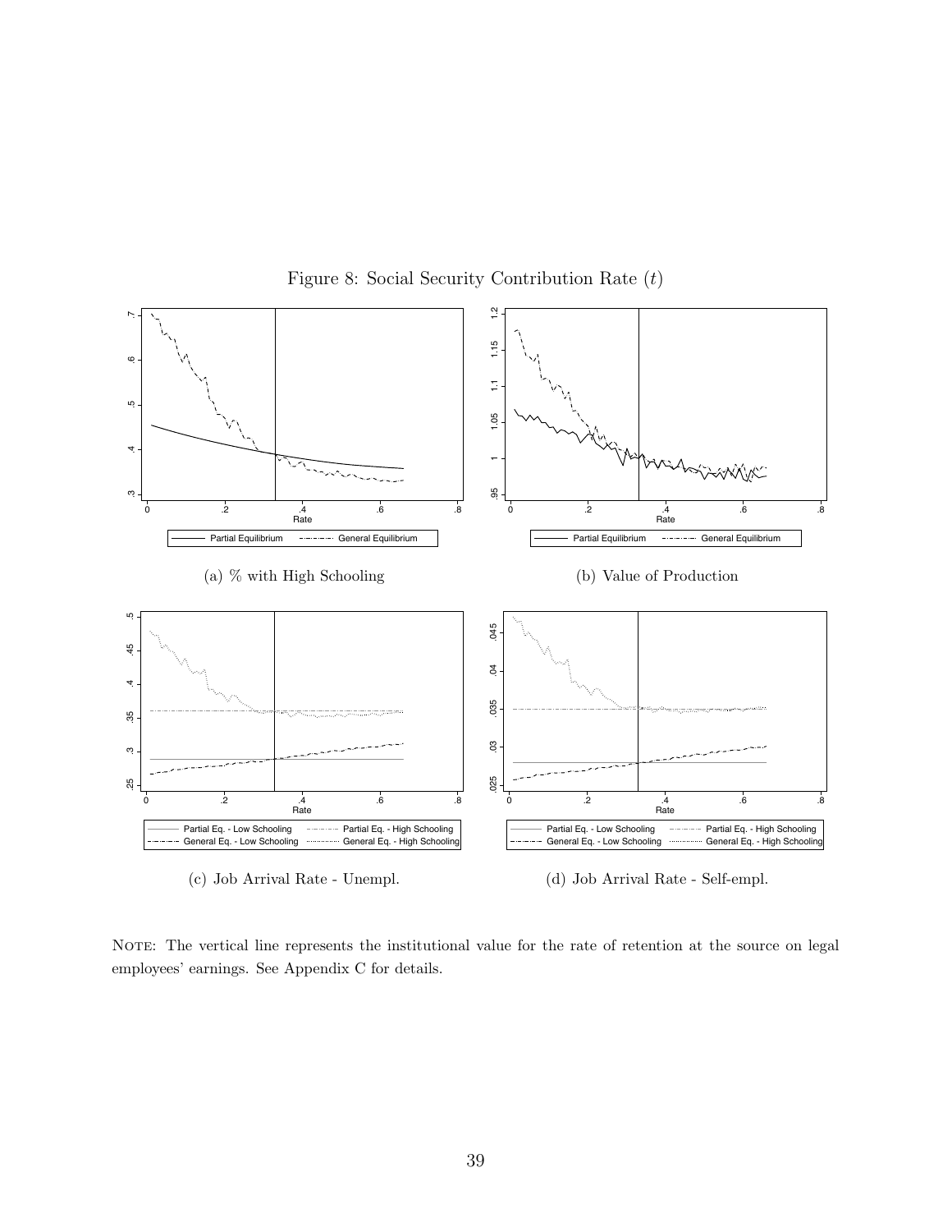Figure 8: Social Security Contribution Rate ($t$)

(a) % with High Schooling

(b) Value of Production

(c) Job Arrival Rate - Unempl.

(d) Job Arrival Rate - Self-empl.

NOTE: The vertical line represents the institutional value for the rate of retention at the source on legal employees' earnings. See Appendix C for details.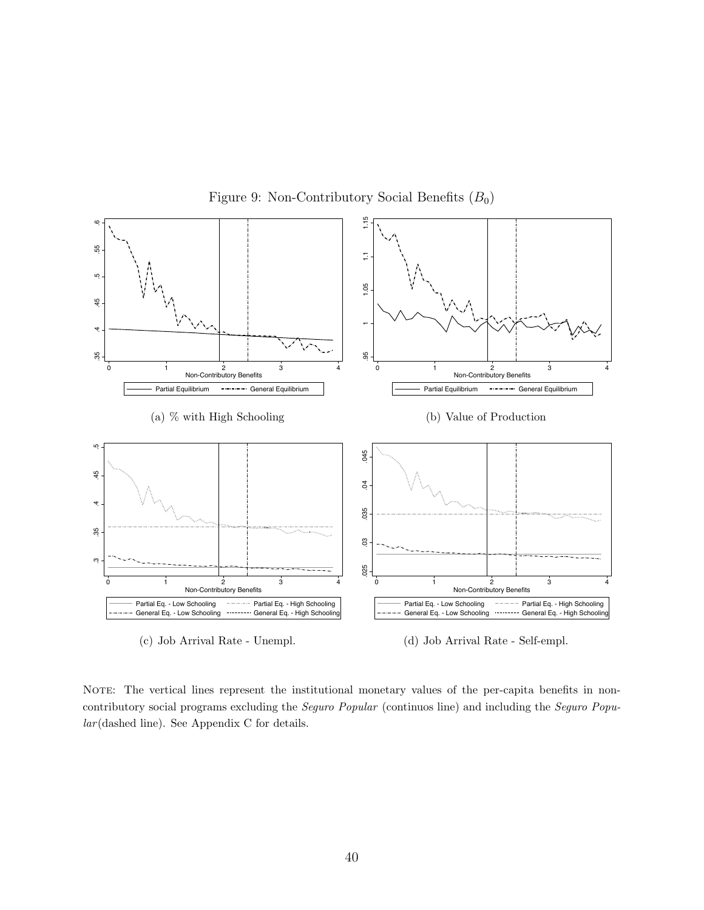Figure 9: Non-Contributory Social Benefits ($B_0$)

(a) % with High Schooling

(b) Value of Production

(c) Job Arrival Rate - Unempl.

(d) Job Arrival Rate - Self-empl.

NOTE: The vertical lines represent the institutional monetary values of the per-capita benefits in non-contributory social programs excluding the *Seguro Popular* (continuos line) and including the *Seguro Popular*(dashed line). See Appendix C for details.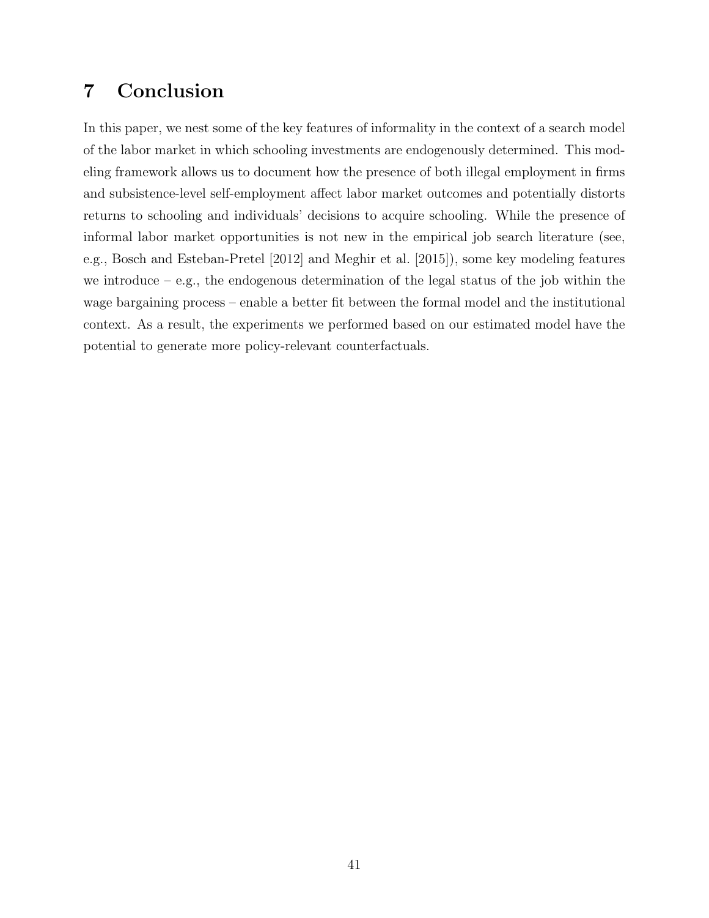# 7 Conclusion

In this paper, we nest some of the key features of informality in the context of a search model of the labor market in which schooling investments are endogenously determined. This modeling framework allows us to document how the presence of both illegal employment in firms and subsistence-level self-employment affect labor market outcomes and potentially distorts returns to schooling and individuals' decisions to acquire schooling. While the presence of informal labor market opportunities is not new in the empirical job search literature (see, e.g., Bosch and Esteban-Pretel [2012] and Meghir et al. [2015]), some key modeling features we introduce – e.g., the endogenous determination of the legal status of the job within the wage bargaining process – enable a better fit between the formal model and the institutional context. As a result, the experiments we performed based on our estimated model have the potential to generate more policy-relevant counterfactuals.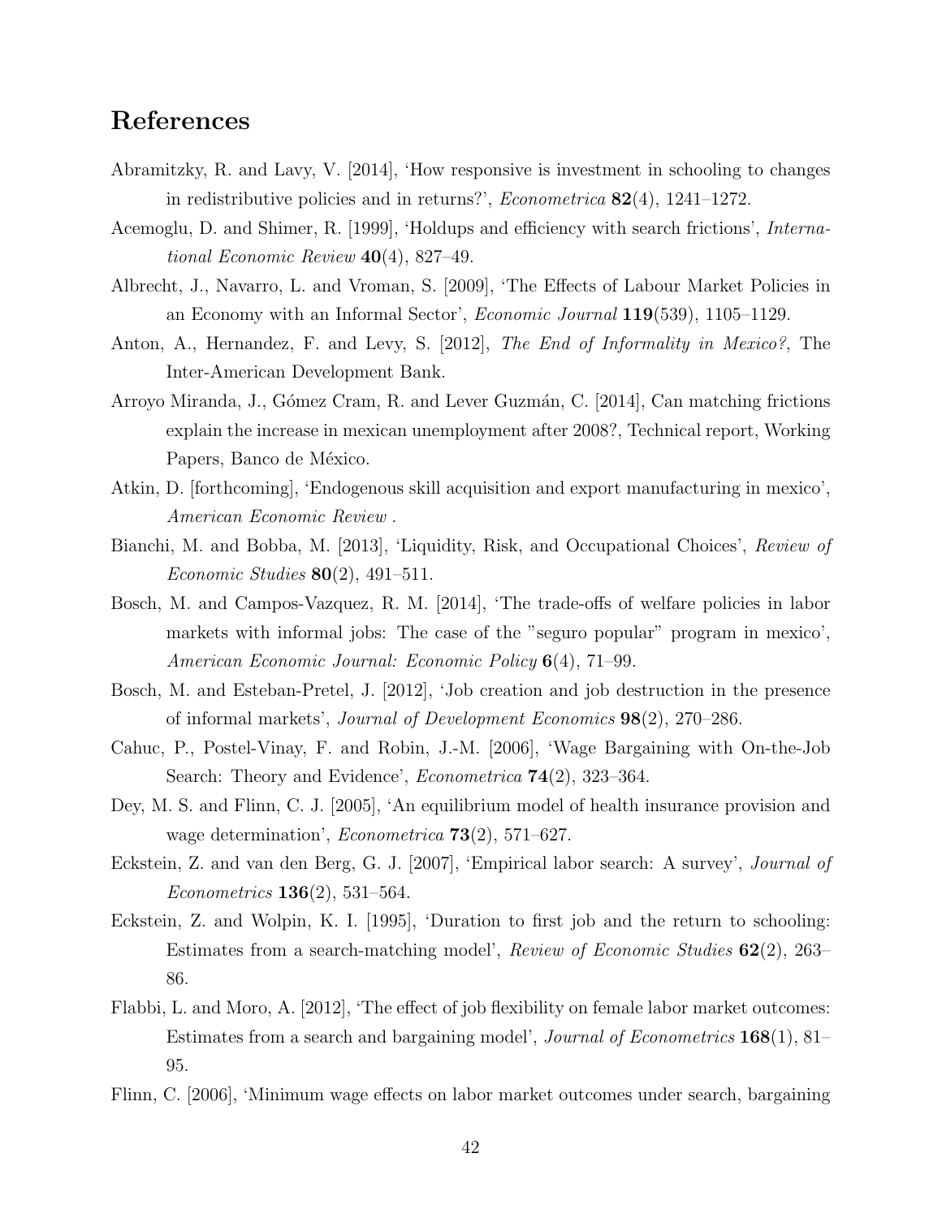# References

Abramitzky, R. and Lavy, V. [2014], 'How responsive is investment in schooling to changes in redistributive policies and in returns?', *Econometrica* **82**(4), 1241–1272.

Acemoglu, D. and Shimer, R. [1999], 'Holdups and efficiency with search frictions', *International Economic Review* **40**(4), 827–49.

Albrecht, J., Navarro, L. and Vroman, S. [2009], 'The Effects of Labour Market Policies in an Economy with an Informal Sector', *Economic Journal* **119**(539), 1105–1129.

Anton, A., Hernandez, F. and Levy, S. [2012], *The End of Informality in Mexico?*, The Inter-American Development Bank.

Arroyo Miranda, J., Gómez Cram, R. and Lever Guzmán, C. [2014], Can matching frictions explain the increase in mexican unemployment after 2008?, Technical report, Working Papers, Banco de México.

Atkin, D. [forthcoming], 'Endogenous skill acquisition and export manufacturing in mexico', *American Economic Review* .

Bianchi, M. and Bobba, M. [2013], 'Liquidity, Risk, and Occupational Choices', *Review of Economic Studies* **80**(2), 491–511.

Bosch, M. and Campos-Vazquez, R. M. [2014], 'The trade-offs of welfare policies in labor markets with informal jobs: The case of the "seguro popular" program in mexico', *American Economic Journal: Economic Policy* **6**(4), 71–99.

Bosch, M. and Esteban-Pretel, J. [2012], 'Job creation and job destruction in the presence of informal markets', *Journal of Development Economics* **98**(2), 270–286.

Cahuc, P., Postel-Vinay, F. and Robin, J.-M. [2006], 'Wage Bargaining with On-the-Job Search: Theory and Evidence', *Econometrica* **74**(2), 323–364.

Dey, M. S. and Flinn, C. J. [2005], 'An equilibrium model of health insurance provision and wage determination', *Econometrica* **73**(2), 571–627.

Eckstein, Z. and van den Berg, G. J. [2007], 'Empirical labor search: A survey', *Journal of Econometrics* **136**(2), 531–564.

Eckstein, Z. and Wolpin, K. I. [1995], 'Duration to first job and the return to schooling: Estimates from a search-matching model', *Review of Economic Studies* **62**(2), 263–86.

Flabbi, L. and Moro, A. [2012], 'The effect of job flexibility on female labor market outcomes: Estimates from a search and bargaining model', *Journal of Econometrics* **168**(1), 81–95.

Flinn, C. [2006], 'Minimum wage effects on labor market outcomes under search, bargaining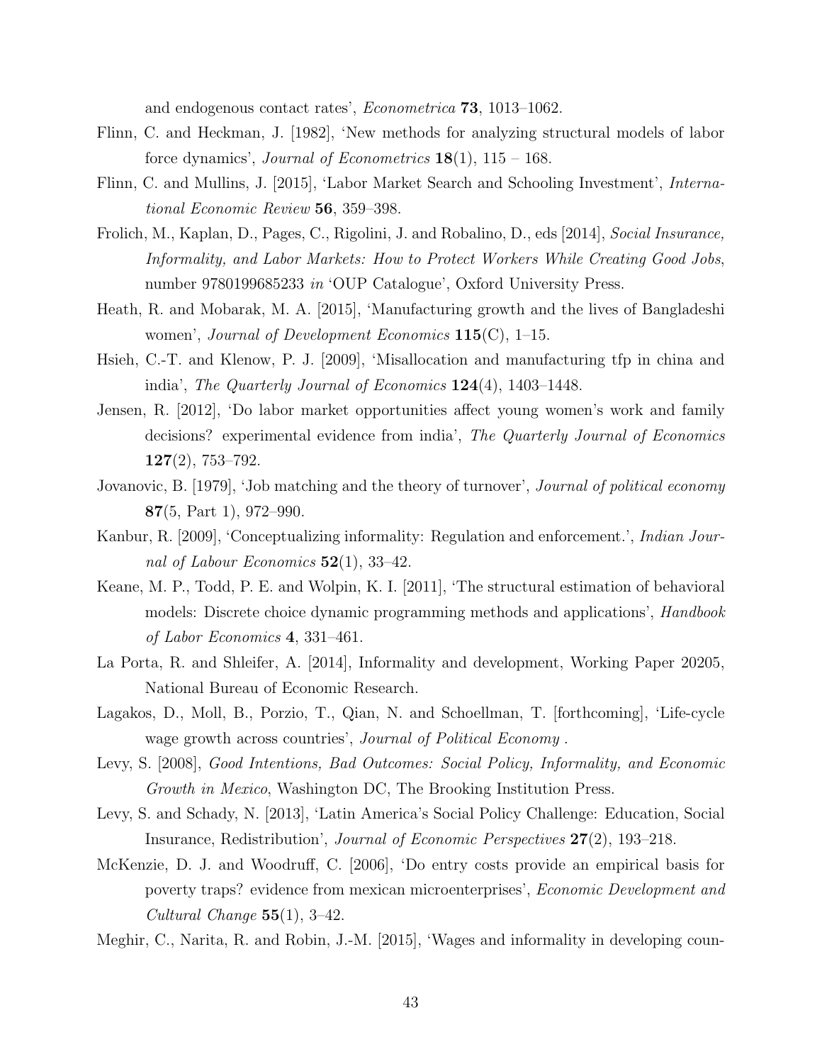and endogenous contact rates', *Econometrica* **73**, 1013–1062.

Flinn, C. and Heckman, J. [1982], 'New methods for analyzing structural models of labor force dynamics', *Journal of Econometrics* **18**(1), 115 – 168.

Flinn, C. and Mullins, J. [2015], 'Labor Market Search and Schooling Investment', *International Economic Review* **56**, 359–398.

Frolich, M., Kaplan, D., Pages, C., Rigolini, J. and Robalino, D., eds [2014], *Social Insurance, Informality, and Labor Markets: How to Protect Workers While Creating Good Jobs*, number 9780199685233 *in* 'OUP Catalogue', Oxford University Press.

Heath, R. and Mobarak, M. A. [2015], 'Manufacturing growth and the lives of Bangladeshi women', *Journal of Development Economics* **115**(C), 1–15.

Hsieh, C.-T. and Klenow, P. J. [2009], 'Misallocation and manufacturing tfp in china and india', *The Quarterly Journal of Economics* **124**(4), 1403–1448.

Jensen, R. [2012], 'Do labor market opportunities affect young women's work and family decisions? experimental evidence from india', *The Quarterly Journal of Economics* **127**(2), 753–792.

Jovanovic, B. [1979], 'Job matching and the theory of turnover', *Journal of political economy* **87**(5, Part 1), 972–990.

Kanbur, R. [2009], 'Conceptualizing informality: Regulation and enforcement.', *Indian Journal of Labour Economics* **52**(1), 33–42.

Keane, M. P., Todd, P. E. and Wolpin, K. I. [2011], 'The structural estimation of behavioral models: Discrete choice dynamic programming methods and applications', *Handbook of Labor Economics* **4**, 331–461.

La Porta, R. and Shleifer, A. [2014], Informality and development, Working Paper 20205, National Bureau of Economic Research.

Lagakos, D., Moll, B., Porzio, T., Qian, N. and Schoellman, T. [forthcoming], 'Life-cycle wage growth across countries', *Journal of Political Economy* .

Levy, S. [2008], *Good Intentions, Bad Outcomes: Social Policy, Informality, and Economic Growth in Mexico*, Washington DC, The Brooking Institution Press.

Levy, S. and Schady, N. [2013], 'Latin America's Social Policy Challenge: Education, Social Insurance, Redistribution', *Journal of Economic Perspectives* **27**(2), 193–218.

McKenzie, D. J. and Woodruff, C. [2006], 'Do entry costs provide an empirical basis for poverty traps? evidence from mexican microenterprises', *Economic Development and Cultural Change* **55**(1), 3–42.

Meghir, C., Narita, R. and Robin, J.-M. [2015], 'Wages and informality in developing coun-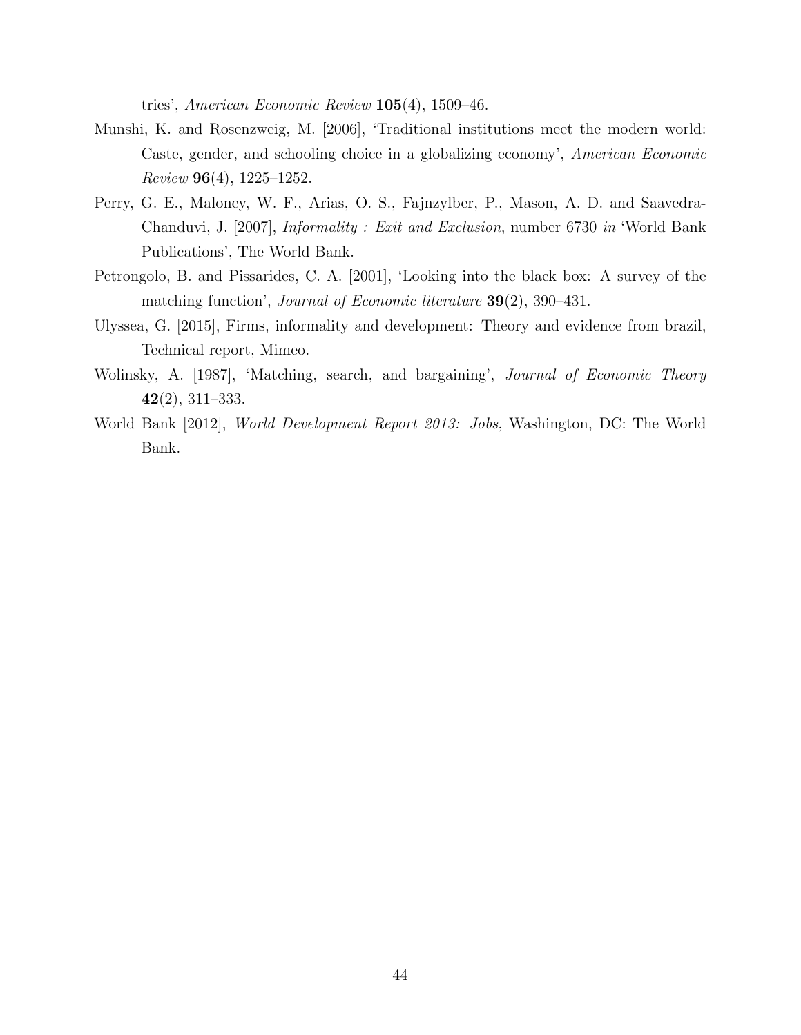tries', *American Economic Review* **105**(4), 1509–46.

Munshi, K. and Rosenzweig, M. [2006], 'Traditional institutions meet the modern world: Caste, gender, and schooling choice in a globalizing economy', *American Economic Review* **96**(4), 1225–1252.

Perry, G. E., Maloney, W. F., Arias, O. S., Fajnzylber, P., Mason, A. D. and Saavedra-Chanduvi, J. [2007], *Informality : Exit and Exclusion*, number 6730 *in* 'World Bank Publications', The World Bank.

Petrongolo, B. and Pissarides, C. A. [2001], 'Looking into the black box: A survey of the matching function', *Journal of Economic literature* **39**(2), 390–431.

Ulyssea, G. [2015], Firms, informality and development: Theory and evidence from brazil, Technical report, Mimeo.

Wolinsky, A. [1987], 'Matching, search, and bargaining', *Journal of Economic Theory* **42**(2), 311–333.

World Bank [2012], *World Development Report 2013: Jobs*, Washington, DC: The World Bank.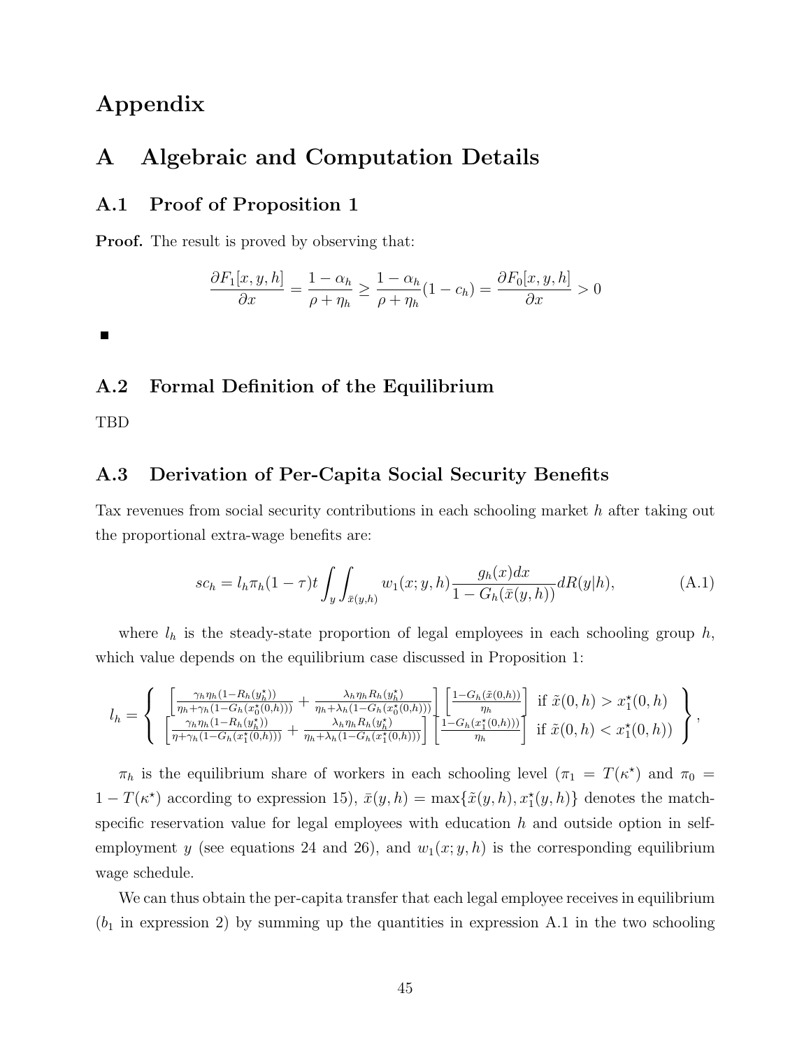# Appendix

## A Algebraic and Computation Details

### A.1 Proof of Proposition 1

**Proof.** The result is proved by observing that:

$$\frac{\partial F_1[x,y,h]}{\partial x} = \frac{1-\alpha_h}{\rho+\eta_h} \geq \frac{1-\alpha_h}{\rho+\eta_h}(1-c_h) = \frac{\partial F_0[x,y,h]}{\partial x} > 0$$

■

### A.2 Formal Definition of the Equilibrium

TBD

### A.3 Derivation of Per-Capita Social Security Benefits

Tax revenues from social security contributions in each schooling market $h$ after taking out the proportional extra-wage benefits are:

$$sc_h = l_h \pi_h (1-\tau) t \int_y \int_{\bar{x}(y,h)} w_1(x;y,h) \frac{g_h(x)dx}{1-G_h(\bar{x}(y,h))} dR(y|h), \tag{A.1}$$

where $l_h$ is the steady-state proportion of legal employees in each schooling group $h$, which value depends on the equilibrium case discussed in Proposition 1:

$$l_h = \left\{ \begin{array}{ll} \left[\frac{\gamma_h \eta_h (1-R_h(y_h^\star))}{\eta_h+\gamma_h(1-G_h(x_0^\star(0,h)))} + \frac{\lambda_h \eta_h R_h(y_h^\star)}{\eta_h+\lambda_h(1-G_h(x_0^\star(0,h)))}\right]\left[\frac{1-G_h(\tilde{x}(0,h))}{\eta_h}\right] & \text{if } \tilde{x}(0,h) > x_1^\star(0,h) \\ \left[\frac{\gamma_h \eta_h (1-R_h(y_h^\star))}{\eta+\gamma_h(1-G_h(x_1^\star(0,h)))} + \frac{\lambda_h \eta_h R_h(y_h^\star)}{\eta_h+\lambda_h(1-G_h(x_1^\star(0,h)))}\right]\left[\frac{1-G_h(x_1^\star(0,h)))}{\eta_h}\right] & \text{if } \tilde{x}(0,h) < x_1^\star(0,h)) \end{array} \right\},$$

$\pi_h$ is the equilibrium share of workers in each schooling level ($\pi_1 = T(\kappa^\star)$ and $\pi_0 = 1 - T(\kappa^\star)$ according to expression 15), $\bar{x}(y,h) = \max\{\tilde{x}(y,h), x_1^\star(y,h)\}$ denotes the match-specific reservation value for legal employees with education $h$ and outside option in self-employment $y$ (see equations 24 and 26), and $w_1(x;y,h)$ is the corresponding equilibrium wage schedule.

We can thus obtain the per-capita transfer that each legal employee receives in equilibrium ($b_1$ in expression 2) by summing up the quantities in expression A.1 in the two schooling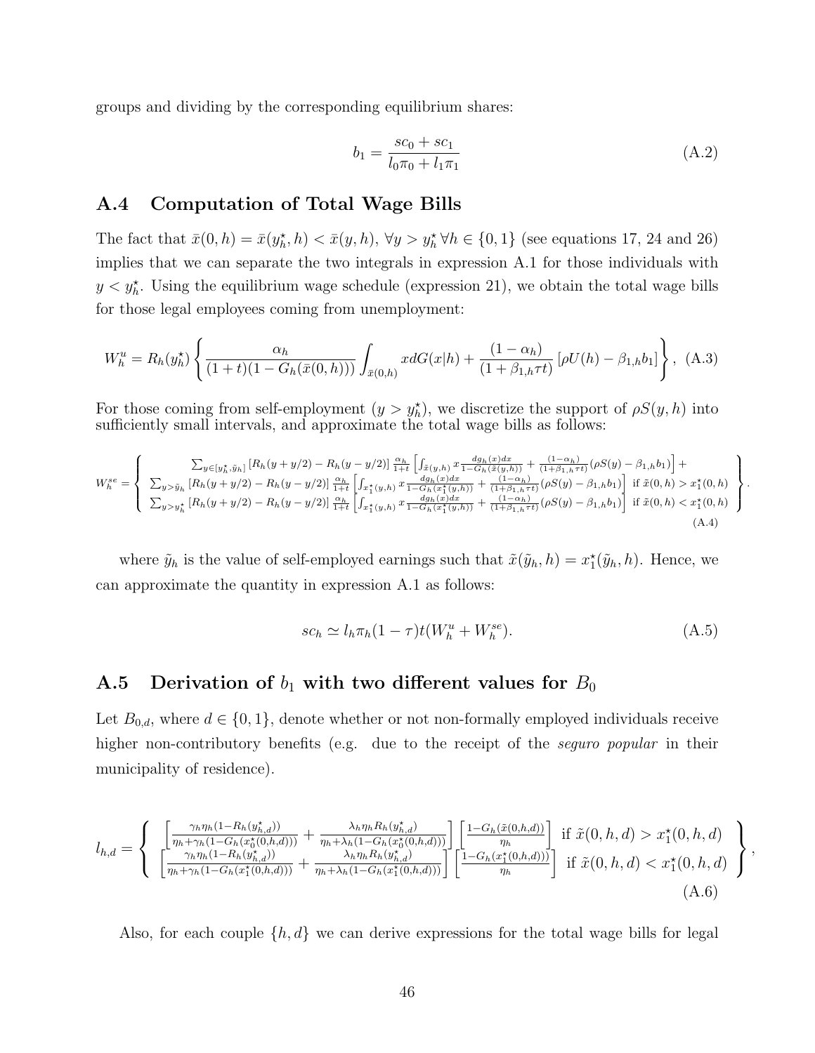groups and dividing by the corresponding equilibrium shares:

$$b_1 = \frac{sc_0 + sc_1}{l_0\pi_0 + l_1\pi_1} \tag{A.2}$$

## A.4 Computation of Total Wage Bills

The fact that $\bar{x}(0,h) = \bar{x}(y_h^\star, h) < \bar{x}(y,h)$, $\forall y > y_h^\star \, \forall h \in \{0,1\}$ (see equations 17, 24 and 26) implies that we can separate the two integrals in expression A.1 for those individuals with $y < y_h^\star$. Using the equilibrium wage schedule (expression 21), we obtain the total wage bills for those legal employees coming from unemployment:

$$W_h^u = R_h(y_h^\star)\left\{\frac{\alpha_h}{(1+t)(1-G_h(\bar{x}(0,h)))}\int_{\bar{x}(0,h)} x dG(x|h) + \frac{(1-\alpha_h)}{(1+\beta_{1,h}\tau t)}\left[\rho U(h) - \beta_{1,h}b_1\right]\right\}, \tag{A.3}$$

For those coming from self-employment ($y > y_h^\star$), we discretize the support of $\rho S(y,h)$ into sufficiently small intervals, and approximate the total wage bills as follows:

$$W_h^{se} = \left\{\begin{array}{l} \sum_{y\in[y_h^\star,\tilde{y}_h]}\left[R_h(y+y/2) - R_h(y-y/2)\right]\frac{\alpha_h}{1+t}\left[\int_{\tilde{x}(y,h)} x\frac{dg_h(x)dx}{1-G_h(\tilde{x}(y,h))} + \frac{(1-\alpha_h)}{(1+\beta_{1,h}\tau t)}(\rho S(y) - \beta_{1,h}b_1)\right] + \\ \sum_{y>\tilde{y}_h}\left[R_h(y+y/2) - R_h(y-y/2)\right]\frac{\alpha_h}{1+t}\left[\int_{x_1^\star(y,h)} x\frac{dg_h(x)dx}{1-G_h(x_1^\star(y,h))} + \frac{(1-\alpha_h)}{(1+\beta_{1,h}\tau t)}(\rho S(y) - \beta_{1,h}b_1)\right] \text{ if } \tilde{x}(0,h) > x_1^\star(0,h) \\ \sum_{y>y_h^\star}\left[R_h(y+y/2) - R_h(y-y/2)\right]\frac{\alpha_h}{1+t}\left[\int_{x_1^\star(y,h)} x\frac{dg_h(x)dx}{1-G_h(x_1^\star(y,h))} + \frac{(1-\alpha_h)}{(1+\beta_{1,h}\tau t)}(\rho S(y) - \beta_{1,h}b_1)\right] \text{ if } \tilde{x}(0,h) < x_1^\star(0,h) \end{array}\right\}. \tag{A.4}$$

where $\tilde{y}_h$ is the value of self-employed earnings such that $\tilde{x}(\tilde{y}_h, h) = x_1^\star(\tilde{y}_h, h)$. Hence, we can approximate the quantity in expression A.1 as follows:

$$sc_h \simeq l_h\pi_h(1-\tau)t(W_h^u + W_h^{se}). \tag{A.5}$$

## A.5 Derivation of $b_1$ with two different values for $B_0$

Let $B_{0,d}$, where $d \in \{0,1\}$, denote whether or not non-formally employed individuals receive higher non-contributory benefits (e.g. due to the receipt of the *seguro popular* in their municipality of residence).

$$l_{h,d} = \left\{\begin{array}{l} \left[\frac{\gamma_h\eta_h(1-R_h(y_{h,d}^\star))}{\eta_h+\gamma_h(1-G_h(x_0^\star(0,h,d)))} + \frac{\lambda_h\eta_h R_h(y_{h,d}^\star)}{\eta_h+\lambda_h(1-G_h(x_0^\star(0,h,d)))}\right]\left[\frac{1-G_h(\tilde{x}(0,h,d))}{\eta_h}\right] \text{ if } \tilde{x}(0,h,d) > x_1^\star(0,h,d) \\ \left[\frac{\gamma_h\eta_h(1-R_h(y_{h,d}^\star))}{\eta_h+\gamma_h(1-G_h(x_1^\star(0,h,d)))} + \frac{\lambda_h\eta_h R_h(y_{h,d}^\star)}{\eta_h+\lambda_h(1-G_h(x_1^\star(0,h,d)))}\right]\left[\frac{1-G_h(x_1^\star(0,h,d)))}{\eta_h}\right] \text{ if } \tilde{x}(0,h,d) < x_1^\star(0,h,d) \end{array}\right\}, \tag{A.6}$$

Also, for each couple $\{h,d\}$ we can derive expressions for the total wage bills for legal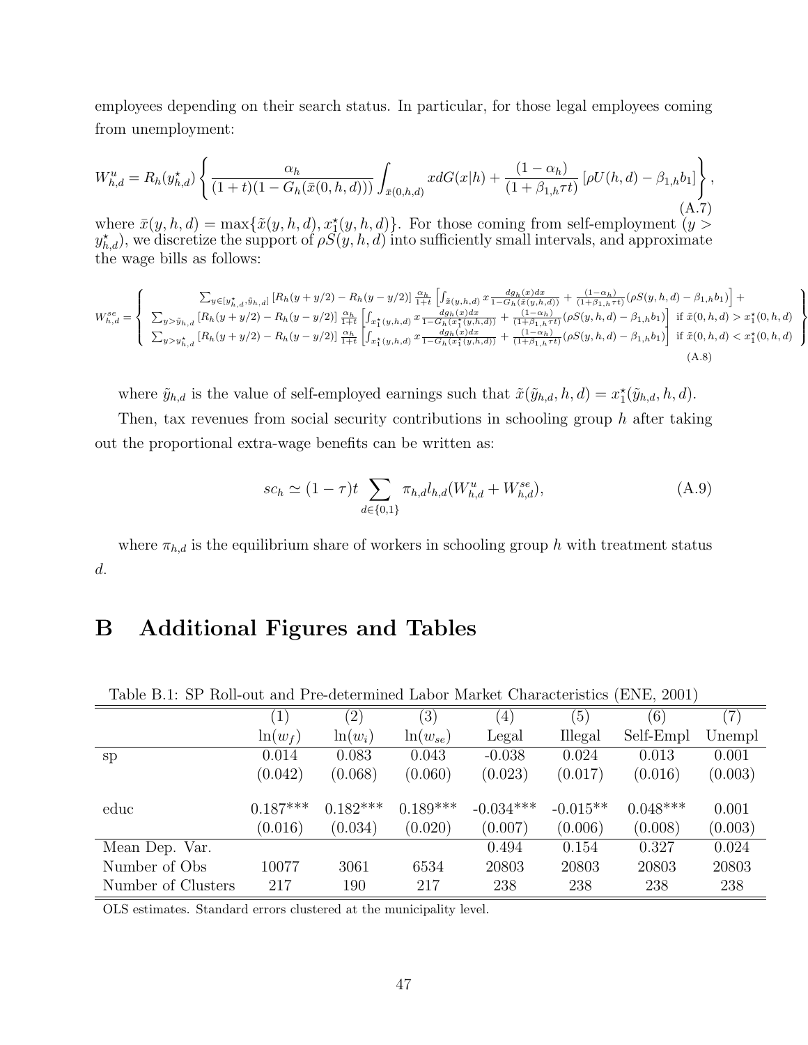employees depending on their search status. In particular, for those legal employees coming from unemployment:

$$W^u_{h,d} = R_h(y^\star_{h,d}) \left\{ \frac{\alpha_h}{(1+t)(1-G_h(\bar{x}(0,h,d)))} \int_{\bar{x}(0,h,d)} x dG(x|h) + \frac{(1-\alpha_h)}{(1+\beta_{1,h}\tau t)} \left[\rho U(h,d) - \beta_{1,h} b_1\right] \right\}, \tag{A.7}$$

where $\bar{x}(y,h,d) = \max\{\tilde{x}(y,h,d), x^\star_1(y,h,d)\}$. For those coming from self-employment ($y > y^\star_{h,d}$), we discretize the support of $\rho S(y,h,d)$ into sufficiently small intervals, and approximate the wage bills as follows:

$$W^{se}_{h,d} = \left\{ \begin{array}{ll} \sum_{y\in[y^\star_{h,d},\tilde{y}_{h,d}]} \left[R_h(y+y/2) - R_h(y-y/2)\right] \frac{\alpha_h}{1+t} \left[\int_{\tilde{x}(y,h,d)} x \frac{dg_h(x)dx}{1-G_h(\tilde{x}(y,h,d))} + \frac{(1-\alpha_h)}{(1+\beta_{1,h}\tau t)}(\rho S(y,h,d) - \beta_{1,h} b_1)\right] + & \\ \sum_{y>\tilde{y}_{h,d}} \left[R_h(y+y/2) - R_h(y-y/2)\right] \frac{\alpha_h}{1+t} \left[\int_{x^\star_1(y,h,d)} x \frac{dg_h(x)dx}{1-G_h(x^\star_1(y,h,d))} + \frac{(1-\alpha_h)}{(1+\beta_{1,h}\tau t)}(\rho S(y,h,d) - \beta_{1,h} b_1)\right] & \text{if } \tilde{x}(0,h,d) > x^\star_1(0,h,d) \\ \sum_{y>y^\star_{h,d}} \left[R_h(y+y/2) - R_h(y-y/2)\right] \frac{\alpha_h}{1+t} \left[\int_{x^\star_1(y,h,d)} x \frac{dg_h(x)dx}{1-G_h(x^\star_1(y,h,d))} + \frac{(1-\alpha_h)}{(1+\beta_{1,h}\tau t)}(\rho S(y,h,d) - \beta_{1,h} b_1)\right] & \text{if } \tilde{x}(0,h,d) < x^\star_1(0,h,d) \end{array} \right\} \tag{A.8}$$

where $\tilde{y}_{h,d}$ is the value of self-employed earnings such that $\tilde{x}(\tilde{y}_{h,d},h,d) = x^\star_1(\tilde{y}_{h,d},h,d)$.

Then, tax revenues from social security contributions in schooling group $h$ after taking out the proportional extra-wage benefits can be written as:

$$sc_h \simeq (1-\tau)t \sum_{d\in\{0,1\}} \pi_{h,d} l_{h,d} (W^u_{h,d} + W^{se}_{h,d}), \tag{A.9}$$

where $\pi_{h,d}$ is the equilibrium share of workers in schooling group $h$ with treatment status $d$.

# B Additional Figures and Tables

Table B.1: SP Roll-out and Pre-determined Labor Market Characteristics (ENE, 2001)

| | (1) | (2) | (3) | (4) | (5) | (6) | (7) |
|---|---|---|---|---|---|---|---|
| | $\ln(w_f)$ | $\ln(w_i)$ | $\ln(w_{se})$ | Legal | Illegal | Self-Empl | Unempl |
| sp | 0.014 | 0.083 | 0.043 | -0.038 | 0.024 | 0.013 | 0.001 |
| | (0.042) | (0.068) | (0.060) | (0.023) | (0.017) | (0.016) | (0.003) |
| educ | 0.187*** | 0.182*** | 0.189*** | -0.034*** | -0.015** | 0.048*** | 0.001 |
| | (0.016) | (0.034) | (0.020) | (0.007) | (0.006) | (0.008) | (0.003) |
| Mean Dep. Var. | | | | 0.494 | 0.154 | 0.327 | 0.024 |
| Number of Obs | 10077 | 3061 | 6534 | 20803 | 20803 | 20803 | 20803 |
| Number of Clusters | 217 | 190 | 217 | 238 | 238 | 238 | 238 |

OLS estimates. Standard errors clustered at the municipality level.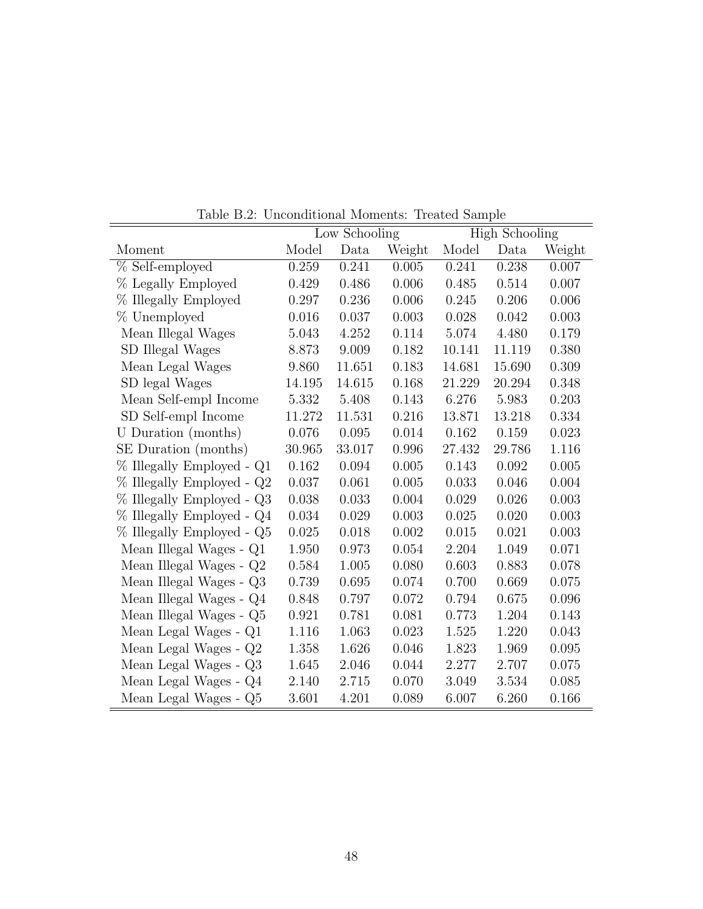Table B.2: Unconditional Moments: Treated Sample

| | Low Schooling | | | High Schooling | | |
|---|---|---|---|---|---|---|
| Moment | Model | Data | Weight | Model | Data | Weight |
| % Self-employed | 0.259 | 0.241 | 0.005 | 0.241 | 0.238 | 0.007 |
| % Legally Employed | 0.429 | 0.486 | 0.006 | 0.485 | 0.514 | 0.007 |
| % Illegally Employed | 0.297 | 0.236 | 0.006 | 0.245 | 0.206 | 0.006 |
| % Unemployed | 0.016 | 0.037 | 0.003 | 0.028 | 0.042 | 0.003 |
| Mean Illegal Wages | 5.043 | 4.252 | 0.114 | 5.074 | 4.480 | 0.179 |
| SD Illegal Wages | 8.873 | 9.009 | 0.182 | 10.141 | 11.119 | 0.380 |
| Mean Legal Wages | 9.860 | 11.651 | 0.183 | 14.681 | 15.690 | 0.309 |
| SD legal Wages | 14.195 | 14.615 | 0.168 | 21.229 | 20.294 | 0.348 |
| Mean Self-empl Income | 5.332 | 5.408 | 0.143 | 6.276 | 5.983 | 0.203 |
| SD Self-empl Income | 11.272 | 11.531 | 0.216 | 13.871 | 13.218 | 0.334 |
| U Duration (months) | 0.076 | 0.095 | 0.014 | 0.162 | 0.159 | 0.023 |
| SE Duration (months) | 30.965 | 33.017 | 0.996 | 27.432 | 29.786 | 1.116 |
| % Illegally Employed - Q1 | 0.162 | 0.094 | 0.005 | 0.143 | 0.092 | 0.005 |
| % Illegally Employed - Q2 | 0.037 | 0.061 | 0.005 | 0.033 | 0.046 | 0.004 |
| % Illegally Employed - Q3 | 0.038 | 0.033 | 0.004 | 0.029 | 0.026 | 0.003 |
| % Illegally Employed - Q4 | 0.034 | 0.029 | 0.003 | 0.025 | 0.020 | 0.003 |
| % Illegally Employed - Q5 | 0.025 | 0.018 | 0.002 | 0.015 | 0.021 | 0.003 |
| Mean Illegal Wages - Q1 | 1.950 | 0.973 | 0.054 | 2.204 | 1.049 | 0.071 |
| Mean Illegal Wages - Q2 | 0.584 | 1.005 | 0.080 | 0.603 | 0.883 | 0.078 |
| Mean Illegal Wages - Q3 | 0.739 | 0.695 | 0.074 | 0.700 | 0.669 | 0.075 |
| Mean Illegal Wages - Q4 | 0.848 | 0.797 | 0.072 | 0.794 | 0.675 | 0.096 |
| Mean Illegal Wages - Q5 | 0.921 | 0.781 | 0.081 | 0.773 | 1.204 | 0.143 |
| Mean Legal Wages - Q1 | 1.116 | 1.063 | 0.023 | 1.525 | 1.220 | 0.043 |
| Mean Legal Wages - Q2 | 1.358 | 1.626 | 0.046 | 1.823 | 1.969 | 0.095 |
| Mean Legal Wages - Q3 | 1.645 | 2.046 | 0.044 | 2.277 | 2.707 | 0.075 |
| Mean Legal Wages - Q4 | 2.140 | 2.715 | 0.070 | 3.049 | 3.534 | 0.085 |
| Mean Legal Wages - Q5 | 3.601 | 4.201 | 0.089 | 6.007 | 6.260 | 0.166 |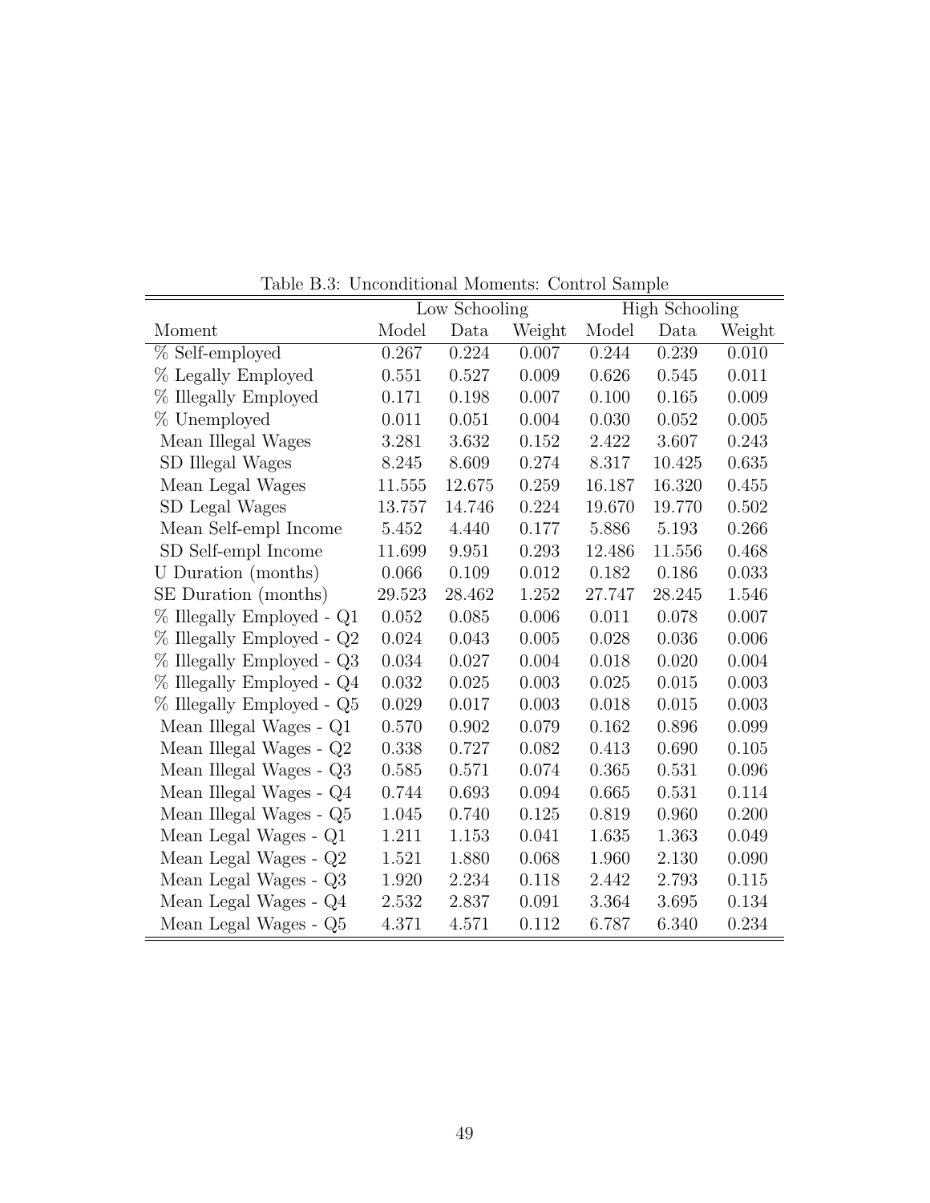Table B.3: Unconditional Moments: Control Sample

| | Low Schooling | | | High Schooling | | |
|---|---|---|---|---|---|---|
| Moment | Model | Data | Weight | Model | Data | Weight |
| % Self-employed | 0.267 | 0.224 | 0.007 | 0.244 | 0.239 | 0.010 |
| % Legally Employed | 0.551 | 0.527 | 0.009 | 0.626 | 0.545 | 0.011 |
| % Illegally Employed | 0.171 | 0.198 | 0.007 | 0.100 | 0.165 | 0.009 |
| % Unemployed | 0.011 | 0.051 | 0.004 | 0.030 | 0.052 | 0.005 |
| Mean Illegal Wages | 3.281 | 3.632 | 0.152 | 2.422 | 3.607 | 0.243 |
| SD Illegal Wages | 8.245 | 8.609 | 0.274 | 8.317 | 10.425 | 0.635 |
| Mean Legal Wages | 11.555 | 12.675 | 0.259 | 16.187 | 16.320 | 0.455 |
| SD Legal Wages | 13.757 | 14.746 | 0.224 | 19.670 | 19.770 | 0.502 |
| Mean Self-empl Income | 5.452 | 4.440 | 0.177 | 5.886 | 5.193 | 0.266 |
| SD Self-empl Income | 11.699 | 9.951 | 0.293 | 12.486 | 11.556 | 0.468 |
| U Duration (months) | 0.066 | 0.109 | 0.012 | 0.182 | 0.186 | 0.033 |
| SE Duration (months) | 29.523 | 28.462 | 1.252 | 27.747 | 28.245 | 1.546 |
| % Illegally Employed - Q1 | 0.052 | 0.085 | 0.006 | 0.011 | 0.078 | 0.007 |
| % Illegally Employed - Q2 | 0.024 | 0.043 | 0.005 | 0.028 | 0.036 | 0.006 |
| % Illegally Employed - Q3 | 0.034 | 0.027 | 0.004 | 0.018 | 0.020 | 0.004 |
| % Illegally Employed - Q4 | 0.032 | 0.025 | 0.003 | 0.025 | 0.015 | 0.003 |
| % Illegally Employed - Q5 | 0.029 | 0.017 | 0.003 | 0.018 | 0.015 | 0.003 |
| Mean Illegal Wages - Q1 | 0.570 | 0.902 | 0.079 | 0.162 | 0.896 | 0.099 |
| Mean Illegal Wages - Q2 | 0.338 | 0.727 | 0.082 | 0.413 | 0.690 | 0.105 |
| Mean Illegal Wages - Q3 | 0.585 | 0.571 | 0.074 | 0.365 | 0.531 | 0.096 |
| Mean Illegal Wages - Q4 | 0.744 | 0.693 | 0.094 | 0.665 | 0.531 | 0.114 |
| Mean Illegal Wages - Q5 | 1.045 | 0.740 | 0.125 | 0.819 | 0.960 | 0.200 |
| Mean Legal Wages - Q1 | 1.211 | 1.153 | 0.041 | 1.635 | 1.363 | 0.049 |
| Mean Legal Wages - Q2 | 1.521 | 1.880 | 0.068 | 1.960 | 2.130 | 0.090 |
| Mean Legal Wages - Q3 | 1.920 | 2.234 | 0.118 | 2.442 | 2.793 | 0.115 |
| Mean Legal Wages - Q4 | 2.532 | 2.837 | 0.091 | 3.364 | 3.695 | 0.134 |
| Mean Legal Wages - Q5 | 4.371 | 4.571 | 0.112 | 6.787 | 6.340 | 0.234 |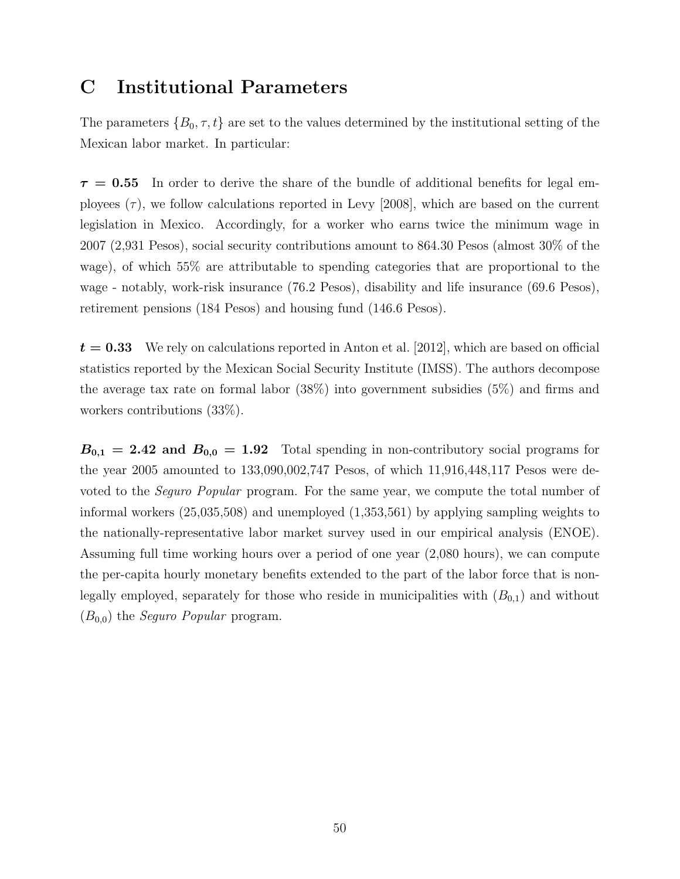# C Institutional Parameters

The parameters $\{B_0, \tau, t\}$ are set to the values determined by the institutional setting of the Mexican labor market. In particular:

$\boldsymbol{\tau} = \mathbf{0.55}$ In order to derive the share of the bundle of additional benefits for legal employees ($\tau$), we follow calculations reported in Levy [2008], which are based on the current legislation in Mexico. Accordingly, for a worker who earns twice the minimum wage in 2007 (2,931 Pesos), social security contributions amount to 864.30 Pesos (almost 30% of the wage), of which 55% are attributable to spending categories that are proportional to the wage - notably, work-risk insurance (76.2 Pesos), disability and life insurance (69.6 Pesos), retirement pensions (184 Pesos) and housing fund (146.6 Pesos).

$\boldsymbol{t} = \mathbf{0.33}$ We rely on calculations reported in Anton et al. [2012], which are based on official statistics reported by the Mexican Social Security Institute (IMSS). The authors decompose the average tax rate on formal labor (38%) into government subsidies (5%) and firms and workers contributions (33%).

$\boldsymbol{B_{0,1}} = \mathbf{2.42}$ **and** $\boldsymbol{B_{0,0}} = \mathbf{1.92}$ Total spending in non-contributory social programs for the year 2005 amounted to 133,090,002,747 Pesos, of which 11,916,448,117 Pesos were devoted to the *Seguro Popular* program. For the same year, we compute the total number of informal workers (25,035,508) and unemployed (1,353,561) by applying sampling weights to the nationally-representative labor market survey used in our empirical analysis (ENOE). Assuming full time working hours over a period of one year (2,080 hours), we can compute the per-capita hourly monetary benefits extended to the part of the labor force that is non-legally employed, separately for those who reside in municipalities with ($B_{0,1}$) and without ($B_{0,0}$) the *Seguro Popular* program.